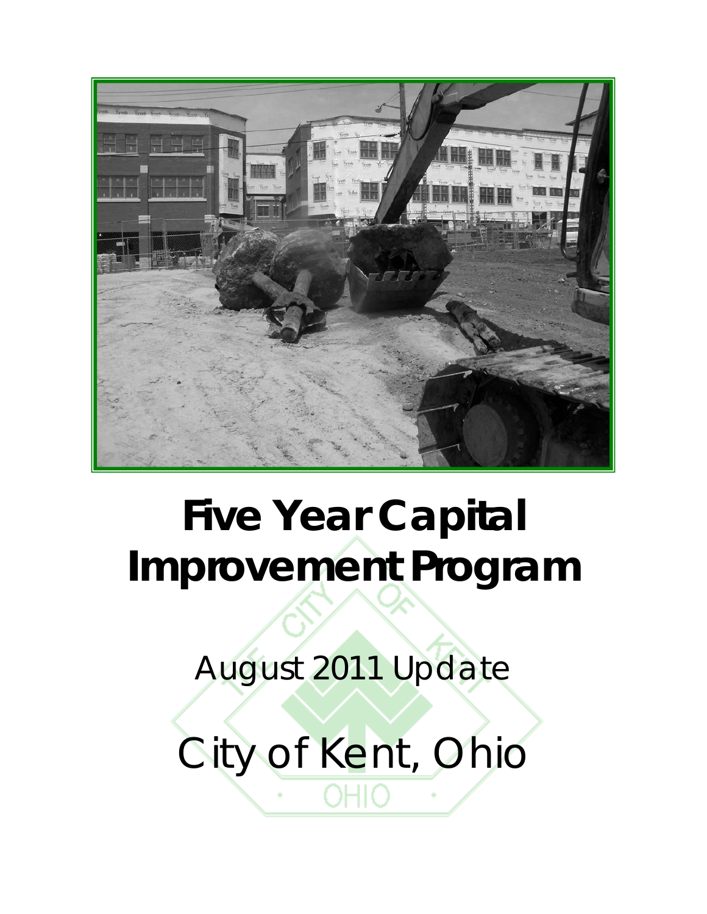# Five Year Capital Improvement Program

August 2011 Update

City of Kent, Ohio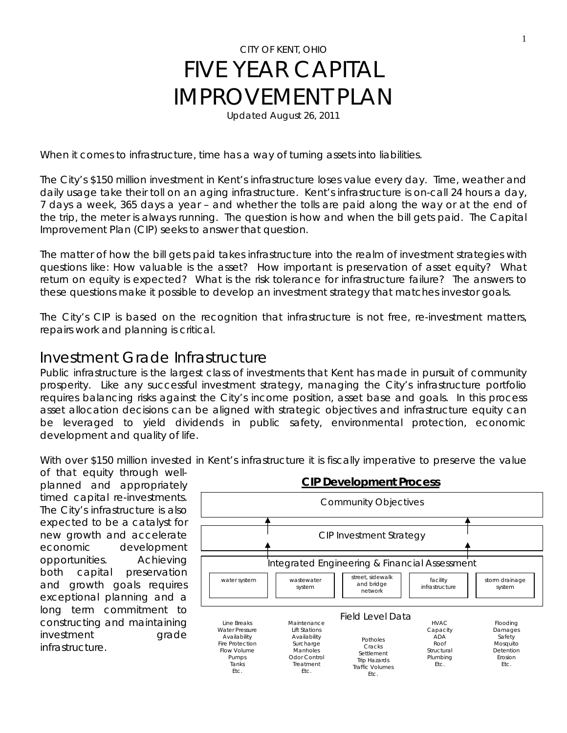CITY OF KENT, OHIO

# FIVE YEAR CAPITAL IMPROVEMENT PLAN

Updated August 26, 2011

When it comes to infrastructure, time has a way of turning assets into liabilities.

The City's $150 million investment in Kent's infrastructure loses value every day. Time, weather and daily usage take their toll on an aging infrastructure. Kent's infrastructure is on-call 24 hours a day, 7 days a week, 365 days a year – and whether the tolls are paid along the way or at the end of the trip, the meter is always running. The question is how and when the bill gets paid. The Capital Improvement Plan (CIP) seeks to answer that question.

The matter of how the bill gets paid takes infrastructure into the realm of investment strategies with questions like: How valuable is the asset? How important is preservation of asset equity? What return on equity is expected? What is the risk tolerance for infrastructure failure? The answers to these questions make it possible to develop an investment strategy that matches investor goals.

The City's CIP is based on the recognition that infrastructure is not free, re-investment matters, repairs work and planning is critical.

## Investment Grade Infrastructure

Public infrastructure is the largest class of investments that Kent has made in pursuit of community prosperity. Like any successful investment strategy, managing the City's infrastructure portfolio requires balancing risks against the City's income position, asset base and goals. In this process asset allocation decisions can be aligned with strategic objectives and infrastructure equity can be leveraged to yield dividends in public safety, environmental protection, economic development and quality of life.

With over $150 million invested in Kent's infrastructure it is fiscally imperative to preserve the value of that equity through well-planned and appropriately timed capital re-investments. The City's infrastructure is also expected to be a catalyst for new growth and accelerate economic development opportunities. Achieving both capital preservation and growth goals requires exceptional planning and a long term commitment to constructing and maintaining investment grade infrastructure.

**CIP Development Process**

Community Objectives

CIP Investment Strategy

Integrated Engineering & Financial Assessment

| water system | wastewater system | street, sidewalk and bridge network | facility infrastructure | storm drainage system |
|---|---|---|---|---|
| Line Breaks<br>Water Pressure<br>Availability<br>Fire Protection<br>Flow Volume<br>Pumps<br>Tanks<br>Etc. | Maintenance<br>Lift Stations<br>Availability<br>Surcharge<br>Manholes<br>Odor Control<br>Treatment<br>Etc. | Potholes<br>Cracks<br>Settlement<br>Trip Hazards<br>Traffic Volumes<br>Etc. | HVAC<br>Capacity<br>ADA<br>Roof<br>Structural<br>Plumbing<br>Etc. | Flooding<br>Damages<br>Safety<br>Mosquito<br>Detention<br>Erosion<br>Etc. |

Field Level Data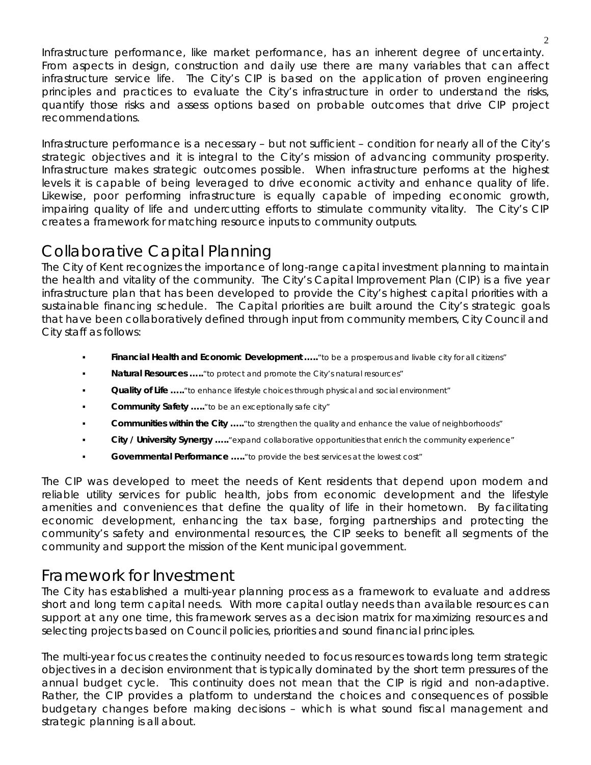Infrastructure performance, like market performance, has an inherent degree of uncertainty. From aspects in design, construction and daily use there are many variables that can affect infrastructure service life. The City's CIP is based on the application of proven engineering principles and practices to evaluate the City's infrastructure in order to understand the risks, quantify those risks and assess options based on probable outcomes that drive CIP project recommendations.

Infrastructure performance is a necessary – but not sufficient – condition for nearly all of the City's strategic objectives and it is integral to the City's mission of advancing community prosperity. Infrastructure makes strategic outcomes possible. When infrastructure performs at the highest levels it is capable of being leveraged to drive economic activity and enhance quality of life. Likewise, poor performing infrastructure is equally capable of impeding economic growth, impairing quality of life and undercutting efforts to stimulate community vitality. The City's CIP creates a framework for matching resource inputs to community outputs.

## Collaborative Capital Planning

The City of Kent recognizes the importance of long-range capital investment planning to maintain the health and vitality of the community. The City's Capital Improvement Plan (CIP) is a five year infrastructure plan that has been developed to provide the City's highest capital priorities with a sustainable financing schedule. The Capital priorities are built around the City's strategic goals that have been collaboratively defined through input from community members, City Council and City staff as follows:

- **Financial Health and Economic Development …..**"to be a prosperous and livable city for all citizens"
- **Natural Resources …..**"to protect and promote the City's natural resources"
- **Quality of Life …..**"to enhance lifestyle choices through physical and social environment"
- **Community Safety …..**"to be an exceptionally safe city"
- **Communities within the City …..**"to strengthen the quality and enhance the value of neighborhoods"
- **City / University Synergy …..**"expand collaborative opportunities that enrich the community experience"
- **Governmental Performance …..**"to provide the best services at the lowest cost"

The CIP was developed to meet the needs of Kent residents that depend upon modern and reliable utility services for public health, jobs from economic development and the lifestyle amenities and conveniences that define the quality of life in their hometown. By facilitating economic development, enhancing the tax base, forging partnerships and protecting the community's safety and environmental resources, the CIP seeks to benefit all segments of the community and support the mission of the Kent municipal government.

## Framework for Investment

The City has established a multi-year planning process as a framework to evaluate and address short and long term capital needs. With more capital outlay needs than available resources can support at any one time, this framework serves as a decision matrix for maximizing resources and selecting projects based on Council policies, priorities and sound financial principles.

The multi-year focus creates the continuity needed to focus resources towards long term strategic objectives in a decision environment that is typically dominated by the short term pressures of the annual budget cycle. This continuity does not mean that the CIP is rigid and non-adaptive. Rather, the CIP provides a platform to understand the choices and consequences of possible budgetary changes before making decisions – which is what sound fiscal management and strategic planning is all about.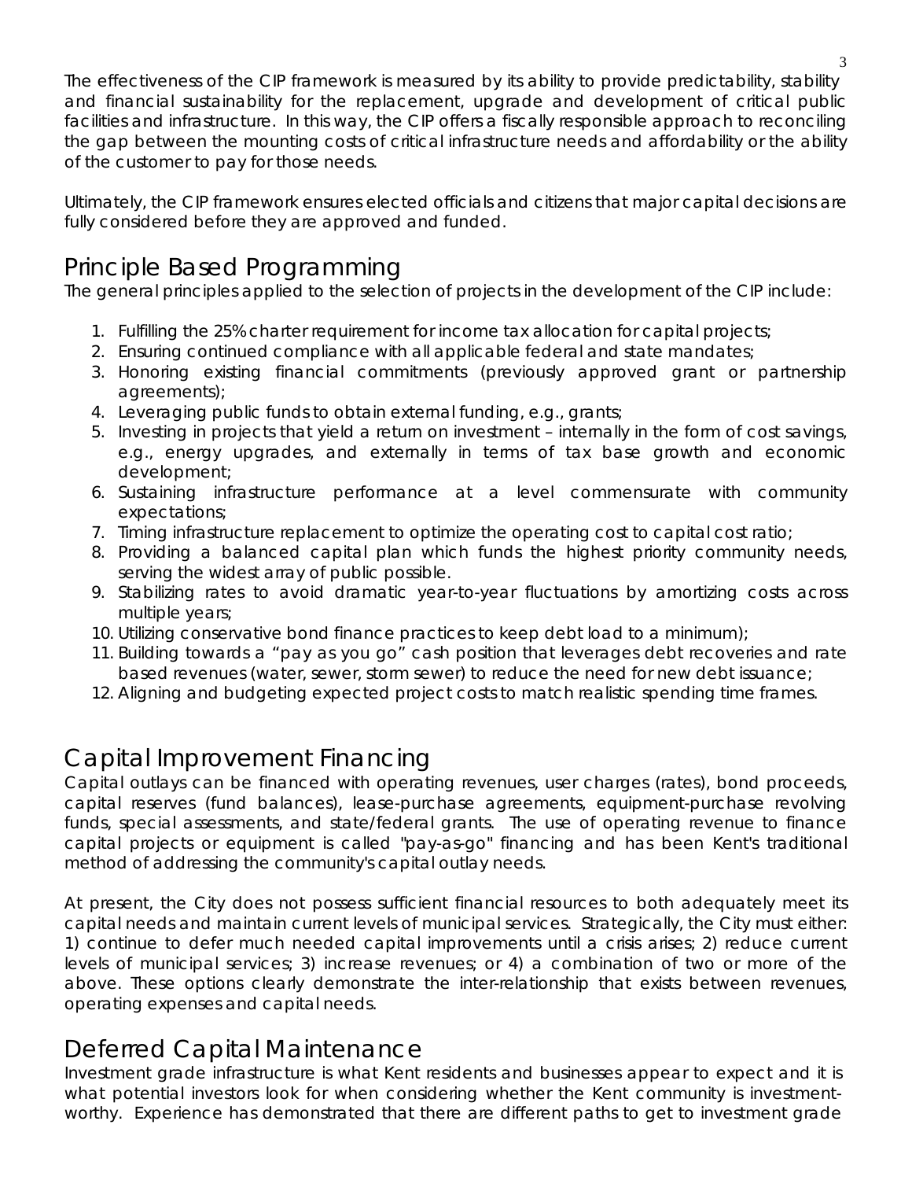The effectiveness of the CIP framework is measured by its ability to provide predictability, stability and financial sustainability for the replacement, upgrade and development of critical public facilities and infrastructure. In this way, the CIP offers a fiscally responsible approach to reconciling the gap between the mounting costs of critical infrastructure needs and affordability or the ability of the customer to pay for those needs.

Ultimately, the CIP framework ensures elected officials and citizens that major capital decisions are fully considered before they are approved and funded.

## Principle Based Programming

The general principles applied to the selection of projects in the development of the CIP include:

1. Fulfilling the 25% charter requirement for income tax allocation for capital projects;
2. Ensuring continued compliance with all applicable federal and state mandates;
3. Honoring existing financial commitments (previously approved grant or partnership agreements);
4. Leveraging public funds to obtain external funding, e.g., grants;
5. Investing in projects that yield a return on investment – internally in the form of cost savings, e.g., energy upgrades, and externally in terms of tax base growth and economic development;
6. Sustaining infrastructure performance at a level commensurate with community expectations;
7. Timing infrastructure replacement to optimize the operating cost to capital cost ratio;
8. Providing a balanced capital plan which funds the highest priority community needs, serving the widest array of public possible.
9. Stabilizing rates to avoid dramatic year-to-year fluctuations by amortizing costs across multiple years;
10. Utilizing conservative bond finance practices to keep debt load to a minimum);
11. Building towards a "pay as you go" cash position that leverages debt recoveries and rate based revenues (water, sewer, storm sewer) to reduce the need for new debt issuance;
12. Aligning and budgeting expected project costs to match realistic spending time frames.

## Capital Improvement Financing

Capital outlays can be financed with operating revenues, user charges (rates), bond proceeds, capital reserves (fund balances), lease-purchase agreements, equipment-purchase revolving funds, special assessments, and state/federal grants. The use of operating revenue to finance capital projects or equipment is called "pay-as-go" financing and has been Kent's traditional method of addressing the community's capital outlay needs.

At present, the City does not possess sufficient financial resources to both adequately meet its capital needs and maintain current levels of municipal services. Strategically, the City must either: 1) continue to defer much needed capital improvements until a crisis arises; 2) reduce current levels of municipal services; 3) increase revenues; or 4) a combination of two or more of the above. These options clearly demonstrate the inter-relationship that exists between revenues, operating expenses and capital needs.

## Deferred Capital Maintenance

Investment grade infrastructure is what Kent residents and businesses appear to expect and it is what potential investors look for when considering whether the Kent community is investment-worthy. Experience has demonstrated that there are different paths to get to investment grade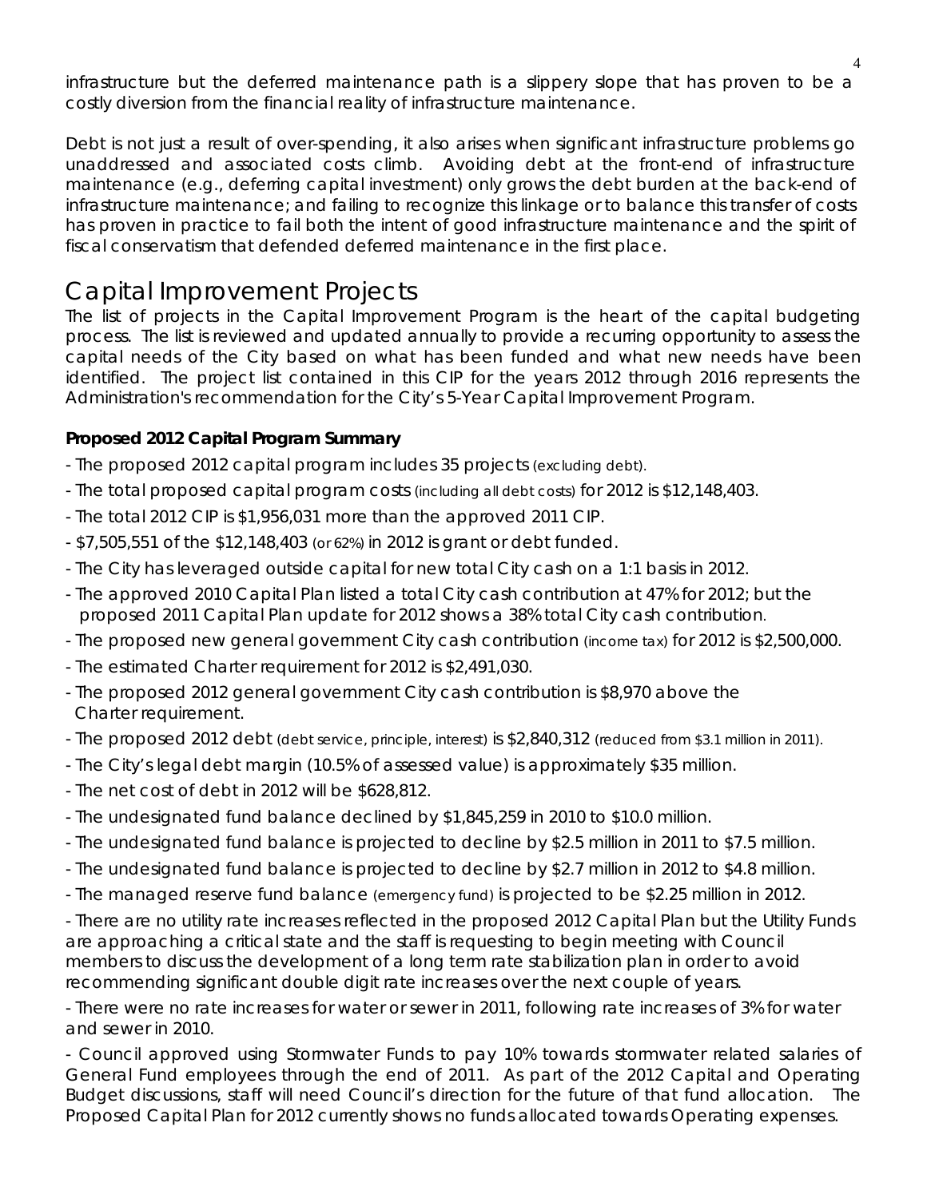infrastructure but the deferred maintenance path is a slippery slope that has proven to be a costly diversion from the financial reality of infrastructure maintenance.

Debt is not just a result of over-spending, it also arises when significant infrastructure problems go unaddressed and associated costs climb. Avoiding debt at the front-end of infrastructure maintenance (e.g., deferring capital investment) only grows the debt burden at the back-end of infrastructure maintenance; and failing to recognize this linkage or to balance this transfer of costs has proven in practice to fail both the intent of good infrastructure maintenance and the spirit of fiscal conservatism that defended deferred maintenance in the first place.

# Capital Improvement Projects

The list of projects in the Capital Improvement Program is the heart of the capital budgeting process. The list is reviewed and updated annually to provide a recurring opportunity to assess the capital needs of the City based on what has been funded and what new needs have been identified. The project list contained in this CIP for the years 2012 through 2016 represents the Administration's recommendation for the City's 5-Year Capital Improvement Program.

**Proposed 2012 Capital Program Summary**

- The proposed 2012 capital program includes 35 projects (excluding debt).
- The total proposed capital program costs (including all debt costs) for 2012 is $12,148,403.
- The total 2012 CIP is $1,956,031 more than the approved 2011 CIP.
- $7,505,551 of the $12,148,403 (or 62%) in 2012 is grant or debt funded.
- The City has leveraged outside capital for new total City cash on a 1:1 basis in 2012.
- The approved 2010 Capital Plan listed a total City cash contribution at 47% for 2012; but the proposed 2011 Capital Plan update for 2012 shows a 38% total City cash contribution.
- The proposed new general government City cash contribution (income tax) for 2012 is $2,500,000.
- The estimated Charter requirement for 2012 is $2,491,030.
- The proposed 2012 general government City cash contribution is $8,970 above the Charter requirement.
- The proposed 2012 debt (debt service, principle, interest) is $2,840,312 (reduced from $3.1 million in 2011).
- The City's legal debt margin (10.5% of assessed value) is approximately $35 million.
- The net cost of debt in 2012 will be $628,812.
- The undesignated fund balance declined by $1,845,259 in 2010 to $10.0 million.
- The undesignated fund balance is projected to decline by $2.5 million in 2011 to $7.5 million.
- The undesignated fund balance is projected to decline by $2.7 million in 2012 to $4.8 million.
- The managed reserve fund balance (emergency fund) is projected to be $2.25 million in 2012.
- There are no utility rate increases reflected in the proposed 2012 Capital Plan but the Utility Funds are approaching a critical state and the staff is requesting to begin meeting with Council members to discuss the development of a long term rate stabilization plan in order to avoid recommending significant double digit rate increases over the next couple of years.
- There were no rate increases for water or sewer in 2011, following rate increases of 3% for water and sewer in 2010.
- Council approved using Stormwater Funds to pay 10% towards stormwater related salaries of General Fund employees through the end of 2011. As part of the 2012 Capital and Operating Budget discussions, staff will need Council's direction for the future of that fund allocation. The Proposed Capital Plan for 2012 currently shows no funds allocated towards Operating expenses.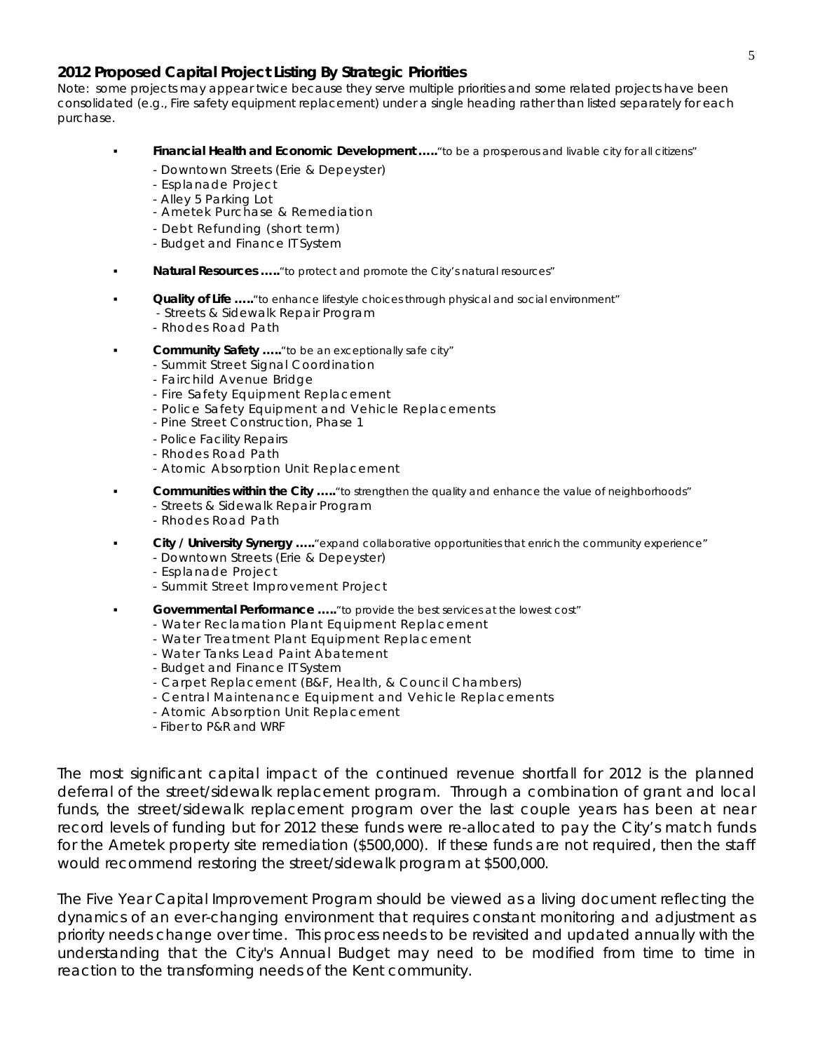## 2012 Proposed Capital Project Listing By Strategic Priorities

Note: some projects may appear twice because they serve multiple priorities and some related projects have been consolidated (e.g., Fire safety equipment replacement) under a single heading rather than listed separately for each purchase.

- **Financial Health and Economic Development .....**"to be a prosperous and livable city for all citizens"
  - Downtown Streets (Erie & Depeyster)
  - Esplanade Project
  - Alley 5 Parking Lot
  - Ametek Purchase & Remediation
  - Debt Refunding (short term)
  - Budget and Finance IT System
- **Natural Resources .....**"to protect and promote the City's natural resources"
- **Quality of Life .....**"to enhance lifestyle choices through physical and social environment"
  - Streets & Sidewalk Repair Program
  - Rhodes Road Path
- **Community Safety .....**"to be an exceptionally safe city"
  - Summit Street Signal Coordination
  - Fairchild Avenue Bridge
  - Fire Safety Equipment Replacement
  - Police Safety Equipment and Vehicle Replacements
  - Pine Street Construction, Phase 1
  - Police Facility Repairs
  - Rhodes Road Path
  - Atomic Absorption Unit Replacement
- **Communities within the City .....**"to strengthen the quality and enhance the value of neighborhoods"
  - Streets & Sidewalk Repair Program
  - Rhodes Road Path
- **City / University Synergy .....**"expand collaborative opportunities that enrich the community experience"
  - Downtown Streets (Erie & Depeyster)
  - Esplanade Project
  - Summit Street Improvement Project
- **Governmental Performance .....**"to provide the best services at the lowest cost"
  - Water Reclamation Plant Equipment Replacement
  - Water Treatment Plant Equipment Replacement
  - Water Tanks Lead Paint Abatement
  - Budget and Finance IT System
  - Carpet Replacement (B&F, Health, & Council Chambers)
  - Central Maintenance Equipment and Vehicle Replacements
  - Atomic Absorption Unit Replacement
  - Fiber to P&R and WRF

The most significant capital impact of the continued revenue shortfall for 2012 is the planned deferral of the street/sidewalk replacement program. Through a combination of grant and local funds, the street/sidewalk replacement program over the last couple years has been at near record levels of funding but for 2012 these funds were re-allocated to pay the City's match funds for the Ametek property site remediation ($500,000). If these funds are not required, then the staff would recommend restoring the street/sidewalk program at $500,000.

The Five Year Capital Improvement Program should be viewed as a living document reflecting the dynamics of an ever-changing environment that requires constant monitoring and adjustment as priority needs change over time. This process needs to be revisited and updated annually with the understanding that the City's Annual Budget may need to be modified from time to time in reaction to the transforming needs of the Kent community.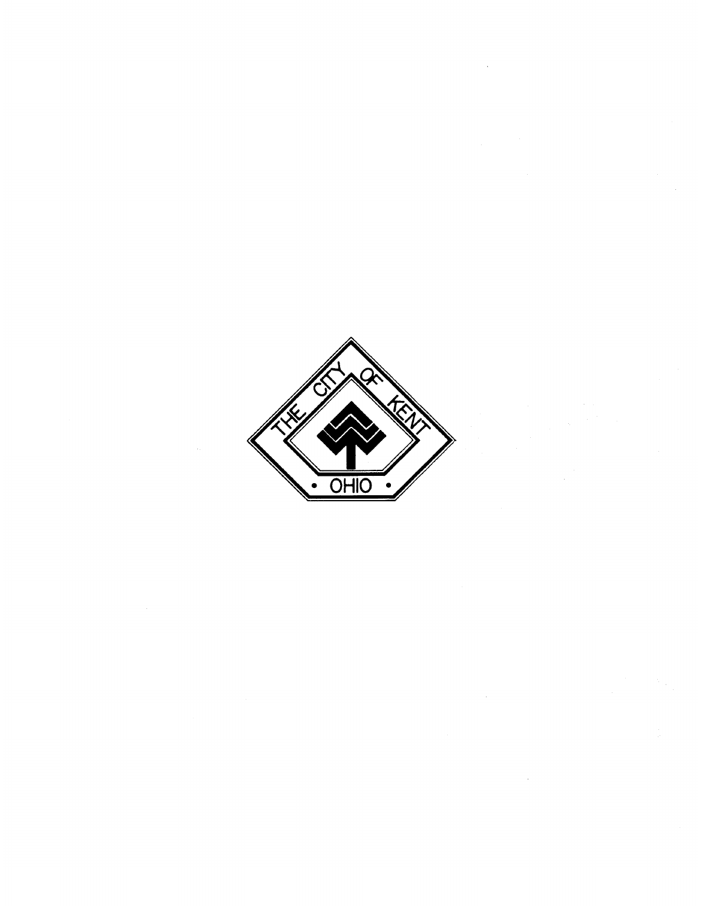THE CITY OF KENT

• OHIO •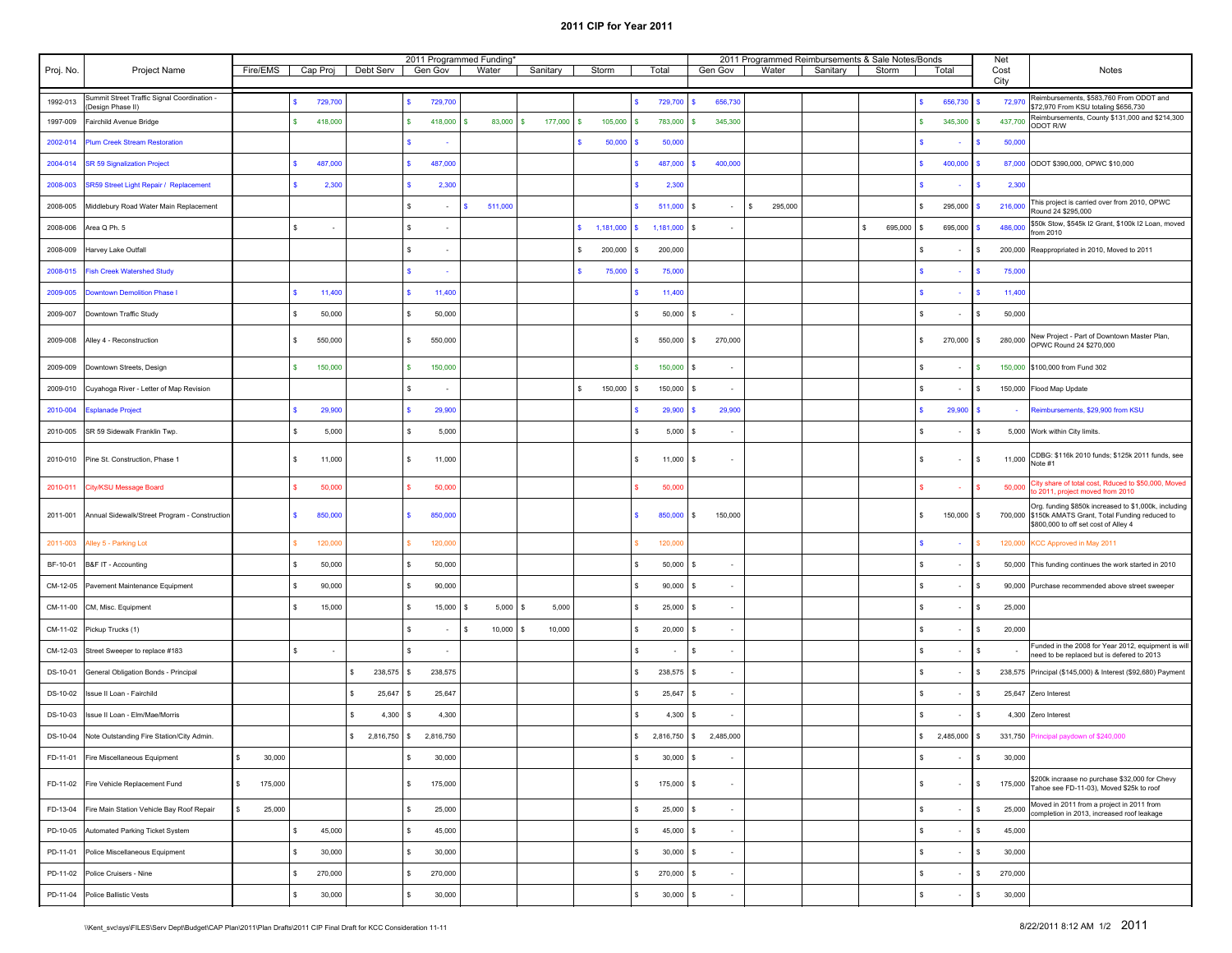# 2011 CIP for Year 2011

| Proj. No. | Project Name | 2011 Programmed Funding* | | | | | | | | 2011 Programmed Reimbursements & Sale Notes/Bonds | | | | | Net Cost City | Notes |
|---|---|---|---|---|---|---|---|---|---|---|---|---|---|---|---|---|
| | | Fire/EMS | Cap Proj | Debt Serv | Gen Gov | Water | Sanitary | Storm | Total | Gen Gov | Water | Sanitary | Storm | Total | | |
| 1992-013 | Summit Street Traffic Signal Coordination - (Design Phase II) | | $ 729,700 | | $ 729,700 | | | | $ 729,700 | $ 656,730 | | | | $ 656,730 | $ 72,970 | Reimbursements, $583,760 From ODOT and $72,970 From KSU totaling $656,730 |
| 1997-009 | Fairchild Avenue Bridge | | $ 418,000 | | $ 418,000 | $ 83,000 | $ 177,000 | $ 105,000 | $ 783,000 | $ 345,300 | | | | $ 345,300 | $ 437,700 | Reimbursements, County $131,000 and $214,300 ODOT R/W |
| 2002-014 | Plum Creek Stream Restoration | | | | $ - | | | $ 50,000 | $ 50,000 | | | | | $ - | $ 50,000 | |
| 2004-014 | SR 59 Signalization Project | | $ 487,000 | | $ 487,000 | | | | $ 487,000 | $ 400,000 | | | | $ 400,000 | $ 87,000 | ODOT $390,000, OPWC $10,000 |
| 2008-003 | SR59 Street Light Repair / Replacement | | $ 2,300 | | $ 2,300 | | | | $ 2,300 | | | | | $ - | $ 2,300 | |
| 2008-005 | Middlebury Road Water Main Replacement | | | | $ - | $ 511,000 | | | $ 511,000 | $ - | $ 295,000 | | | $ 295,000 | $ 216,000 | This project is carried over from 2010, OPWC Round 24 $295,000 |
| 2008-006 | Area Q Ph. 5 | | $ - | | $ - | | | $ 1,181,000 | $ 1,181,000 | $ - | | | $ 695,000 | $ 695,000 | $ 486,000 | $50k Stow, $545k I2 Grant, $100k I2 Loan, moved from 2010 |
| 2008-009 | Harvey Lake Outfall | | | | $ - | | | $ 200,000 | $ 200,000 | | | | | $ - | $ 200,000 | Reappropriated in 2010, Moved to 2011 |
| 2008-015 | Fish Creek Watershed Study | | | | $ - | | | $ 75,000 | $ 75,000 | | | | | $ - | $ 75,000 | |
| 2009-005 | Downtown Demolition Phase I | | $ 11,400 | | $ 11,400 | | | | $ 11,400 | | | | | $ - | $ 11,400 | |
| 2009-007 | Downtown Traffic Study | | $ 50,000 | | $ 50,000 | | | | $ 50,000 | $ - | | | | $ - | $ 50,000 | |
| 2009-008 | Alley 4 - Reconstruction | | $ 550,000 | | $ 550,000 | | | | $ 550,000 | $ 270,000 | | | | $ 270,000 | $ 280,000 | New Project - Part of Downtown Master Plan, OPWC Round 24 $270,000 |
| 2009-009 | Downtown Streets, Design | | $ 150,000 | | $ 150,000 | | | | $ 150,000 | $ - | | | | $ - | $ 150,000 | $100,000 from Fund 302 |
| 2009-010 | Cuyahoga River - Letter of Map Revision | | | | $ - | | | $ 150,000 | $ 150,000 | $ - | | | | $ - | $ 150,000 | Flood Map Update |
| 2010-004 | Esplanade Project | | $ 29,900 | | $ 29,900 | | | | $ 29,900 | $ 29,900 | | | | $ 29,900 | $ - | Reimbursements, $29,900 from KSU |
| 2010-005 | SR 59 Sidewalk Franklin Twp. | | $ 5,000 | | $ 5,000 | | | | $ 5,000 | $ - | | | | $ - | $ 5,000 | Work within City limits. |
| 2010-010 | Pine St. Construction, Phase 1 | | $ 11,000 | | $ 11,000 | | | | $ 11,000 | $ - | | | | $ - | $ 11,000 | CDBG: $116k 2010 funds; $125k 2011 funds, see Note #1 |
| 2010-011 | City/KSU Message Board | | $ 50,000 | | $ 50,000 | | | | $ 50,000 | | | | | $ - | $ 50,000 | City share of total cost, Rduced to $50,000, Moved to 2011, project moved from 2010 |
| 2011-001 | Annual Sidewalk/Street Program - Construction | | $ 850,000 | | $ 850,000 | | | | $ 850,000 | $ 150,000 | | | | $ 150,000 | $ 700,000 | Org. funding $850k increased to $1,000k, including $150k AMATS Grant, Total Funding reduced to $800,000 to off set cost of Alley 4 |
| 2011-003 | Alley 5 - Parking Lot | | $ 120,000 | | $ 120,000 | | | | $ 120,000 | | | | | $ - | $ 120,000 | KCC Approved in May 2011 |
| BF-10-01 | B&F IT - Accounting | | $ 50,000 | | $ 50,000 | | | | $ 50,000 | $ - | | | | $ - | $ 50,000 | This funding continues the work started in 2010 |
| CM-12-05 | Pavement Maintenance Equipment | | $ 90,000 | | $ 90,000 | | | | $ 90,000 | $ - | | | | $ - | $ 90,000 | Purchase recommended above street sweeper |
| CM-11-00 | CM, Misc. Equipment | | $ 15,000 | | $ 15,000 | $ 5,000 | $ 5,000 | | $ 25,000 | $ - | | | | $ - | $ 25,000 | |
| CM-11-02 | Pickup Trucks (1) | | | | $ - | $ 10,000 | $ 10,000 | | $ 20,000 | $ - | | | | $ - | $ 20,000 | |
| CM-12-03 | Street Sweeper to replace #183 | | $ - | | $ - | | | | $ - | $ - | | | | $ - | $ - | Funded in the 2008 for Year 2012, equipment is will need to be replaced but is defered to 2013 |
| DS-10-01 | General Obligation Bonds - Principal | | | $ 238,575 | $ 238,575 | | | | $ 238,575 | $ - | | | | $ - | $ 238,575 | Principal ($145,000) & Interest ($92,680) Payment |
| DS-10-02 | Issue II Loan - Fairchild | | | $ 25,647 | $ 25,647 | | | | $ 25,647 | $ - | | | | $ - | $ 25,647 | Zero Interest |
| DS-10-03 | Issue II Loan - Elm/Mae/Morris | | | $ 4,300 | $ 4,300 | | | | $ 4,300 | $ - | | | | $ - | $ 4,300 | Zero Interest |
| DS-10-04 | Note Outstanding Fire Station/City Admin. | | | $ 2,816,750 | $ 2,816,750 | | | | $ 2,816,750 | $ 2,485,000 | | | | $ 2,485,000 | $ 331,750 | Principal paydown of $240,000 |
| FD-11-01 | Fire Miscellaneous Equipment | $ 30,000 | | | $ 30,000 | | | | $ 30,000 | $ - | | | | $ - | $ 30,000 | |
| FD-11-02 | Fire Vehicle Replacement Fund | $ 175,000 | | | $ 175,000 | | | | $ 175,000 | $ - | | | | $ - | $ 175,000 | $200k incraase no purchase $32,000 for Chevy Tahoe see FD-11-03), Moved $25k to roof |
| FD-13-04 | Fire Main Station Vehicle Bay Roof Repair | $ 25,000 | | | $ 25,000 | | | | $ 25,000 | $ - | | | | $ - | $ 25,000 | Moved in 2011 from a project in 2011 from completion in 2013, increased roof leakage |
| PD-10-05 | Automated Parking Ticket System | | $ 45,000 | | $ 45,000 | | | | $ 45,000 | $ - | | | | $ - | $ 45,000 | |
| PD-11-01 | Police Miscellaneous Equipment | | $ 30,000 | | $ 30,000 | | | | $ 30,000 | $ - | | | | $ - | $ 30,000 | |
| PD-11-02 | Police Cruisers - Nine | | $ 270,000 | | $ 270,000 | | | | $ 270,000 | $ - | | | | $ - | $ 270,000 | |
| PD-11-04 | Police Ballistic Vests | | $ 30,000 | | $ 30,000 | | | | $ 30,000 | $ - | | | | $ - | $ 30,000 | |

\\Kent_svc\sys\FILES\Serv Dept\Budget\CAP Plan\2011\Plan Drafts\2011 CIP Final Draft for KCC Consideration 11-11

8/22/2011 8:12 AM 1/2 2011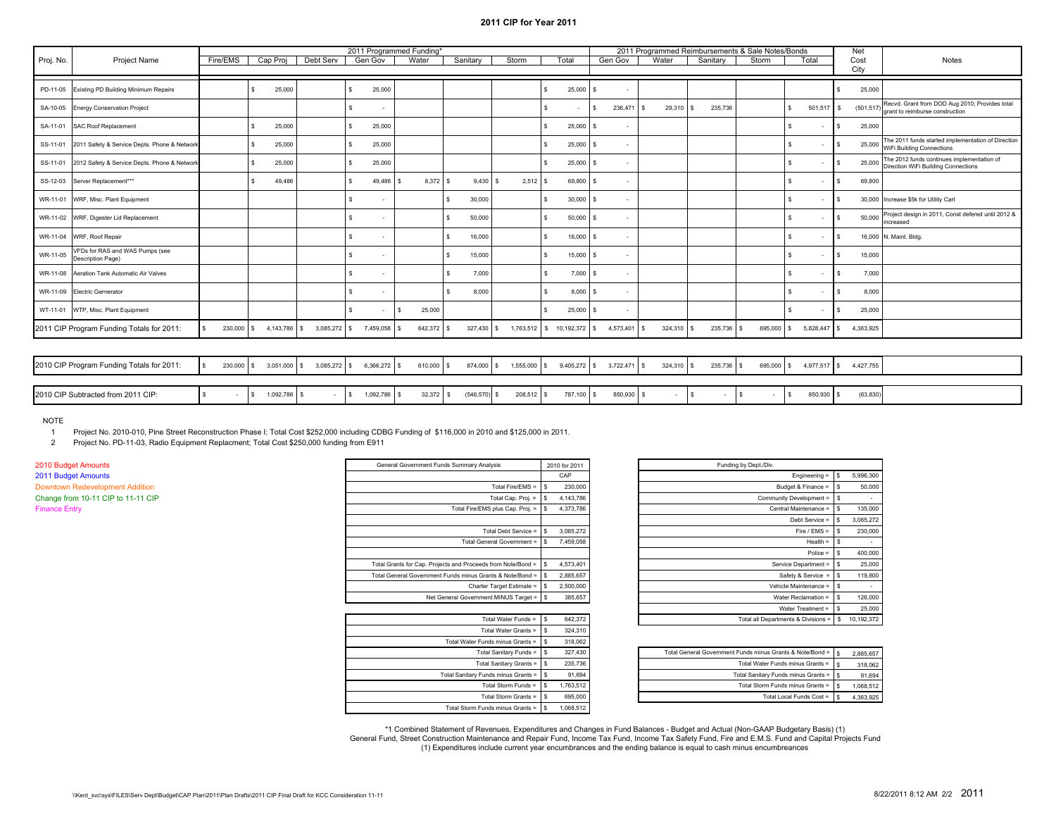# 2011 CIP for Year 2011

| Proj. No. | Project Name | 2011 Programmed Funding* | | | | | | | | 2011 Programmed Reimbursements & Sale Notes/Bonds | | | | | Net Cost City | Notes |
|---|---|---|---|---|---|---|---|---|---|---|---|---|---|---|---|---|
| | | Fire/EMS | Cap Proj | Debt Serv | Gen Gov | Water | Sanitary | Storm | Total | Gen Gov | Water | Sanitary | Storm | Total | | |
| PD-11-05 | Existing PD Building Minimum Repairs | | $ 25,000 | | $ 25,000 | | | | $ 25,000 | $ - | | | | | $ 25,000 | |
| SA-10-05 | Energy Conservation Project | | | | $ - | | | | $ - | $ 236,471 | $ 29,310 | $ 235,736 | | $ 501,517 | $ (501,517) | Recvd. Grant from DOD Aug 2010; Provides total grant to reimburse construction |
| SA-11-01 | SAC Roof Replacement | | $ 25,000 | | $ 25,000 | | | | $ 25,000 | $ - | | | | $ - | $ 25,000 | |
| SS-11-01 | 2011 Safety & Service Depts. Phone & Network | | $ 25,000 | | $ 25,000 | | | | $ 25,000 | $ - | | | | $ - | $ 25,000 | The 2011 funds started implementation of Direction WiFi Building Connections |
| SS-11-01 | 2012 Safety & Service Depts. Phone & Network | | $ 25,000 | | $ 25,000 | | | | $ 25,000 | $ - | | | | $ - | $ 25,000 | The 2012 funds continues implementation of Direction WiFi Building Connections |
| SS-12-03 | Server Replacement*** | | $ 49,486 | | $ 49,486 | $ 8,372 | $ 9,430 | $ 2,512 | $ 69,800 | $ - | | | | $ - | $ 69,800 | |
| WR-11-01 | WRF, Misc. Plant Equipment | | | | $ - | | $ 30,000 | | $ 30,000 | $ - | | | | $ - | $ 30,000 | Increase $5k for Utility Cart |
| WR-11-02 | WRF, Digester Lid Replacement | | | | $ - | | $ 50,000 | | $ 50,000 | $ - | | | | $ - | $ 50,000 | Project design in 2011, Const defered until 2012 & increased |
| WR-11-04 | WRF, Roof Repair | | | | $ - | | $ 16,000 | | $ 16,000 | $ - | | | | $ - | $ 16,000 | N. Maint. Bldg. |
| WR-11-05 | VFDs for RAS and WAS Pumps (see Description Page) | | | | $ - | | $ 15,000 | | $ 15,000 | $ - | | | | $ - | $ 15,000 | |
| WR-11-08 | Aeration Tank Automatic Air Valves | | | | $ - | | $ 7,000 | | $ 7,000 | $ - | | | | $ - | $ 7,000 | |
| WR-11-09 | Electric Gernerator | | | | $ - | | $ 8,000 | | $ 8,000 | $ - | | | | $ - | $ 8,000 | |
| WT-11-01 | WTP, Misc. Plant Equipment | | | | $ - | $ 25,000 | | | $ 25,000 | $ - | | | | $ - | $ 25,000 | |
| 2011 CIP Program Funding Totals for 2011: | | $ 230,000 | $ 4,143,786 | $ 3,085,272 | $ 7,459,058 | $ 642,372 | $ 327,430 | $ 1,763,512 | $ 10,192,372 | $ 4,573,401 | $ 324,310 | $ 235,736 | $ 695,000 | $ 5,828,447 | $ 4,363,925 | |
| 2010 CIP Program Funding Totals for 2011: | | $ 230,000 | $ 3,051,000 | $ 3,085,272 | $ 6,366,272 | $ 610,000 | $ 874,000 | $ 1,555,000 | $ 9,405,272 | $ 3,722,471 | $ 324,310 | $ 235,736 | $ 695,000 | $ 4,977,517 | $ 4,427,755 | |
| 2010 CIP Subtracted from 2011 CIP: | | $ - | $ 1,092,786 | $ - | $ 1,092,786 | $ 32,372 | $ (546,570) | $ 208,512 | $ 787,100 | $ 850,930 | $ - | $ - | $ - | $ 850,930 | $ (63,830) | |

NOTE

1. Project No. 2010-010, Pine Street Reconstruction Phase I; Total Cost $252,000 including CDBG Funding of $116,000 in 2010 and $125,000 in 2011.
2. Project No. PD-11-03, Radio Equipment Replacment; Total Cost $250,000 funding from E911

2010 Budget Amounts
2011 Budget Amounts
Downtown Redevelopment Addition
Change from 10-11 CIP to 11-11 CIP
Finance Entry

| General Government Funds Summary Analysis | 2010 for 2011 |
|---|---|
| | CAP |
| Total Fire/EMS = | $ 230,000 |
| Total Cap. Proj. = | $ 4,143,786 |
| Total Fire/EMS plus Cap. Proj. = | $ 4,373,786 |
| Total Debt Service = | $ 3,085,272 |
| Total General Government = | $ 7,459,058 |
| Total Grants for Cap. Projects and Proceeds from Note/Bond = | $ 4,573,401 |
| Total General Government Funds minus Grants & Note/Bond = | $ 2,885,657 |
| Charter Target Estimate = | $ 2,500,000 |
| Net General Government MINUS Target = | $ 385,657 |

| | |
|---|---|
| Total Water Funds = | $ 642,372 |
| Total Water Grants = | $ 324,310 |
| Total Water Funds minus Grants = | $ 318,062 |
| Total Sanitary Funds = | $ 327,430 |
| Total Sanitary Grants = | $ 235,736 |
| Total Sanitary Funds minus Grants = | $ 91,694 |
| Total Storm Funds = | $ 1,763,512 |
| Total Storm Grants = | $ 695,000 |
| Total Storm Funds minus Grants = | $ 1,068,512 |

| Funding by Dept./Div. | |
|---|---|
| Engineering = | $ 5,996,300 |
| Budget & Finance = | $ 50,000 |
| Community Development = | $ - |
| Central Maintenance = | $ 135,000 |
| Debt Service = | $ 3,085,272 |
| Fire / EMS = | $ 230,000 |
| Health = | $ - |
| Police = | $ 400,000 |
| Service Department = | $ 25,000 |
| Safety & Service = | $ 119,800 |
| Vehicle Maintenance = | $ - |
| Water Reclamation = | $ 126,000 |
| Water Treatment = | $ 25,000 |
| Total all Departments & Divisions = | $ 10,192,372 |

| | |
|---|---|
| Total General Government Funds minus Grants & Note/Bond = | $ 2,885,657 |
| Total Water Funds minus Grants = | $ 318,062 |
| Total Sanitary Funds minus Grants = | $ 91,694 |
| Total Storm Funds minus Grants = | $ 1,068,512 |
| Total Local Funds Cost = | $ 4,363,925 |

*1 Combined Statement of Revenues, Expenditures and Changes in Fund Balances - Budget and Actual (Non-GAAP Budgetary Basis) (1)
General Fund, Street Construction Maintenance and Repair Fund, Income Tax Fund, Income Tax Safety Fund, Fire and E.M.S. Fund and Capital Projects Fund
(1) Expenditures include current year encumbrances and the ending balance is equal to cash minus encumbreances

\\Kent_svc\sys\FILES\Serv Dept\Budget\CAP Plan\2011\Plan Drafts\2011 CIP Final Draft for KCC Consideration 11-11

8/22/2011 8:12 AM 2/2 2011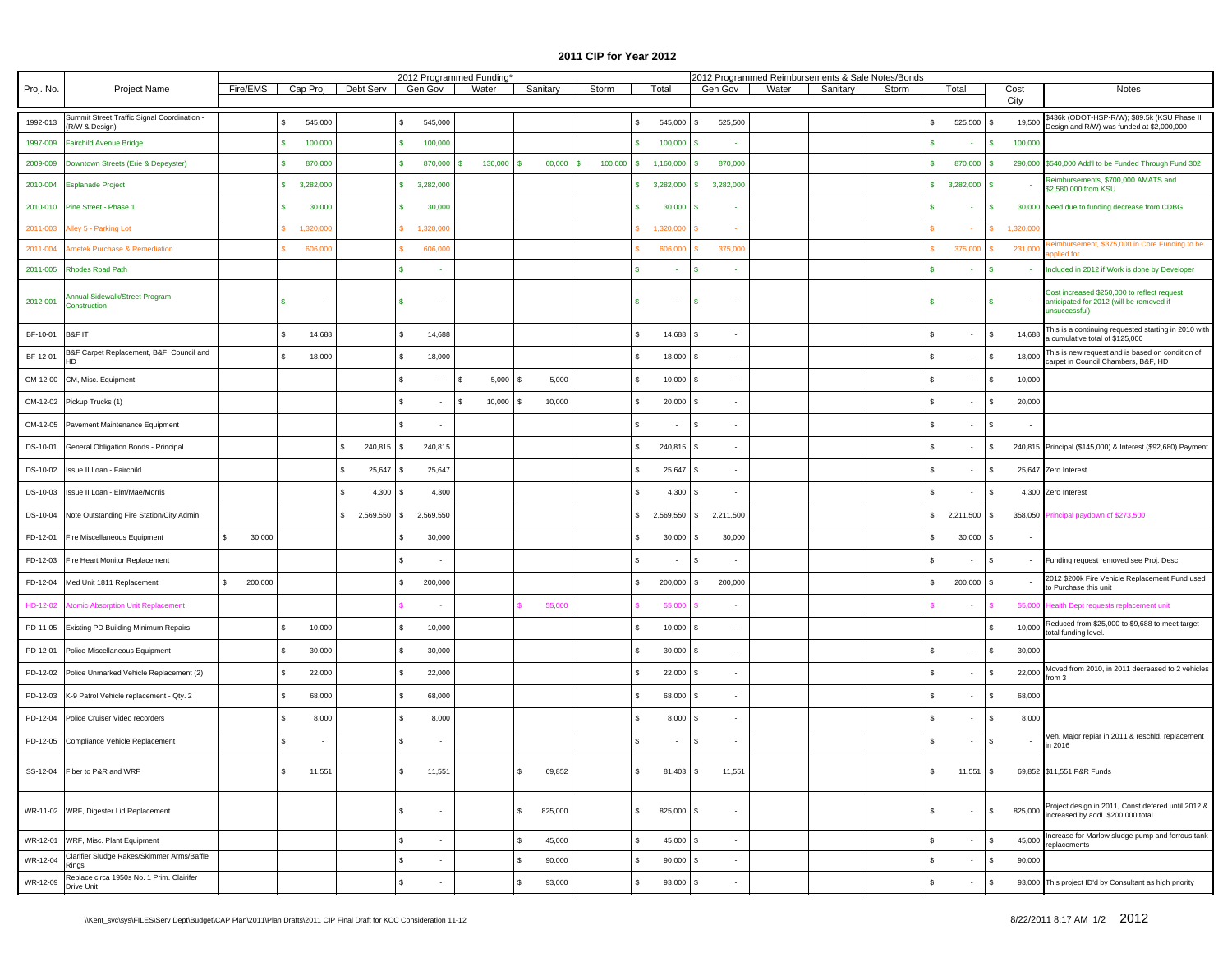# 2011 CIP for Year 2012

| Proj. No. | Project Name | 2012 Programmed Funding* | | | | | | | | 2012 Programmed Reimbursements & Sale Notes/Bonds | | | | | Cost | Notes |
|---|---|---|---|---|---|---|---|---|---|---|---|---|---|---|---|---|
| | | Fire/EMS | Cap Proj | Debt Serv | Gen Gov | Water | Sanitary | Storm | Total | Gen Gov | Water | Sanitary | Storm | Total | City | |
| 1992-013 | Summit Street Traffic Signal Coordination - (R/W & Design) | | $ 545,000 | | $ 545,000 | | | | $ 545,000 | $ 525,500 | | | | $ 525,500 | $ 19,500 | $436k (ODOT-HSP-R/W); $89.5k (KSU Phase II Design and R/W) was funded at $2,000,000 |
| 1997-009 | Fairchild Avenue Bridge | | $ 100,000 | | $ 100,000 | | | | $ 100,000 | $ - | | | | $ - | $ 100,000 | |
| 2009-009 | Downtown Streets (Erie & Depeyster) | | $ 870,000 | | $ 870,000 | $ 130,000 | $ 60,000 | $ 100,000 | $ 1,160,000 | $ 870,000 | | | | $ 870,000 | $ 290,000 | $540,000 Add'l to be Funded Through Fund 302 |
| 2010-004 | Esplanade Project | | $ 3,282,000 | | $ 3,282,000 | | | | $ 3,282,000 | $ 3,282,000 | | | | $ 3,282,000 | $ - | Reimbursements, $700,000 AMATS and $2,580,000 from KSU |
| 2010-010 | Pine Street - Phase 1 | | $ 30,000 | | $ 30,000 | | | | $ 30,000 | $ - | | | | $ - | $ 30,000 | Need due to funding decrease from CDBG |
| 2011-003 | Alley 5 - Parking Lot | | $ 1,320,000 | | $ 1,320,000 | | | | $ 1,320,000 | $ - | | | | $ - | $ 1,320,000 | |
| 2011-004 | Ametek Purchase & Remediation | | $ 606,000 | | $ 606,000 | | | | $ 606,000 | $ 375,000 | | | | $ 375,000 | $ 231,000 | Reimbursement, $375,000 in Core Funding to be applied for |
| 2011-005 | Rhodes Road Path | | | | $ - | | | | $ - | $ - | | | | $ - | $ - | Included in 2012 if Work is done by Developer |
| 2012-001 | Annual Sidewalk/Street Program - Construction | | $ - | | $ - | | | | $ - | $ - | | | | $ - | $ - | Cost increased $250,000 to reflect request anticipated for 2012 (will be removed if unsuccessful) |
| BF-10-01 | B&F IT | | $ 14,688 | | $ 14,688 | | | | $ 14,688 | $ - | | | | $ - | $ 14,688 | This is a continuing requested starting in 2010 with a cumulative total of $125,000 |
| BF-12-01 | B&F Carpet Replacement, B&F, Council and HD | | $ 18,000 | | $ 18,000 | | | | $ 18,000 | $ - | | | | $ - | $ 18,000 | This is new request and is based on condition of carpet in Council Chambers, B&F, HD |
| CM-12-00 | CM, Misc. Equipment | | | | $ - | $ 5,000 | $ 5,000 | | $ 10,000 | $ - | | | | $ - | $ 10,000 | |
| CM-12-02 | Pickup Trucks (1) | | | | $ - | $ 10,000 | $ 10,000 | | $ 20,000 | $ - | | | | $ - | $ 20,000 | |
| CM-12-05 | Pavement Maintenance Equipment | | | | $ - | | | | $ - | $ - | | | | $ - | $ - | |
| DS-10-01 | General Obligation Bonds - Principal | | | $ 240,815 | $ 240,815 | | | | $ 240,815 | $ - | | | | $ - | $ 240,815 | Principal ($145,000) & Interest ($92,680) Payment |
| DS-10-02 | Issue II Loan - Fairchild | | | $ 25,647 | $ 25,647 | | | | $ 25,647 | $ - | | | | $ - | $ 25,647 | Zero Interest |
| DS-10-03 | Issue II Loan - Elm/Mae/Morris | | | $ 4,300 | $ 4,300 | | | | $ 4,300 | $ - | | | | $ - | $ 4,300 | Zero Interest |
| DS-10-04 | Note Outstanding Fire Station/City Admin. | | | $ 2,569,550 | $ 2,569,550 | | | | $ 2,569,550 | $ 2,211,500 | | | | $ 2,211,500 | $ 358,050 | Principal paydown of $273,500 |
| FD-12-01 | Fire Miscellaneous Equipment | $ 30,000 | | | $ 30,000 | | | | $ 30,000 | $ 30,000 | | | | $ 30,000 | $ - | |
| FD-12-03 | Fire Heart Monitor Replacement | | | | $ - | | | | $ - | $ - | | | | $ - | $ - | Funding request removed see Proj. Desc. |
| FD-12-04 | Med Unit 1811 Replacement | $ 200,000 | | | $ 200,000 | | | | $ 200,000 | $ 200,000 | | | | $ 200,000 | $ - | 2012 $200k Fire Vehicle Replacement Fund used to Purchase this unit |
| HD-12-02 | Atomic Absorption Unit Replacement | | | | $ - | | $ 55,000 | | $ 55,000 | $ - | | | | $ - | $ 55,000 | Health Dept requests replacement unit |
| PD-11-05 | Existing PD Building Minimum Repairs | | $ 10,000 | | $ 10,000 | | | | $ 10,000 | $ - | | | | | $ 10,000 | Reduced from $25,000 to $9,688 to meet target total funding level. |
| PD-12-01 | Police Miscellaneous Equipment | | $ 30,000 | | $ 30,000 | | | | $ 30,000 | $ - | | | | $ - | $ 30,000 | |
| PD-12-02 | Police Unmarked Vehicle Replacement (2) | | $ 22,000 | | $ 22,000 | | | | $ 22,000 | $ - | | | | $ - | $ 22,000 | Moved from 2010, in 2011 decreased to 2 vehicles from 3 |
| PD-12-03 | K-9 Patrol Vehicle replacement - Qty. 2 | | $ 68,000 | | $ 68,000 | | | | $ 68,000 | $ - | | | | $ - | $ 68,000 | |
| PD-12-04 | Police Cruiser Video recorders | | $ 8,000 | | $ 8,000 | | | | $ 8,000 | $ - | | | | $ - | $ 8,000 | |
| PD-12-05 | Compliance Vehicle Replacement | | $ - | | $ - | | | | $ - | $ - | | | | $ - | $ - | Veh. Major repiar in 2011 & reschld. replacement in 2016 |
| SS-12-04 | Fiber to P&R and WRF | | $ 11,551 | | $ 11,551 | | $ 69,852 | | $ 81,403 | $ 11,551 | | | | $ 11,551 | $ 69,852 | $11,551 P&R Funds |
| WR-11-02 | WRF, Digester Lid Replacement | | | | $ - | | $ 825,000 | | $ 825,000 | $ - | | | | $ - | $ 825,000 | Project design in 2011, Const defered until 2012 & increased by addl. $200,000 total |
| WR-12-01 | WRF, Misc. Plant Equipment | | | | $ - | | $ 45,000 | | $ 45,000 | $ - | | | | $ - | $ 45,000 | Increase for Marlow sludge pump and ferrous tank replacements |
| WR-12-04 | Clarifier Sludge Rakes/Skimmer Arms/Baffle Rings | | | | $ - | | $ 90,000 | | $ 90,000 | $ - | | | | $ - | $ 90,000 | |
| WR-12-09 | Replace circa 1950s No. 1 Prim. Clarifer Drive Unit | | | | $ - | | $ 93,000 | | $ 93,000 | $ - | | | | $ - | $ 93,000 | This project ID'd by Consultant as high priority |

\\Kent_svc\sys\FILES\Serv Dept\Budget\CAP Plan\2011\Plan Drafts\2011 CIP Final Draft for KCC Consideration 11-12

8/22/2011 8:17 AM 1/2 2012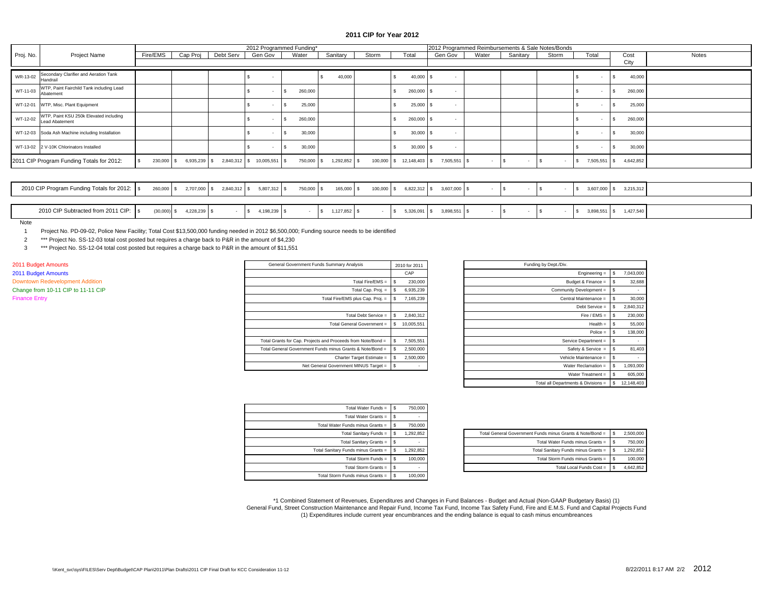# 2011 CIP for Year 2012

| Proj. No. | Project Name | 2012 Programmed Funding* | | | | | | | | 2012 Programmed Reimbursements & Sale Notes/Bonds | | | | | Cost | Notes |
|---|---|---|---|---|---|---|---|---|---|---|---|---|---|---|---|---|
| | | Fire/EMS | Cap Proj | Debt Serv | Gen Gov | Water | Sanitary | Storm | Total | Gen Gov | Water | Sanitary | Storm | Total | City | |
| WR-13-02 | Secondary Clarifier and Aeration Tank Handrail | | | | $ - | | $ 40,000 | | $ 40,000 | $ - | | | | $ - | $ 40,000 | |
| WT-11-03 | WTP, Paint Fairchild Tank including Lead Abatement | | | | $ - | $ 260,000 | | | $ 260,000 | $ - | | | | $ - | $ 260,000 | |
| WT-12-01 | WTP, Misc. Plant Equipment | | | | $ - | $ 25,000 | | | $ 25,000 | $ - | | | | $ - | $ 25,000 | |
| WT-12-02 | WTP, Paint KSU 250k Elevated including Lead Abatement | | | | $ - | $ 260,000 | | | $ 260,000 | $ - | | | | $ - | $ 260,000 | |
| WT-12-03 | Soda Ash Machine including Installation | | | | $ - | $ 30,000 | | | $ 30,000 | $ - | | | | $ - | $ 30,000 | |
| WT-13-02 | 2 V-10K Chlorinators Installed | | | | $ - | $ 30,000 | | | $ 30,000 | $ - | | | | $ - | $ 30,000 | |
| 2011 CIP Program Funding Totals for 2012: | | $ 230,000 | $ 6,935,239 | $ 2,840,312 | $ 10,005,551 | $ 750,000 | $ 1,292,852 | $ 100,000 | $ 12,148,403 | $ 7,505,551 | $ - | $ - | $ - | $ 7,505,551 | $ 4,642,852 | |
| 2010 CIP Program Funding Totals for 2012: | | $ 260,000 | $ 2,707,000 | $ 2,840,312 | $ 5,807,312 | $ 750,000 | $ 165,000 | $ 100,000 | $ 6,822,312 | $ 3,607,000 | $ - | $ - | $ - | $ 3,607,000 | $ 3,215,312 | |
| 2010 CIP Subtracted from 2011 CIP: | | $ (30,000) | $ 4,228,239 | $ - | $ 4,198,239 | $ - | $ 1,127,852 | $ - | $ 5,326,091 | $ 3,898,551 | $ - | $ - | $ - | $ 3,898,551 | $ 1,427,540 | |

Note

1. Project No. PD-09-02, Police New Facility; Total Cost $13,500,000 funding needed in 2012 $6,500,000; Funding source needs to be identified
2. *** Project No. SS-12-03 total cost posted but requires a charge back to P&R in the amount of $4,230
3. *** Project No. SS-12-04 total cost posted but requires a charge back to P&R in the amount of $11,551

2011 Budget Amounts
2011 Budget Amounts
Downtown Redevelopment Addition
Change from 10-11 CIP to 11-11 CIP
Finance Entry

| General Government Funds Summary Analysis | 2010 for 2011 |
|---|---|
| | CAP |
| Total Fire/EMS = | $ 230,000 |
| Total Cap. Proj. = | $ 6,935,239 |
| Total Fire/EMS plus Cap. Proj. = | $ 7,165,239 |
| | |
| Total Debt Service = | $ 2,840,312 |
| Total General Government = | $ 10,005,551 |
| | |
| Total Grants for Cap. Projects and Proceeds from Note/Bond = | $ 7,505,551 |
| Total General Government Funds minus Grants & Note/Bond = | $ 2,500,000 |
| Charter Target Estimate = | $ 2,500,000 |
| Net General Government MINUS Target = | $ - |

| Funding by Dept./Div. | |
|---|---|
| Engineering = | $ 7,043,000 |
| Budget & Finance = | $ 32,688 |
| Community Development = | $ - |
| Central Maintenance = | $ 30,000 |
| Debt Service = | $ 2,840,312 |
| Fire / EMS = | $ 230,000 |
| Health = | $ 55,000 |
| Police = | $ 138,000 |
| Service Department = | $ - |
| Safety & Service = | $ 81,403 |
| Vehicle Maintenance = | $ - |
| Water Reclamation = | $ 1,093,000 |
| Water Treatment = | $ 605,000 |
| Total all Departments & Divisions = | $ 12,148,403 |

| | |
|---|---|
| Total Water Funds = | $ 750,000 |
| Total Water Grants = | $ - |
| Total Water Funds minus Grants = | $ 750,000 |
| Total Sanitary Funds = | $ 1,292,852 |
| Total Sanitary Grants = | $ - |
| Total Sanitary Funds minus Grants = | $ 1,292,852 |
| Total Storm Funds = | $ 100,000 |
| Total Storm Grants = | $ - |
| Total Storm Funds minus Grants = | $ 100,000 |

| | |
|---|---|
| Total General Government Funds minus Grants & Note/Bond = | $ 2,500,000 |
| Total Water Funds minus Grants = | $ 750,000 |
| Total Sanitary Funds minus Grants = | $ 1,292,852 |
| Total Storm Funds minus Grants = | $ 100,000 |
| Total Local Funds Cost = | $ 4,642,852 |

*1 Combined Statement of Revenues, Expenditures and Changes in Fund Balances - Budget and Actual (Non-GAAP Budgetary Basis) (1)
General Fund, Street Construction Maintenance and Repair Fund, Income Tax Fund, Income Tax Safety Fund, Fire and E.M.S. Fund and Capital Projects Fund
(1) Expenditures include current year encumbrances and the ending balance is equal to cash minus encumbreances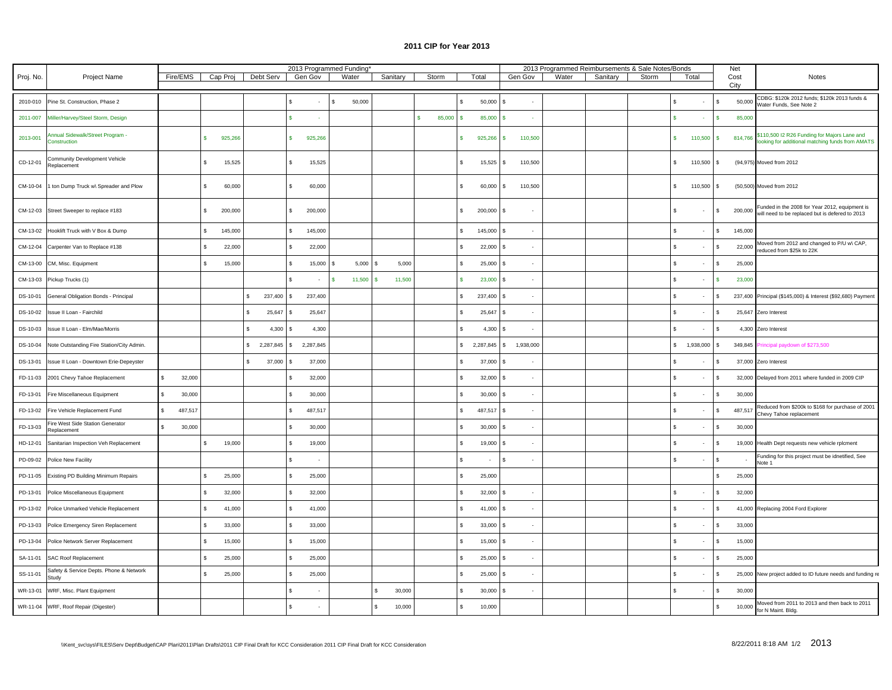# 2011 CIP for Year 2013

| Proj. No. | Project Name | 2013 Programmed Funding* | | | | | | | | 2013 Programmed Reimbursements & Sale Notes/Bonds | | | | | Net Cost City | Notes |
|---|---|---|---|---|---|---|---|---|---|---|---|---|---|---|---|---|
| | | Fire/EMS | Cap Proj | Debt Serv | Gen Gov | Water | Sanitary | Storm | Total | Gen Gov | Water | Sanitary | Storm | Total | | |
| 2010-010 | Pine St. Construction, Phase 2 | | | | $ - | $ 50,000 | | | $ 50,000 | $ - | | | | $ - | $ 50,000 | CDBG: $120k 2012 funds; $120k 2013 funds & Water Funds, See Note 2 |
| 2011-007 | Miller/Harvey/Steel Storm, Design | | | | $ - | | | $ 85,000 | $ 85,000 | $ - | | | | $ - | $ 85,000 | |
| 2013-001 | Annual Sidewalk/Street Program - Construction | | $ 925,266 | | $ 925,266 | | | | $ 925,266 | $ 110,500 | | | | $ 110,500 | $ 814,766 | $110,500 I2 R26 Funding for Majors Lane and looking for additional matching funds from AMATS |
| CD-12-01 | Community Development Vehicle Replacement | | $ 15,525 | | $ 15,525 | | | | $ 15,525 | $ 110,500 | | | | $ 110,500 | $ (94,975) | Moved from 2012 |
| CM-10-04 | 1 ton Dump Truck w\ Spreader and Plow | | $ 60,000 | | $ 60,000 | | | | $ 60,000 | $ 110,500 | | | | $ 110,500 | $ (50,500) | Moved from 2012 |
| CM-12-03 | Street Sweeper to replace #183 | | $ 200,000 | | $ 200,000 | | | | $ 200,000 | $ - | | | | $ - | $ 200,000 | Funded in the 2008 for Year 2012, equipment is will need to be replaced but is defered to 2013 |
| CM-13-02 | Hooklift Truck with V Box & Dump | | $ 145,000 | | $ 145,000 | | | | $ 145,000 | $ - | | | | $ - | $ 145,000 | |
| CM-12-04 | Carpenter Van to Replace #138 | | $ 22,000 | | $ 22,000 | | | | $ 22,000 | $ - | | | | $ - | $ 22,000 | Moved from 2012 and changed to P/U w\ CAP, reduced from $25k to 22K |
| CM-13-00 | CM, Misc. Equipment | | $ 15,000 | | $ 15,000 | $ 5,000 | $ 5,000 | | $ 25,000 | $ - | | | | $ - | $ 25,000 | |
| CM-13-03 | Pickup Trucks (1) | | | | $ - | $ 11,500 | $ 11,500 | | $ 23,000 | $ - | | | | $ - | $ 23,000 | |
| DS-10-01 | General Obligation Bonds - Principal | | | $ 237,400 | $ 237,400 | | | | $ 237,400 | $ - | | | | $ - | $ 237,400 | Principal ($145,000) & Interest ($92,680) Payment |
| DS-10-02 | Issue II Loan - Fairchild | | | $ 25,647 | $ 25,647 | | | | $ 25,647 | $ - | | | | $ - | $ 25,647 | Zero Interest |
| DS-10-03 | Issue II Loan - Elm/Mae/Morris | | | $ 4,300 | $ 4,300 | | | | $ 4,300 | $ - | | | | $ - | $ 4,300 | Zero Interest |
| DS-10-04 | Note Outstanding Fire Station/City Admin. | | | $ 2,287,845 | $ 2,287,845 | | | | $ 2,287,845 | $ 1,938,000 | | | | $ 1,938,000 | $ 349,845 | Principal paydown of $273,500 |
| DS-13-01 | Issue II Loan - Downtown Erie-Depeyster | | | $ 37,000 | $ 37,000 | | | | $ 37,000 | $ - | | | | $ - | $ 37,000 | Zero Interest |
| FD-11-03 | 2001 Chevy Tahoe Replacement | $ 32,000 | | | $ 32,000 | | | | $ 32,000 | $ - | | | | $ - | $ 32,000 | Delayed from 2011 where funded in 2009 CIP |
| FD-13-01 | Fire Miscellaneous Equipment | $ 30,000 | | | $ 30,000 | | | | $ 30,000 | $ - | | | | $ - | $ 30,000 | |
| FD-13-02 | Fire Vehicle Replacement Fund | $ 487,517 | | | $ 487,517 | | | | $ 487,517 | $ - | | | | $ - | $ 487,517 | Reduced from $200k to $168 for purchase of 2001 Chevy Tahoe replacement |
| FD-13-03 | Fire West Side Station Generator Replacement | $ 30,000 | | | $ 30,000 | | | | $ 30,000 | $ - | | | | $ - | $ 30,000 | |
| HD-12-01 | Sanitarian Inspection Veh Replacement | | $ 19,000 | | $ 19,000 | | | | $ 19,000 | $ - | | | | $ - | $ 19,000 | Health Dept requests new vehicle rplcment |
| PD-09-02 | Police New Facility | | | | $ - | | | | $ - | $ - | | | | $ - | $ - | Funding for this project must be idnetified, See Note 1 |
| PD-11-05 | Existing PD Building Minimum Repairs | | $ 25,000 | | $ 25,000 | | | | $ 25,000 | | | | | | $ 25,000 | |
| PD-13-01 | Police Miscellaneous Equipment | | $ 32,000 | | $ 32,000 | | | | $ 32,000 | $ - | | | | $ - | $ 32,000 | |
| PD-13-02 | Police Unmarked Vehicle Replacement | | $ 41,000 | | $ 41,000 | | | | $ 41,000 | $ - | | | | $ - | $ 41,000 | Replacing 2004 Ford Explorer |
| PD-13-03 | Police Emergency Siren Replacement | | $ 33,000 | | $ 33,000 | | | | $ 33,000 | $ - | | | | $ - | $ 33,000 | |
| PD-13-04 | Police Network Server Replacement | | $ 15,000 | | $ 15,000 | | | | $ 15,000 | $ - | | | | $ - | $ 15,000 | |
| SA-11-01 | SAC Roof Replacement | | $ 25,000 | | $ 25,000 | | | | $ 25,000 | $ - | | | | $ - | $ 25,000 | |
| SS-11-01 | Safety & Service Depts. Phone & Network Study | | $ 25,000 | | $ 25,000 | | | | $ 25,000 | $ - | | | | $ - | $ 25,000 | New project added to ID future needs and funding re |
| WR-13-01 | WRF, Misc. Plant Equipment | | | | $ - | | $ 30,000 | | $ 30,000 | $ - | | | | $ - | $ 30,000 | |
| WR-11-04 | WRF, Roof Repair (Digester) | | | | $ - | | $ 10,000 | | $ 10,000 | | | | | | $ 10,000 | Moved from 2011 to 2013 and then back to 2011 for N Maint. Bldg. |

\\Kent_svc\sys\FILES\Serv Dept\Budget\CAP Plan\2011\Plan Drafts\2011 CIP Final Draft for KCC Consideration 2011 CIP Final Draft for KCC Consideration

8/22/2011 8:18 AM 1/2 2013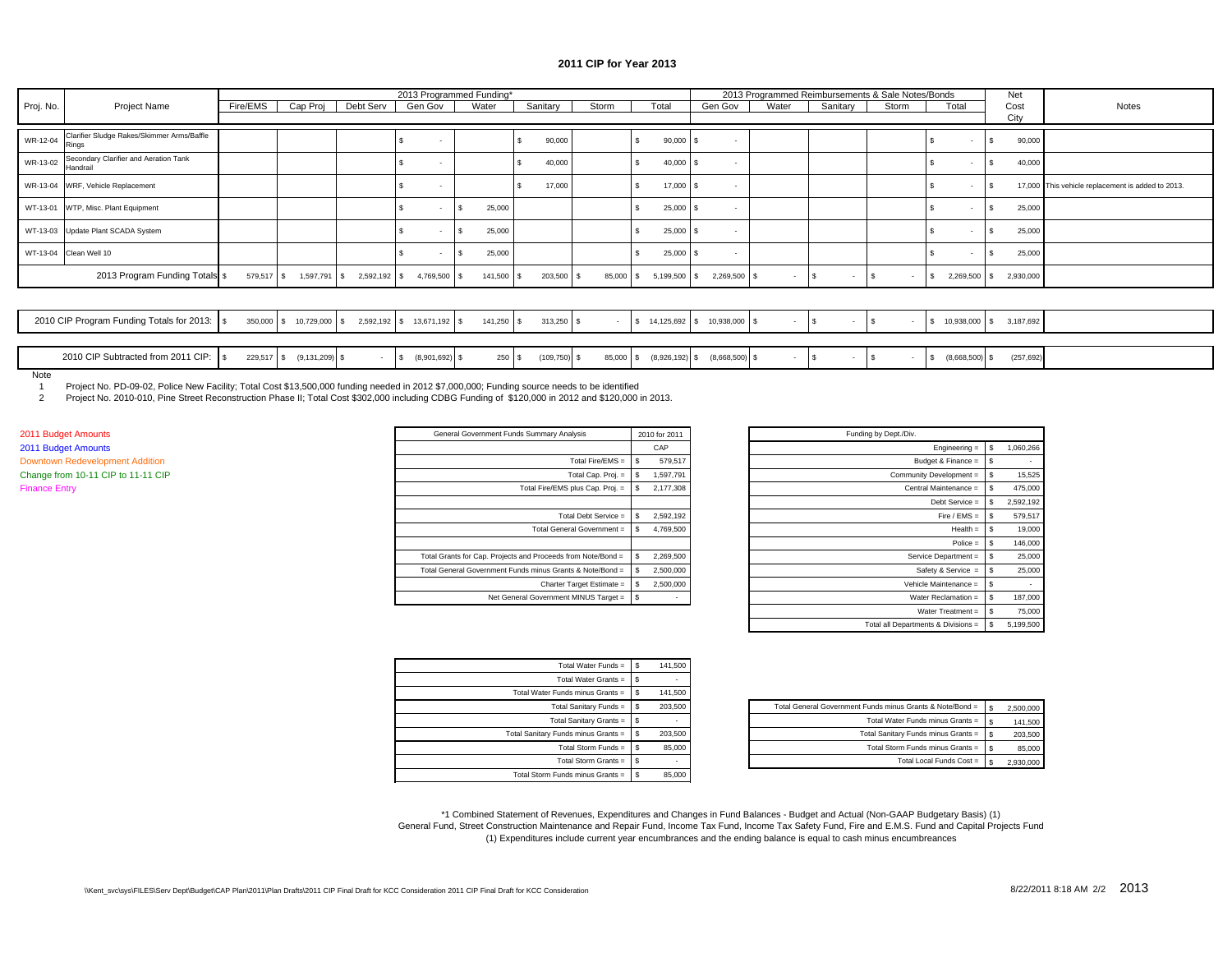# 2011 CIP for Year 2013

| Proj. No. | Project Name | 2013 Programmed Funding* | | | | | | | | 2013 Programmed Reimbursements & Sale Notes/Bonds | | | | | Net | Notes |
|---|---|---|---|---|---|---|---|---|---|---|---|---|---|---|---|---|
| | | Fire/EMS | Cap Proj | Debt Serv | Gen Gov | Water | Sanitary | Storm | Total | Gen Gov | Water | Sanitary | Storm | Total | Cost City | |
| WR-12-04 | Clarifier Sludge Rakes/Skimmer Arms/Baffle Rings | | | | $ - | | $ 90,000 | | $ 90,000 | $ - | | | | $ - | $ 90,000 | |
| WR-13-02 | Secondary Clarifier and Aeration Tank Handrail | | | | $ - | | $ 40,000 | | $ 40,000 | $ - | | | | $ - | $ 40,000 | |
| WR-13-04 | WRF, Vehicle Replacement | | | | $ - | | $ 17,000 | | $ 17,000 | $ - | | | | $ - | $ 17,000 | This vehicle replacement is added to 2013. |
| WT-13-01 | WTP, Misc. Plant Equipment | | | | $ - | $ 25,000 | | | $ 25,000 | $ - | | | | $ - | $ 25,000 | |
| WT-13-03 | Update Plant SCADA System | | | | $ - | $ 25,000 | | | $ 25,000 | $ - | | | | $ - | $ 25,000 | |
| WT-13-04 | Clean Well 10 | | | | $ - | $ 25,000 | | | $ 25,000 | $ - | | | | $ - | $ 25,000 | |
| | 2013 Program Funding Totals | $ 579,517 | $ 1,597,791 | $ 2,592,192 | $ 4,769,500 | $ 141,500 | $ 203,500 | $ 85,000 | $ 5,199,500 | $ 2,269,500 | $ - | $ - | $ - | $ 2,269,500 | $ 2,930,000 | |
| | 2010 CIP Program Funding Totals for 2013: | $ 350,000 | $ 10,729,000 | $ 2,592,192 | $ 13,671,192 | $ 141,250 | $ 313,250 | $ - | $ 14,125,692 | $ 10,938,000 | $ - | $ - | $ - | $ 10,938,000 | $ 3,187,692 | |
| | 2010 CIP Subtracted from 2011 CIP: | $ 229,517 | $ (9,131,209) | $ - | $ (8,901,692) | $ 250 | $ (109,750) | $ 85,000 | $ (8,926,192) | $ (8,668,500) | $ - | $ - | $ - | $ (8,668,500) | $ (257,692) | |

Note

1. Project No. PD-09-02, Police New Facility; Total Cost $13,500,000 funding needed in 2012 $7,000,000; Funding source needs to be identified
2. Project No. 2010-010, Pine Street Reconstruction Phase II; Total Cost $302,000 including CDBG Funding of $120,000 in 2012 and $120,000 in 2013.

2011 Budget Amounts
2011 Budget Amounts
Downtown Redevelopment Addition
Change from 10-11 CIP to 11-11 CIP
Finance Entry

| General Government Funds Summary Analysis | 2010 for 2011 |
|---|---|
| | CAP |
| Total Fire/EMS = | $ 579,517 |
| Total Cap. Proj. = | $ 1,597,791 |
| Total Fire/EMS plus Cap. Proj. = | $ 2,177,308 |
| | |
| Total Debt Service = | $ 2,592,192 |
| Total General Government = | $ 4,769,500 |
| | |
| Total Grants for Cap. Projects and Proceeds from Note/Bond = | $ 2,269,500 |
| Total General Government Funds minus Grants & Note/Bond = | $ 2,500,000 |
| Charter Target Estimate = | $ 2,500,000 |
| Net General Government MINUS Target = | $ - |

| Funding by Dept./Div. | |
|---|---|
| Engineering = | $ 1,060,266 |
| Budget & Finance = | $ - |
| Community Development = | $ 15,525 |
| Central Maintenance = | $ 475,000 |
| Debt Service = | $ 2,592,192 |
| Fire / EMS = | $ 579,517 |
| Health = | $ 19,000 |
| Police = | $ 146,000 |
| Service Department = | $ 25,000 |
| Safety & Service = | $ 25,000 |
| Vehicle Maintenance = | $ - |
| Water Reclamation = | $ 187,000 |
| Water Treatment = | $ 75,000 |
| Total all Departments & Divisions = | $ 5,199,500 |

| | |
|---|---|
| Total Water Funds = | $ 141,500 |
| Total Water Grants = | $ - |
| Total Water Funds minus Grants = | $ 141,500 |
| Total Sanitary Funds = | $ 203,500 |
| Total Sanitary Grants = | $ - |
| Total Sanitary Funds minus Grants = | $ 203,500 |
| Total Storm Funds = | $ 85,000 |
| Total Storm Grants = | $ - |
| Total Storm Funds minus Grants = | $ 85,000 |

| | |
|---|---|
| Total General Government Funds minus Grants & Note/Bond = | $ 2,500,000 |
| Total Water Funds minus Grants = | $ 141,500 |
| Total Sanitary Funds minus Grants = | $ 203,500 |
| Total Storm Funds minus Grants = | $ 85,000 |
| Total Local Funds Cost = | $ 2,930,000 |

*1 Combined Statement of Revenues, Expenditures and Changes in Fund Balances - Budget and Actual (Non-GAAP Budgetary Basis) (1)
General Fund, Street Construction Maintenance and Repair Fund, Income Tax Fund, Income Tax Safety Fund, Fire and E.M.S. Fund and Capital Projects Fund
(1) Expenditures include current year encumbrances and the ending balance is equal to cash minus encumbreances

\\Kent_svc\sys\FILES\Serv Dept\Budget\CAP Plan\2011\Plan Drafts\2011 CIP Final Draft for KCC Consideration 2011 CIP Final Draft for KCC Consideration

8/22/2011 8:18 AM 2/2 2013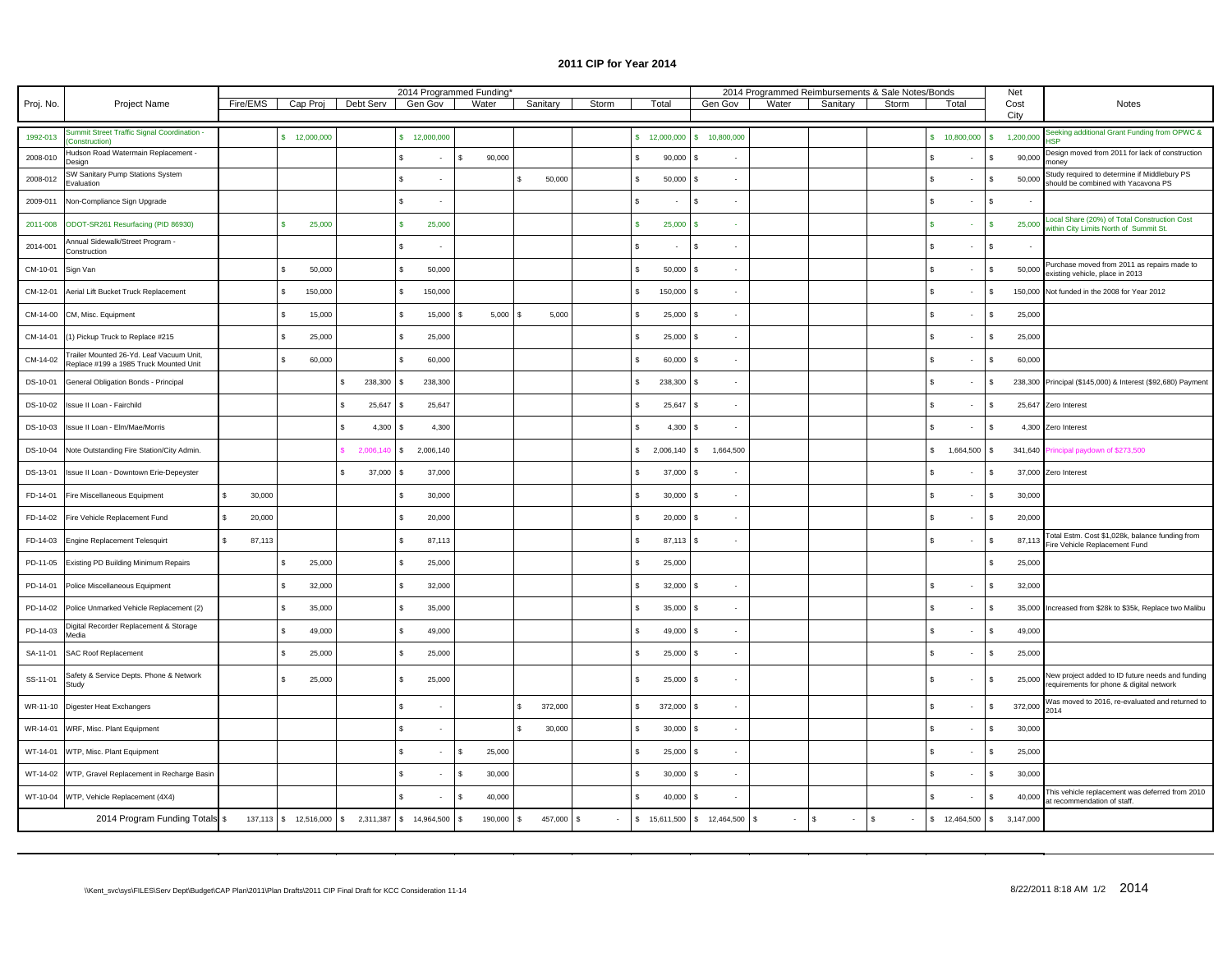# 2011 CIP for Year 2014

| Proj. No. | Project Name | 2014 Programmed Funding* | | | | | | | | 2014 Programmed Reimbursements & Sale Notes/Bonds | | | | | Net Cost City | Notes |
|---|---|---|---|---|---|---|---|---|---|---|---|---|---|---|---|---|
| | | Fire/EMS | Cap Proj | Debt Serv | Gen Gov | Water | Sanitary | Storm | Total | Gen Gov | Water | Sanitary | Storm | Total | | |
| 1992-013 | Summit Street Traffic Signal Coordination - (Construction) | | $ 12,000,000 | | $ 12,000,000 | | | | $ 12,000,000 | $ 10,800,000 | | | | $ 10,800,000 | $ 1,200,000 | Seeking additional Grant Funding from OPWC & HSP |
| 2008-010 | Hudson Road Watermain Replacement - Design | | | | $ - | $ 90,000 | | | $ 90,000 | $ - | | | | $ - | $ 90,000 | Design moved from 2011 for lack of construction money |
| 2008-012 | SW Sanitary Pump Stations System Evaluation | | | | $ - | | $ 50,000 | | $ 50,000 | $ - | | | | $ - | $ 50,000 | Study required to determine if Middlebury PS should be combined with Yacavona PS |
| 2009-011 | Non-Compliance Sign Upgrade | | | | $ - | | | | $ - | $ - | | | | $ - | $ - | |
| 2011-008 | ODOT-SR261 Resurfacing (PID 86930) | | $ 25,000 | | $ 25,000 | | | | $ 25,000 | $ - | | | | $ - | $ 25,000 | Local Share (20%) of Total Construction Cost within City Limits North of Summit St. |
| 2014-001 | Annual Sidewalk/Street Program - Construction | | | | $ - | | | | $ - | $ - | | | | $ - | $ - | |
| CM-10-01 | Sign Van | | $ 50,000 | | $ 50,000 | | | | $ 50,000 | $ - | | | | $ - | $ 50,000 | Purchase moved from 2011 as repairs made to existing vehicle, place in 2013 |
| CM-12-01 | Aerial Lift Bucket Truck Replacement | | $ 150,000 | | $ 150,000 | | | | $ 150,000 | $ - | | | | $ - | $ 150,000 | Not funded in the 2008 for Year 2012 |
| CM-14-00 | CM, Misc. Equipment | | $ 15,000 | | $ 15,000 | $ 5,000 | $ 5,000 | | $ 25,000 | $ - | | | | $ - | $ 25,000 | |
| CM-14-01 | (1) Pickup Truck to Replace #215 | | $ 25,000 | | $ 25,000 | | | | $ 25,000 | $ - | | | | $ - | $ 25,000 | |
| CM-14-02 | Trailer Mounted 26-Yd. Leaf Vacuum Unit, Replace #199 a 1985 Truck Mounted Unit | | $ 60,000 | | $ 60,000 | | | | $ 60,000 | $ - | | | | $ - | $ 60,000 | |
| DS-10-01 | General Obligation Bonds - Principal | | | $ 238,300 | $ 238,300 | | | | $ 238,300 | $ - | | | | $ - | $ 238,300 | Principal ($145,000) & Interest ($92,680) Payment |
| DS-10-02 | Issue II Loan - Fairchild | | | $ 25,647 | $ 25,647 | | | | $ 25,647 | $ - | | | | $ - | $ 25,647 | Zero Interest |
| DS-10-03 | Issue II Loan - Elm/Mae/Morris | | | $ 4,300 | $ 4,300 | | | | $ 4,300 | $ - | | | | $ - | $ 4,300 | Zero Interest |
| DS-10-04 | Note Outstanding Fire Station/City Admin. | | | $ 2,006,140 | $ 2,006,140 | | | | $ 2,006,140 | $ 1,664,500 | | | | $ 1,664,500 | $ 341,640 | Principal paydown of $273,500 |
| DS-13-01 | Issue II Loan - Downtown Erie-Depeyster | | | $ 37,000 | $ 37,000 | | | | $ 37,000 | $ - | | | | $ - | $ 37,000 | Zero Interest |
| FD-14-01 | Fire Miscellaneous Equipment | $ 30,000 | | | $ 30,000 | | | | $ 30,000 | $ - | | | | $ - | $ 30,000 | |
| FD-14-02 | Fire Vehicle Replacement Fund | $ 20,000 | | | $ 20,000 | | | | $ 20,000 | $ - | | | | $ - | $ 20,000 | |
| FD-14-03 | Engine Replacement Telesquirt | $ 87,113 | | | $ 87,113 | | | | $ 87,113 | $ - | | | | $ - | $ 87,113 | Total Estm. Cost $1,028k, balance funding from Fire Vehicle Replacement Fund |
| PD-11-05 | Existing PD Building Minimum Repairs | | $ 25,000 | | $ 25,000 | | | | $ 25,000 | | | | | | $ 25,000 | |
| PD-14-01 | Police Miscellaneous Equipment | | $ 32,000 | | $ 32,000 | | | | $ 32,000 | $ - | | | | $ - | $ 32,000 | |
| PD-14-02 | Police Unmarked Vehicle Replacement (2) | | $ 35,000 | | $ 35,000 | | | | $ 35,000 | $ - | | | | $ - | $ 35,000 | Increased from $28k to $35k, Replace two Malibu |
| PD-14-03 | Digital Recorder Replacement & Storage Media | | $ 49,000 | | $ 49,000 | | | | $ 49,000 | $ - | | | | $ - | $ 49,000 | |
| SA-11-01 | SAC Roof Replacement | | $ 25,000 | | $ 25,000 | | | | $ 25,000 | $ - | | | | $ - | $ 25,000 | |
| SS-11-01 | Safety & Service Depts. Phone & Network Study | | $ 25,000 | | $ 25,000 | | | | $ 25,000 | $ - | | | | $ - | $ 25,000 | New project added to ID future needs and funding requirements for phone & digital network |
| WR-11-10 | Digester Heat Exchangers | | | | $ - | | $ 372,000 | | $ 372,000 | $ - | | | | $ - | $ 372,000 | Was moved to 2016, re-evaluated and returned to 2014 |
| WR-14-01 | WRF, Misc. Plant Equipment | | | | $ - | | $ 30,000 | | $ 30,000 | $ - | | | | $ - | $ 30,000 | |
| WT-14-01 | WTP, Misc. Plant Equipment | | | | $ - | $ 25,000 | | | $ 25,000 | $ - | | | | $ - | $ 25,000 | |
| WT-14-02 | WTP, Gravel Replacement in Recharge Basin | | | | $ - | $ 30,000 | | | $ 30,000 | $ - | | | | $ - | $ 30,000 | |
| WT-10-04 | WTP, Vehicle Replacement (4X4) | | | | $ - | $ 40,000 | | | $ 40,000 | $ - | | | | $ - | $ 40,000 | This vehicle replacement was deferred from 2010 at recommendation of staff. |
| | 2014 Program Funding Totals | $ 137,113 | $ 12,516,000 | $ 2,311,387 | $ 14,964,500 | $ 190,000 | $ 457,000 | $ - | $ 15,611,500 | $ 12,464,500 | $ - | $ - | $ - | $ 12,464,500 | $ 3,147,000 | |

\\Kent_svc\sys\FILES\Serv Dept\Budget\CAP Plan\2011\Plan Drafts\2011 CIP Final Draft for KCC Consideration 11-14

8/22/2011 8:18 AM 1/2 2014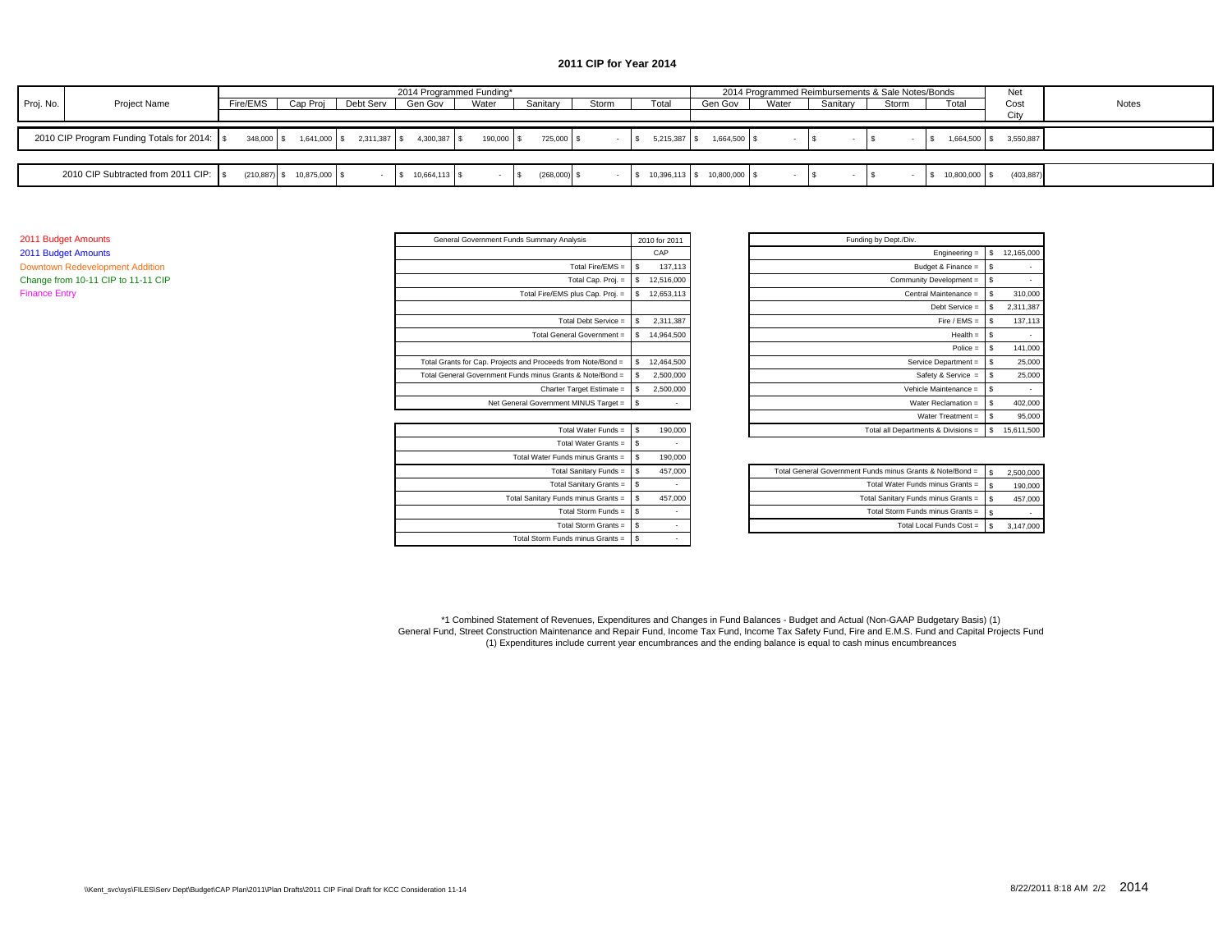# 2011 CIP for Year 2014

| Proj. No. | Project Name | 2014 Programmed Funding* | | | | | | | | 2014 Programmed Reimbursements & Sale Notes/Bonds | | | | | Net Cost City | Notes |
|---|---|---|---|---|---|---|---|---|---|---|---|---|---|---|---|---|
| | | Fire/EMS | Cap Proj | Debt Serv | Gen Gov | Water | Sanitary | Storm | Total | Gen Gov | Water | Sanitary | Storm | Total | | |
| | 2010 CIP Program Funding Totals for 2014: | $ 348,000 | $ 1,641,000 | $ 2,311,387 | $ 4,300,387 | $ 190,000 | $ 725,000 | $ - | $ 5,215,387 | $ 1,664,500 | $ - | $ - | $ - | $ 1,664,500 | $ 3,550,887 | |
| | 2010 CIP Subtracted from 2011 CIP: | $ (210,887) | $ 10,875,000 | $ - | $ 10,664,113 | $ - | $ (268,000) | $ - | $ 10,396,113 | $ 10,800,000 | $ - | $ - | $ - | $ 10,800,000 | $ (403,887) | |

2011 Budget Amounts
2011 Budget Amounts
Downtown Redevelopment Addition
Change from 10-11 CIP to 11-11 CIP
Finance Entry

| General Government Funds Summary Analysis | 2010 for 2011 CAP |
|---|---|
| Total Fire/EMS = | $ 137,113 |
| Total Cap. Proj. = | $ 12,516,000 |
| Total Fire/EMS plus Cap. Proj. = | $ 12,653,113 |
| | |
| Total Debt Service = | $ 2,311,387 |
| Total General Government = | $ 14,964,500 |
| | |
| Total Grants for Cap. Projects and Proceeds from Note/Bond = | $ 12,464,500 |
| Total General Government Funds minus Grants & Note/Bond = | $ 2,500,000 |
| Charter Target Estimate = | $ 2,500,000 |
| Net General Government MINUS Target = | $ - |

| | |
|---|---|
| Total Water Funds = | $ 190,000 |
| Total Water Grants = | $ - |
| Total Water Funds minus Grants = | $ 190,000 |
| Total Sanitary Funds = | $ 457,000 |
| Total Sanitary Grants = | $ - |
| Total Sanitary Funds minus Grants = | $ 457,000 |
| Total Storm Funds = | $ - |
| Total Storm Grants = | $ - |
| Total Storm Funds minus Grants = | $ - |

| Funding by Dept./Div. | |
|---|---|
| Engineering = | $ 12,165,000 |
| Budget & Finance = | $ - |
| Community Development = | $ - |
| Central Maintenance = | $ 310,000 |
| Debt Service = | $ 2,311,387 |
| Fire / EMS = | $ 137,113 |
| Health = | $ - |
| Police = | $ 141,000 |
| Service Department = | $ 25,000 |
| Safety & Service = | $ 25,000 |
| Vehicle Maintenance = | $ - |
| Water Reclamation = | $ 402,000 |
| Water Treatment = | $ 95,000 |
| Total all Departments & Divisions = | $ 15,611,500 |

| | |
|---|---|
| Total General Government Funds minus Grants & Note/Bond = | $ 2,500,000 |
| Total Water Funds minus Grants = | $ 190,000 |
| Total Sanitary Funds minus Grants = | $ 457,000 |
| Total Storm Funds minus Grants = | $ - |
| Total Local Funds Cost = | $ 3,147,000 |

*1 Combined Statement of Revenues, Expenditures and Changes in Fund Balances - Budget and Actual (Non-GAAP Budgetary Basis) (1)
General Fund, Street Construction Maintenance and Repair Fund, Income Tax Fund, Income Tax Safety Fund, Fire and E.M.S. Fund and Capital Projects Fund
(1) Expenditures include current year encumbrances and the ending balance is equal to cash minus encumbreances

\\Kent_svc\sys\FILES\Serv Dept\Budget\CAP Plan\2011\Plan Drafts\2011 CIP Final Draft for KCC Consideration 11-14

8/22/2011 8:18 AM 2/2 2014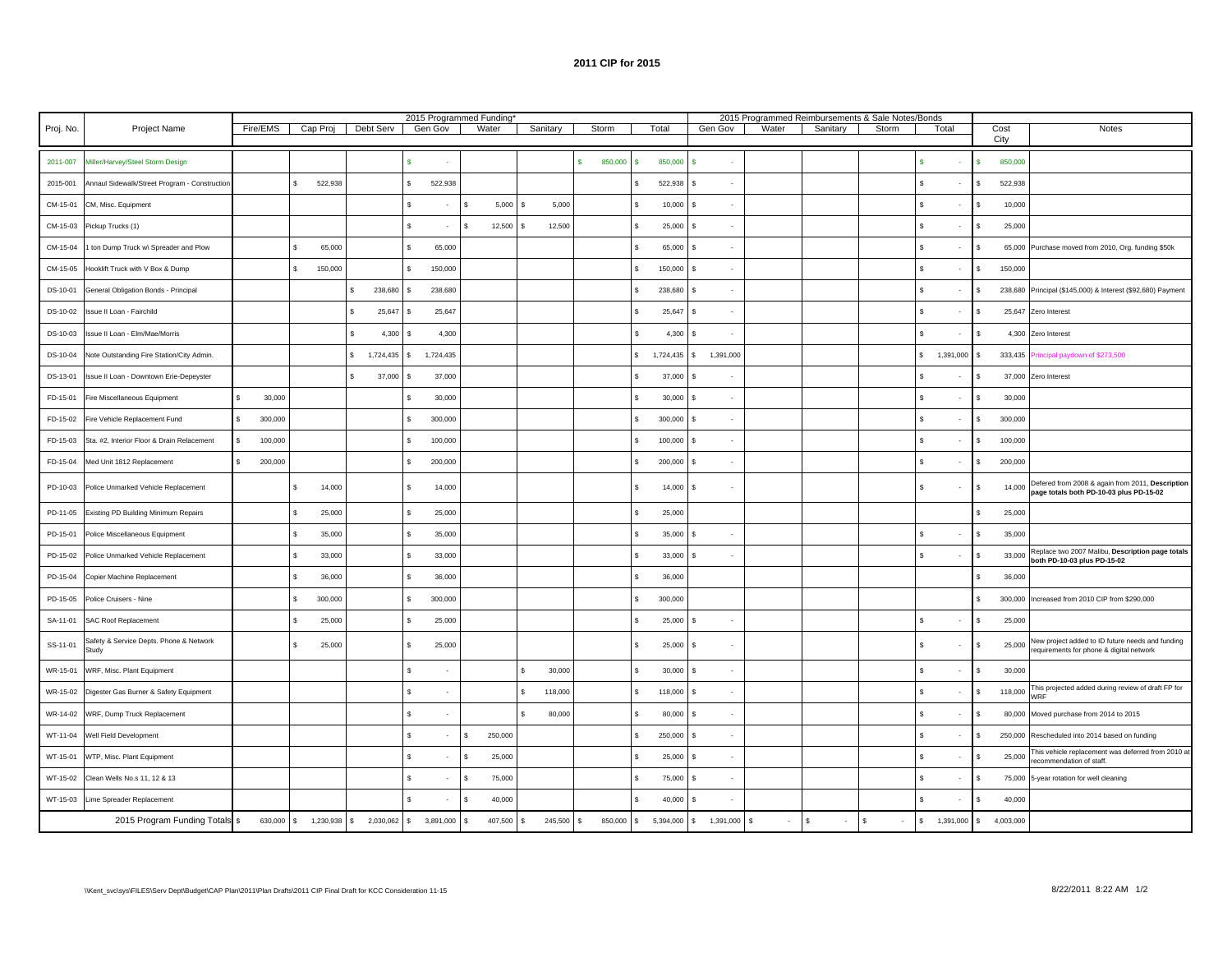# 2011 CIP for 2015

| Proj. No. | Project Name | 2015 Programmed Funding* | | | | | | | | 2015 Programmed Reimbursements & Sale Notes/Bonds | | | | | Cost | Notes |
|---|---|---|---|---|---|---|---|---|---|---|---|---|---|---|---|---|
| | | Fire/EMS | Cap Proj | Debt Serv | Gen Gov | Water | Sanitary | Storm | Total | Gen Gov | Water | Sanitary | Storm | Total | City | |
| 2011-007 | Miller/Harvey/Steel Storm Design | | | | $ - | | | $ 850,000 | $ 850,000 | $ - | | | | $ - | $ 850,000 | |
| 2015-001 | Annaul Sidewalk/Street Program - Construction | | $ 522,938 | | $ 522,938 | | | | $ 522,938 | $ - | | | | $ - | $ 522,938 | |
| CM-15-01 | CM, Misc. Equipment | | | | $ - | $ 5,000 | $ 5,000 | | $ 10,000 | $ - | | | | $ - | $ 10,000 | |
| CM-15-03 | Pickup Trucks (1) | | | | $ - | $ 12,500 | $ 12,500 | | $ 25,000 | $ - | | | | $ - | $ 25,000 | |
| CM-15-04 | 1 ton Dump Truck w\ Spreader and Plow | | $ 65,000 | | $ 65,000 | | | | $ 65,000 | $ - | | | | $ - | $ 65,000 | Purchase moved from 2010, Org. funding $50k |
| CM-15-05 | Hooklift Truck with V Box & Dump | | $ 150,000 | | $ 150,000 | | | | $ 150,000 | $ - | | | | $ - | $ 150,000 | |
| DS-10-01 | General Obligation Bonds - Principal | | | $ 238,680 | $ 238,680 | | | | $ 238,680 | $ - | | | | $ - | $ 238,680 | Principal ($145,000) & Interest ($92,680) Payment |
| DS-10-02 | Issue II Loan - Fairchild | | | $ 25,647 | $ 25,647 | | | | $ 25,647 | $ - | | | | $ - | $ 25,647 | Zero Interest |
| DS-10-03 | Issue II Loan - Elm/Mae/Morris | | | $ 4,300 | $ 4,300 | | | | $ 4,300 | $ - | | | | $ - | $ 4,300 | Zero Interest |
| DS-10-04 | Note Outstanding Fire Station/City Admin. | | | $ 1,724,435 | $ 1,724,435 | | | | $ 1,724,435 | $ 1,391,000 | | | | $ 1,391,000 | $ 333,435 | Principal paydown of $273,500 |
| DS-13-01 | Issue II Loan - Downtown Erie-Depeyster | | | $ 37,000 | $ 37,000 | | | | $ 37,000 | $ - | | | | $ - | $ 37,000 | Zero Interest |
| FD-15-01 | Fire Miscellaneous Equipment | $ 30,000 | | | $ 30,000 | | | | $ 30,000 | $ - | | | | $ - | $ 30,000 | |
| FD-15-02 | Fire Vehicle Replacement Fund | $ 300,000 | | | $ 300,000 | | | | $ 300,000 | $ - | | | | $ - | $ 300,000 | |
| FD-15-03 | Sta. #2, Interior Floor & Drain Relacement | $ 100,000 | | | $ 100,000 | | | | $ 100,000 | $ - | | | | $ - | $ 100,000 | |
| FD-15-04 | Med Unit 1812 Replacement | $ 200,000 | | | $ 200,000 | | | | $ 200,000 | $ - | | | | $ - | $ 200,000 | |
| PD-10-03 | Police Unmarked Vehicle Replacement | | $ 14,000 | | $ 14,000 | | | | $ 14,000 | $ - | | | | $ - | $ 14,000 | Defered from 2008 & again from 2011, **Description page totals both PD-10-03 plus PD-15-02** |
| PD-11-05 | Existing PD Building Minimum Repairs | | $ 25,000 | | $ 25,000 | | | | $ 25,000 | | | | | | $ 25,000 | |
| PD-15-01 | Police Miscellaneous Equipment | | $ 35,000 | | $ 35,000 | | | | $ 35,000 | $ - | | | | $ - | $ 35,000 | |
| PD-15-02 | Police Unmarked Vehicle Replacement | | $ 33,000 | | $ 33,000 | | | | $ 33,000 | $ - | | | | $ - | $ 33,000 | Replace two 2007 Malibu, **Description page totals both PD-10-03 plus PD-15-02** |
| PD-15-04 | Copier Machine Replacement | | $ 36,000 | | $ 36,000 | | | | $ 36,000 | | | | | | $ 36,000 | |
| PD-15-05 | Police Cruisers - Nine | | $ 300,000 | | $ 300,000 | | | | $ 300,000 | | | | | | $ 300,000 | Increased from 2010 CIP from $290,000 |
| SA-11-01 | SAC Roof Replacement | | $ 25,000 | | $ 25,000 | | | | $ 25,000 | $ - | | | | $ - | $ 25,000 | |
| SS-11-01 | Safety & Service Depts. Phone & Network Study | | $ 25,000 | | $ 25,000 | | | | $ 25,000 | $ - | | | | $ - | $ 25,000 | New project added to ID future needs and funding requirements for phone & digital network |
| WR-15-01 | WRF, Misc. Plant Equipment | | | | $ - | | $ 30,000 | | $ 30,000 | $ - | | | | $ - | $ 30,000 | |
| WR-15-02 | Digester Gas Burner & Safety Equipment | | | | $ - | | $ 118,000 | | $ 118,000 | $ - | | | | $ - | $ 118,000 | This projected added during review of draft FP for WRF |
| WR-14-02 | WRF, Dump Truck Replacement | | | | $ - | | $ 80,000 | | $ 80,000 | $ - | | | | $ - | $ 80,000 | Moved purchase from 2014 to 2015 |
| WT-11-04 | Well Field Development | | | | $ - | $ 250,000 | | | $ 250,000 | $ - | | | | $ - | $ 250,000 | Rescheduled into 2014 based on funding |
| WT-15-01 | WTP, Misc. Plant Equipment | | | | $ - | $ 25,000 | | | $ 25,000 | $ - | | | | $ - | $ 25,000 | This vehicle replacement was deferred from 2010 at recommendation of staff. |
| WT-15-02 | Clean Wells No.s 11, 12 & 13 | | | | $ - | $ 75,000 | | | $ 75,000 | $ - | | | | $ - | $ 75,000 | 5-year rotation for well cleaning |
| WT-15-03 | Lime Spreader Replacement | | | | $ - | $ 40,000 | | | $ 40,000 | $ - | | | | $ - | $ 40,000 | |
| | 2015 Program Funding Totals | $ 630,000 | $ 1,230,938 | $ 2,030,062 | $ 3,891,000 | $ 407,500 | $ 245,500 | $ 850,000 | $ 5,394,000 | $ 1,391,000 | $ - | $ - | $ - | $ 1,391,000 | $ 4,003,000 | |

\\Kent_svc\sys\FILES\Serv Dept\Budget\CAP Plan\2011\Plan Drafts\2011 CIP Final Draft for KCC Consideration 11-15

8/22/2011 8:22 AM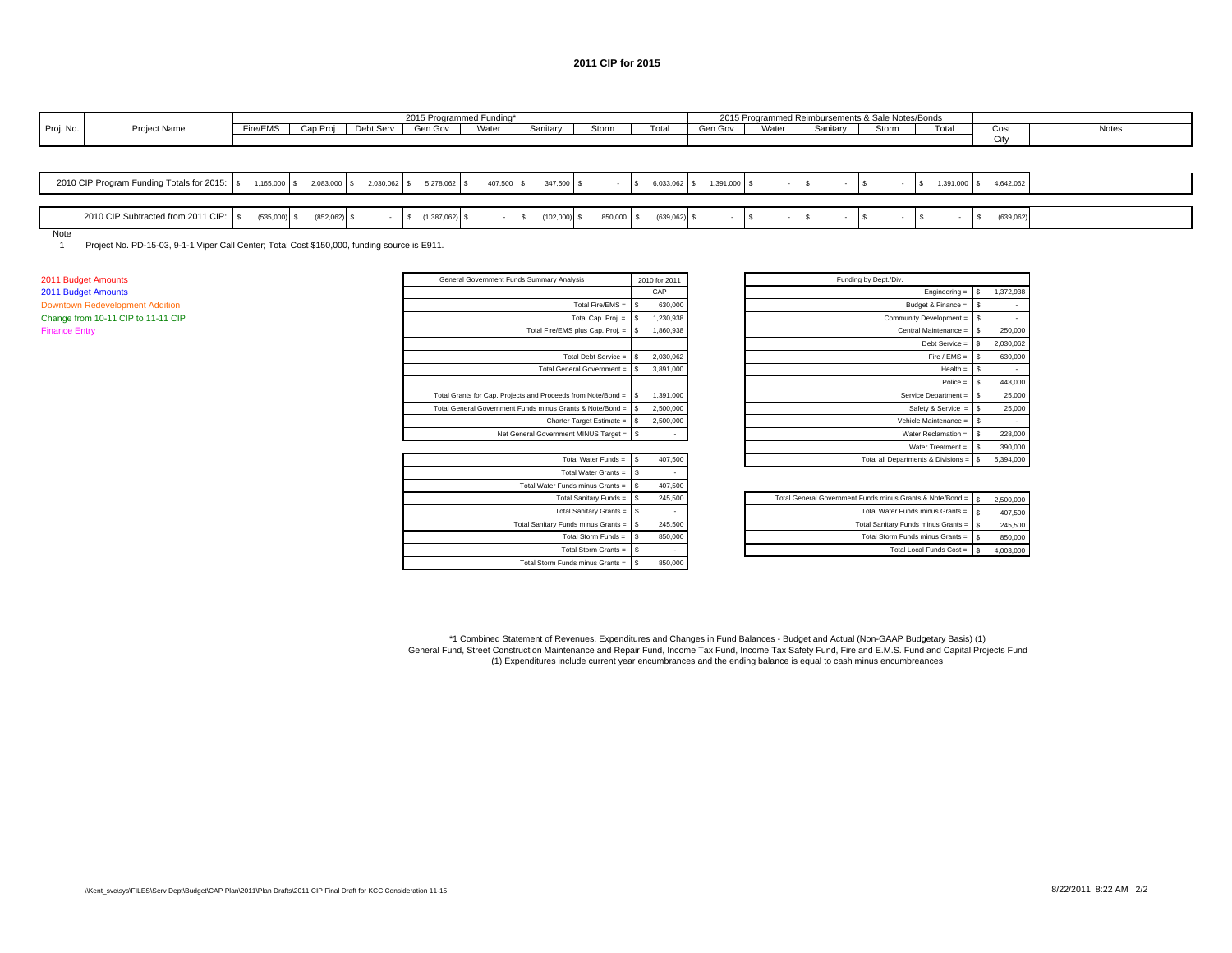# 2011 CIP for 2015

| Proj. No. | Project Name | 2015 Programmed Funding* | | | | | | | | 2015 Programmed Reimbursements & Sale Notes/Bonds | | | | | Cost | Notes |
|---|---|---|---|---|---|---|---|---|---|---|---|---|---|---|---|---|
| | | Fire/EMS | Cap Proj | Debt Serv | Gen Gov | Water | Sanitary | Storm | Total | Gen Gov | Water | Sanitary | Storm | Total | City | |
| | 2010 CIP Program Funding Totals for 2015: | $ 1,165,000 | $ 2,083,000 | $ 2,030,062 | $ 5,278,062 | $ 407,500 | $ 347,500 | $ - | $ 6,033,062 | $ 1,391,000 | $ - | $ - | $ - | $ 1,391,000 | $ 4,642,062 | |
| | 2010 CIP Subtracted from 2011 CIP: | $ (535,000) | $ (852,062) | $ - | $ (1,387,062) | $ - | $ (102,000) | $ 850,000 | $ (639,062) | $ - | $ - | $ - | $ - | $ - | $ (639,062) | |

Note

1 Project No. PD-15-03, 9-1-1 Viper Call Center; Total Cost $150,000, funding source is E911.

2011 Budget Amounts
2011 Budget Amounts
Downtown Redevelopment Addition
Change from 10-11 CIP to 11-11 CIP
Finance Entry

| General Government Funds Summary Analysis | 2010 for 2011 |
|---|---|
| | CAP |
| Total Fire/EMS = | $ 630,000 |
| Total Cap. Proj. = | $ 1,230,938 |
| Total Fire/EMS plus Cap. Proj. = | $ 1,860,938 |
| | |
| Total Debt Service = | $ 2,030,062 |
| Total General Government = | $ 3,891,000 |
| | |
| Total Grants for Cap. Projects and Proceeds from Note/Bond = | $ 1,391,000 |
| Total General Government Funds minus Grants & Note/Bond = | $ 2,500,000 |
| Charter Target Estimate = | $ 2,500,000 |
| Net General Government MINUS Target = | $ - |

| | |
|---|---|
| Total Water Funds = | $ 407,500 |
| Total Water Grants = | $ - |
| Total Water Funds minus Grants = | $ 407,500 |
| Total Sanitary Funds = | $ 245,500 |
| Total Sanitary Grants = | $ - |
| Total Sanitary Funds minus Grants = | $ 245,500 |
| Total Storm Funds = | $ 850,000 |
| Total Storm Grants = | $ - |
| Total Storm Funds minus Grants = | $ 850,000 |

| Funding by Dept./Div. | |
|---|---|
| Engineering = | $ 1,372,938 |
| Budget & Finance = | $ - |
| Community Development = | $ - |
| Central Maintenance = | $ 250,000 |
| Debt Service = | $ 2,030,062 |
| Fire / EMS = | $ 630,000 |
| Health = | $ - |
| Police = | $ 443,000 |
| Service Department = | $ 25,000 |
| Safety & Service = | $ 25,000 |
| Vehicle Maintenance = | $ - |
| Water Reclamation = | $ 228,000 |
| Water Treatment = | $ 390,000 |
| Total all Departments & Divisions = | $ 5,394,000 |

| | |
|---|---|
| Total General Government Funds minus Grants & Note/Bond = | $ 2,500,000 |
| Total Water Funds minus Grants = | $ 407,500 |
| Total Sanitary Funds minus Grants = | $ 245,500 |
| Total Storm Funds minus Grants = | $ 850,000 |
| Total Local Funds Cost = | $ 4,003,000 |

*1 Combined Statement of Revenues, Expenditures and Changes in Fund Balances - Budget and Actual (Non-GAAP Budgetary Basis) (1)
General Fund, Street Construction Maintenance and Repair Fund, Income Tax Fund, Income Tax Safety Fund, Fire and E.M.S. Fund and Capital Projects Fund
(1) Expenditures include current year encumbrances and the ending balance is equal to cash minus encumbreances

\\Kent_svc\sys\FILES\Serv Dept\Budget\CAP Plan\2011\Plan Drafts\2011 CIP Final Draft for KCC Consideration 11-15

8/22/2011 8:22 AM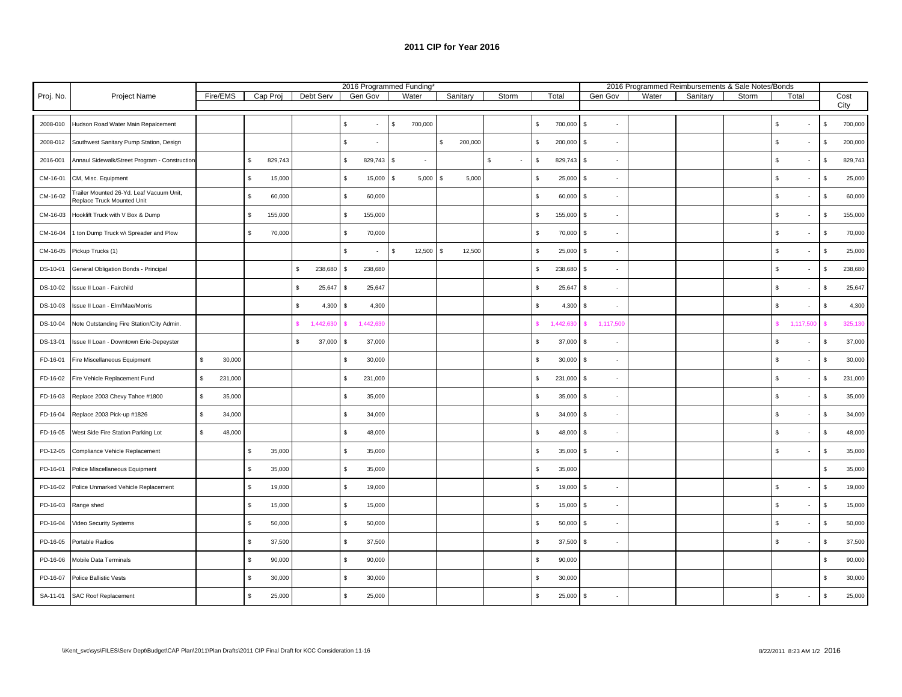## 2011 CIP for Year 2016

| Proj. No. | Project Name | 2016 Programmed Funding* | | | | | | | | 2016 Programmed Reimbursements & Sale Notes/Bonds | | | | | Cost |
|---|---|---|---|---|---|---|---|---|---|---|---|---|---|---|---|
| | | Fire/EMS | Cap Proj | Debt Serv | Gen Gov | Water | Sanitary | Storm | Total | Gen Gov | Water | Sanitary | Storm | Total | City |
| 2008-010 | Hudson Road Water Main Repalcement | | | | $ - | $ 700,000 | | | $ 700,000 | $ - | | | | $ - | $ 700,000 |
| 2008-012 | Southwest Sanitary Pump Station, Design | | | | $ - | | $ 200,000 | | $ 200,000 | $ - | | | | $ - | $ 200,000 |
| 2016-001 | Annaul Sidewalk/Street Program - Construction | | $ 829,743 | | $ 829,743 | $ - | | $ - | $ 829,743 | $ - | | | | $ - | $ 829,743 |
| CM-16-01 | CM, Misc. Equipment | | $ 15,000 | | $ 15,000 | $ 5,000 | $ 5,000 | | $ 25,000 | $ - | | | | $ - | $ 25,000 |
| CM-16-02 | Trailer Mounted 26-Yd. Leaf Vacuum Unit, Replace Truck Mounted Unit | | $ 60,000 | | $ 60,000 | | | | $ 60,000 | $ - | | | | $ - | $ 60,000 |
| CM-16-03 | Hooklift Truck with V Box & Dump | | $ 155,000 | | $ 155,000 | | | | $ 155,000 | $ - | | | | $ - | $ 155,000 |
| CM-16-04 | 1 ton Dump Truck w\ Spreader and Plow | | $ 70,000 | | $ 70,000 | | | | $ 70,000 | $ - | | | | $ - | $ 70,000 |
| CM-16-05 | Pickup Trucks (1) | | | | $ - | $ 12,500 | $ 12,500 | | $ 25,000 | $ - | | | | $ - | $ 25,000 |
| DS-10-01 | General Obligation Bonds - Principal | | | $ 238,680 | $ 238,680 | | | | $ 238,680 | $ - | | | | $ - | $ 238,680 |
| DS-10-02 | Issue II Loan - Fairchild | | | $ 25,647 | $ 25,647 | | | | $ 25,647 | $ - | | | | $ - | $ 25,647 |
| DS-10-03 | Issue II Loan - Elm/Mae/Morris | | | $ 4,300 | $ 4,300 | | | | $ 4,300 | $ - | | | | $ - | $ 4,300 |
| DS-10-04 | Note Outstanding Fire Station/City Admin. | | | $ 1,442,630 | $ 1,442,630 | | | | $ 1,442,630 | $ 1,117,500 | | | | $ 1,117,500 | $ 325,130 |
| DS-13-01 | Issue II Loan - Downtown Erie-Depeyster | | | $ 37,000 | $ 37,000 | | | | $ 37,000 | $ - | | | | $ - | $ 37,000 |
| FD-16-01 | Fire Miscellaneous Equipment | $ 30,000 | | | $ 30,000 | | | | $ 30,000 | $ - | | | | $ - | $ 30,000 |
| FD-16-02 | Fire Vehicle Replacement Fund | $ 231,000 | | | $ 231,000 | | | | $ 231,000 | $ - | | | | $ - | $ 231,000 |
| FD-16-03 | Replace 2003 Chevy Tahoe #1800 | $ 35,000 | | | $ 35,000 | | | | $ 35,000 | $ - | | | | $ - | $ 35,000 |
| FD-16-04 | Replace 2003 Pick-up #1826 | $ 34,000 | | | $ 34,000 | | | | $ 34,000 | $ - | | | | $ - | $ 34,000 |
| FD-16-05 | West Side Fire Station Parking Lot | $ 48,000 | | | $ 48,000 | | | | $ 48,000 | $ - | | | | $ - | $ 48,000 |
| PD-12-05 | Compliance Vehicle Replacement | | $ 35,000 | | $ 35,000 | | | | $ 35,000 | $ - | | | | $ - | $ 35,000 |
| PD-16-01 | Police Miscellaneous Equipment | | $ 35,000 | | $ 35,000 | | | | $ 35,000 | | | | | | $ 35,000 |
| PD-16-02 | Police Unmarked Vehicle Replacement | | $ 19,000 | | $ 19,000 | | | | $ 19,000 | $ - | | | | $ - | $ 19,000 |
| PD-16-03 | Range shed | | $ 15,000 | | $ 15,000 | | | | $ 15,000 | $ - | | | | $ - | $ 15,000 |
| PD-16-04 | Video Security Systems | | $ 50,000 | | $ 50,000 | | | | $ 50,000 | $ - | | | | $ - | $ 50,000 |
| PD-16-05 | Portable Radios | | $ 37,500 | | $ 37,500 | | | | $ 37,500 | $ - | | | | $ - | $ 37,500 |
| PD-16-06 | Mobile Data Terminals | | $ 90,000 | | $ 90,000 | | | | $ 90,000 | | | | | | $ 90,000 |
| PD-16-07 | Police Ballistic Vests | | $ 30,000 | | $ 30,000 | | | | $ 30,000 | | | | | | $ 30,000 |
| SA-11-01 | SAC Roof Replacement | | $ 25,000 | | $ 25,000 | | | | $ 25,000 | $ - | | | | $ - | $ 25,000 |

\\Kent_svc\sys\FILES\Serv Dept\Budget\CAP Plan\2011\Plan Drafts\2011 CIP Final Draft for KCC Consideration 11-16

8/22/2011 8:23 AM 1/2 2016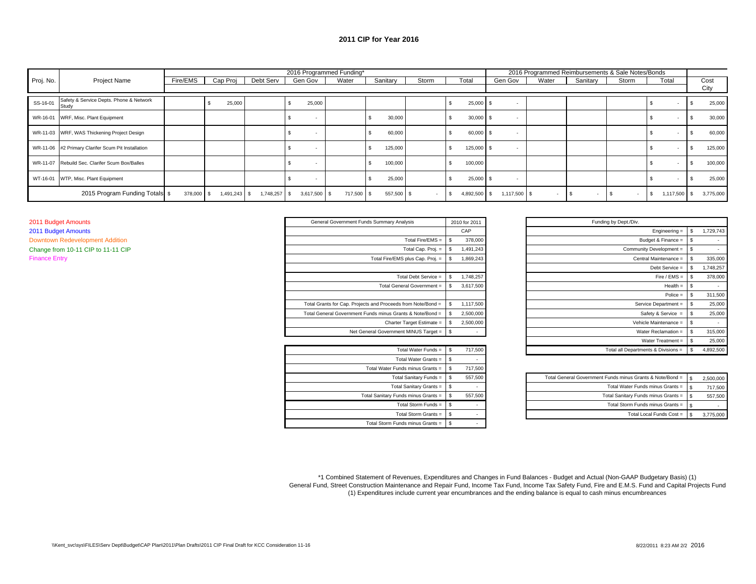## 2011 CIP for Year 2016

| Proj. No. | Project Name | 2016 Programmed Funding* | | | | | | | | 2016 Programmed Reimbursements & Sale Notes/Bonds | | | | | Cost |
|---|---|---|---|---|---|---|---|---|---|---|---|---|---|---|---|
| | | Fire/EMS | Cap Proj | Debt Serv | Gen Gov | Water | Sanitary | Storm | Total | Gen Gov | Water | Sanitary | Storm | Total | City |
| SS-16-01 | Safety & Service Depts. Phone & Network Study | | $ 25,000 | | $ 25,000 | | | | $ 25,000 | $ - | | | | $ - | $ 25,000 |
| WR-16-01 | WRF, Misc. Plant Equipment | | | | $ - | | $ 30,000 | | $ 30,000 | $ - | | | | $ - | $ 30,000 |
| WR-11-03 | WRF, WAS Thickening Project Design | | | | $ - | | $ 60,000 | | $ 60,000 | $ - | | | | $ - | $ 60,000 |
| WR-11-06 | #2 Primary Clarifer Scum Pit Installation | | | | $ - | | $ 125,000 | | $ 125,000 | $ - | | | | $ - | $ 125,000 |
| WR-11-07 | Rebuild Sec. Clarifer Scum Box/Balles | | | | $ - | | $ 100,000 | | $ 100,000 | | | | | $ - | $ 100,000 |
| WT-16-01 | WTP, Misc. Plant Equipment | | | | $ - | | $ 25,000 | | $ 25,000 | $ - | | | | $ - | $ 25,000 |
| | 2015 Program Funding Totals | $ 378,000 | $ 1,491,243 | $ 1,748,257 | $ 3,617,500 | $ 717,500 | $ 557,500 | $ - | $ 4,892,500 | $ 1,117,500 | $ - | $ - | $ - | $ 1,117,500 | $ 3,775,000 |

2011 Budget Amounts
2011 Budget Amounts
Downtown Redevelopment Addition
Change from 10-11 CIP to 11-11 CIP
Finance Entry

| General Government Funds Summary Analysis | 2010 for 2011 |
|---|---|
| | CAP |
| Total Fire/EMS = | $ 378,000 |
| Total Cap. Proj. = | $ 1,491,243 |
| Total Fire/EMS plus Cap. Proj. = | $ 1,869,243 |
| | |
| Total Debt Service = | $ 1,748,257 |
| Total General Government = | $ 3,617,500 |
| | |
| Total Grants for Cap. Projects and Proceeds from Note/Bond = | $ 1,117,500 |
| Total General Government Funds minus Grants & Note/Bond = | $ 2,500,000 |
| Charter Target Estimate = | $ 2,500,000 |
| Net General Government MINUS Target = | $ - |

| | |
|---|---|
| Total Water Funds = | $ 717,500 |
| Total Water Grants = | $ - |
| Total Water Funds minus Grants = | $ 717,500 |
| Total Sanitary Funds = | $ 557,500 |
| Total Sanitary Grants = | $ - |
| Total Sanitary Funds minus Grants = | $ 557,500 |
| Total Storm Funds = | $ - |
| Total Storm Grants = | $ - |
| Total Storm Funds minus Grants = | $ - |

| Funding by Dept./Div. | |
|---|---|
| Engineering = | $ 1,729,743 |
| Budget & Finance = | $ - |
| Community Development = | $ - |
| Central Maintenance = | $ 335,000 |
| Debt Service = | $ 1,748,257 |
| Fire / EMS = | $ 378,000 |
| Health = | $ - |
| Police = | $ 311,500 |
| Service Department = | $ 25,000 |
| Safety & Service = | $ 25,000 |
| Vehicle Maintenance = | $ - |
| Water Reclamation = | $ 315,000 |
| Water Treatment = | $ 25,000 |
| Total all Departments & Divisions = | $ 4,892,500 |

| | |
|---|---|
| Total General Government Funds minus Grants & Note/Bond = | $ 2,500,000 |
| Total Water Funds minus Grants = | $ 717,500 |
| Total Sanitary Funds minus Grants = | $ 557,500 |
| Total Storm Funds minus Grants = | $ - |
| Total Local Funds Cost = | $ 3,775,000 |

*1 Combined Statement of Revenues, Expenditures and Changes in Fund Balances - Budget and Actual (Non-GAAP Budgetary Basis) (1)
General Fund, Street Construction Maintenance and Repair Fund, Income Tax Fund, Income Tax Safety Fund, Fire and E.M.S. Fund and Capital Projects Fund
(1) Expenditures include current year encumbrances and the ending balance is equal to cash minus encumbreances

\\Kent_svc\sys\FILES\Serv Dept\Budget\CAP Plan\2011\Plan Drafts\2011 CIP Final Draft for KCC Consideration 11-16

8/22/2011 8:23 AM 2/2 2016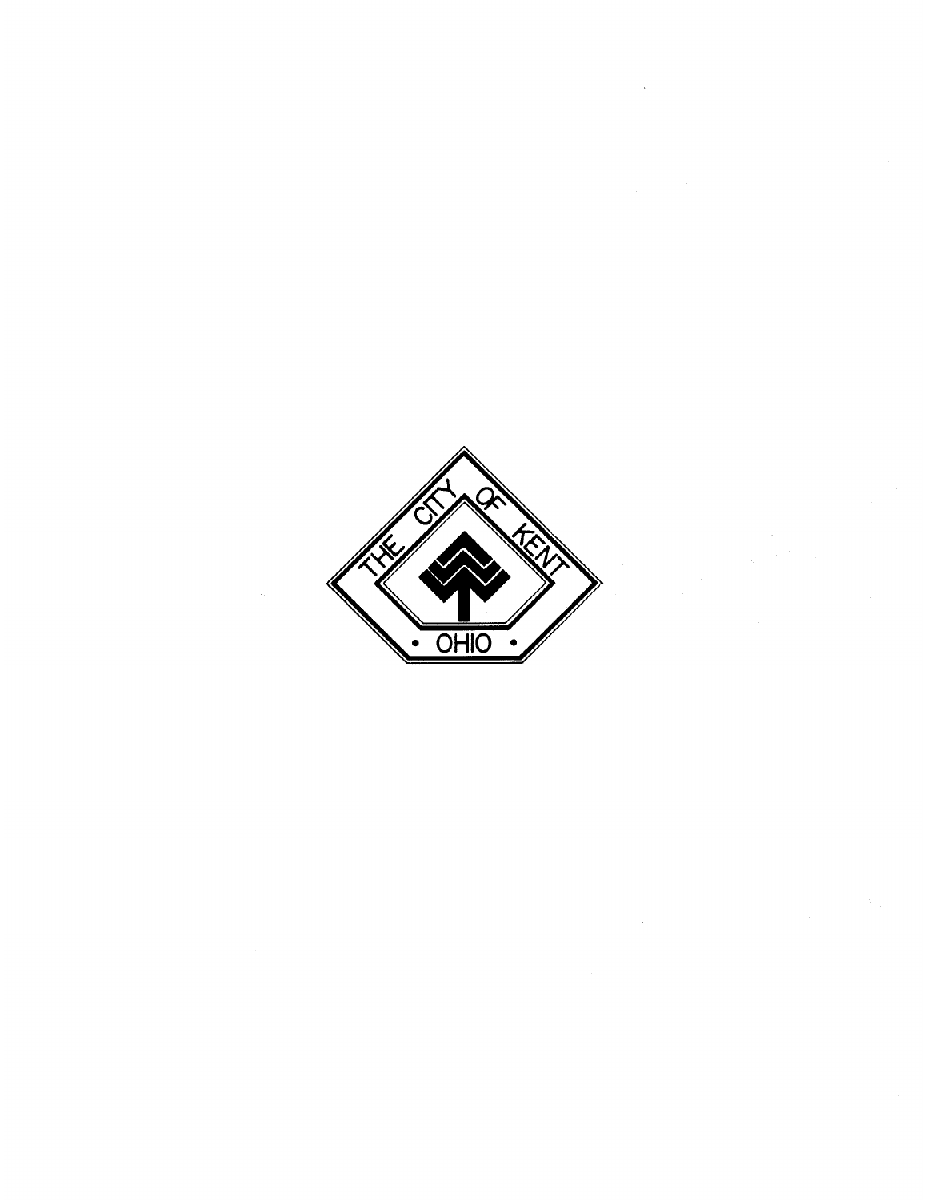THE CITY OF KENT

• OHIO •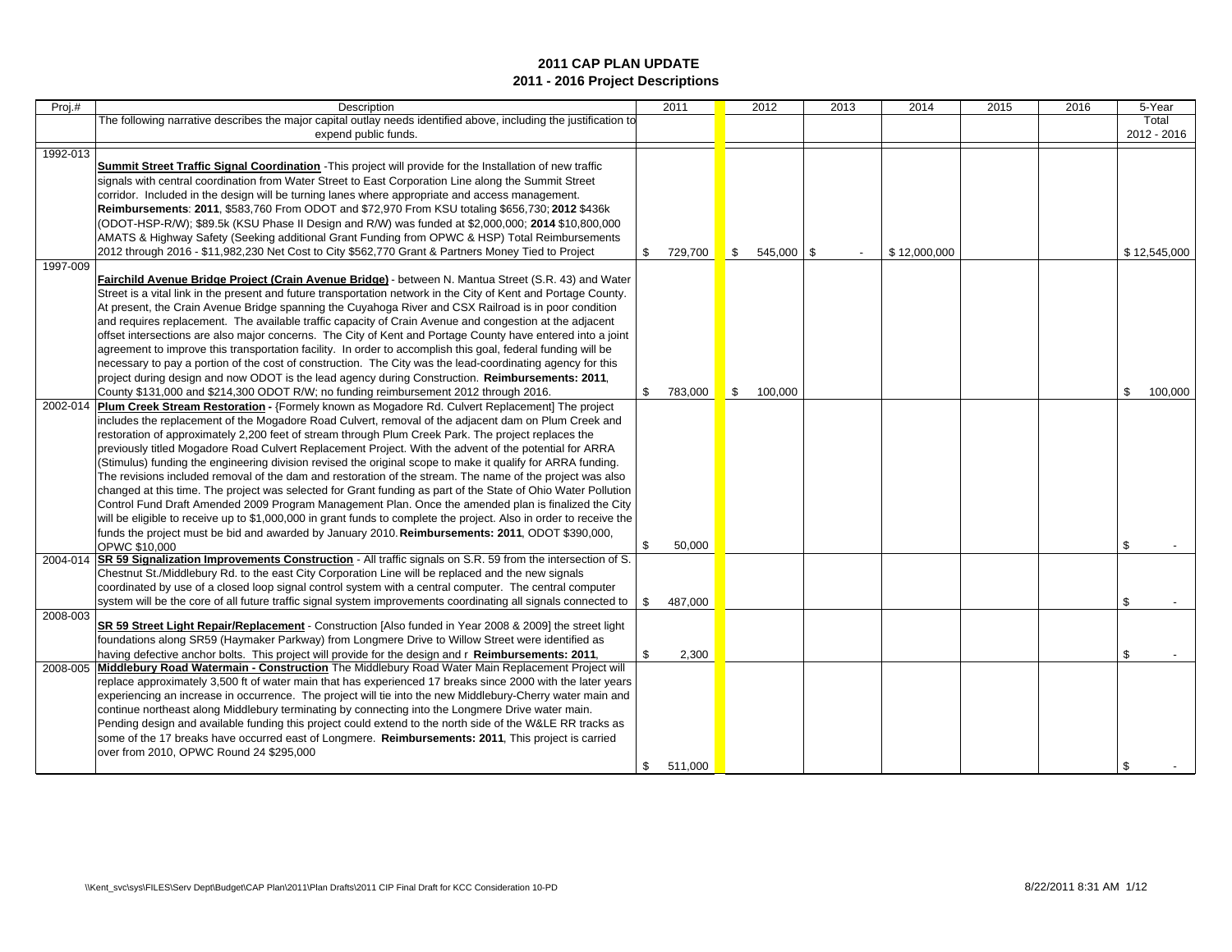# 2011 CAP PLAN UPDATE

## 2011 - 2016 Project Descriptions

| Proj.# | Description | 2011 | 2012 | 2013 | 2014 | 2015 | 2016 | 5-Year Total 2012 - 2016 |
|---|---|---|---|---|---|---|---|---|
| | The following narrative describes the major capital outlay needs identified above, including the justification to expend public funds. | | | | | | | |
| 1992-013 | **Summit Street Traffic Signal Coordination** -This project will provide for the Installation of new traffic signals with central coordination from Water Street to East Corporation Line along the Summit Street corridor. Included in the design will be turning lanes where appropriate and access management. **Reimbursements**: **2011**, $583,760 From ODOT and $72,970 From KSU totaling $656,730; **2012** $436k (ODOT-HSP-R/W); $89.5k (KSU Phase II Design and R/W) was funded at $2,000,000; **2014** $10,800,000 AMATS & Highway Safety (Seeking additional Grant Funding from OPWC & HSP) Total Reimbursements 2012 through 2016 - $11,982,230 Net Cost to City $562,770 Grant & Partners Money Tied to Project | $ 729,700 | $ 545,000 | $ - | $ 12,000,000 | | | $ 12,545,000 |
| 1997-009 | **Fairchild Avenue Bridge Project (Crain Avenue Bridge)** - between N. Mantua Street (S.R. 43) and Water Street is a vital link in the present and future transportation network in the City of Kent and Portage County. At present, the Crain Avenue Bridge spanning the Cuyahoga River and CSX Railroad is in poor condition and requires replacement. The available traffic capacity of Crain Avenue and congestion at the adjacent offset intersections are also major concerns. The City of Kent and Portage County have entered into a joint agreement to improve this transportation facility. In order to accomplish this goal, federal funding will be necessary to pay a portion of the cost of construction. The City was the lead-coordinating agency for this project during design and now ODOT is the lead agency during Construction. **Reimbursements: 2011**, County $131,000 and $214,300 ODOT R/W; no funding reimbursement 2012 through 2016. | $ 783,000 | $ 100,000 | | | | | $ 100,000 |
| 2002-014 | **Plum Creek Stream Restoration -** {Formely known as Mogadore Rd. Culvert Replacement] The project includes the replacement of the Mogadore Road Culvert, removal of the adjacent dam on Plum Creek and restoration of approximately 2,200 feet of stream through Plum Creek Park. The project replaces the previously titled Mogadore Road Culvert Replacement Project. With the advent of the potential for ARRA (Stimulus) funding the engineering division revised the original scope to make it qualify for ARRA funding. The revisions included removal of the dam and restoration of the stream. The name of the project was also changed at this time. The project was selected for Grant funding as part of the State of Ohio Water Pollution Control Fund Draft Amended 2009 Program Management Plan. Once the amended plan is finalized the City will be eligible to receive up to $1,000,000 in grant funds to complete the project. Also in order to receive the funds the project must be bid and awarded by January 2010. **Reimbursements: 2011**, ODOT $390,000, OPWC $10,000 | $ 50,000 | | | | | | $ - |
| 2004-014 | **SR 59 Signalization Improvements Construction** - All traffic signals on S.R. 59 from the intersection of S. Chestnut St./Middlebury Rd. to the east City Corporation Line will be replaced and the new signals coordinated by use of a closed loop signal control system with a central computer. The central computer system will be the core of all future traffic signal system improvements coordinating all signals connected to | $ 487,000 | | | | | | $ - |
| 2008-003 | **SR 59 Street Light Repair/Replacement** - Construction [Also funded in Year 2008 & 2009] the street light foundations along SR59 (Haymaker Parkway) from Longmere Drive to Willow Street were identified as having defective anchor bolts. This project will provide for the design and r **Reimbursements: 2011**, | $ 2,300 | | | | | | $ - |
| 2008-005 | **Middlebury Road Watermain - Construction** The Middlebury Road Water Main Replacement Project will replace approximately 3,500 ft of water main that has experienced 17 breaks since 2000 with the later years experiencing an increase in occurrence. The project will tie into the new Middlebury-Cherry water main and continue northeast along Middlebury terminating by connecting into the Longmere Drive water main. Pending design and available funding this project could extend to the north side of the W&LE RR tracks as some of the 17 breaks have occurred east of Longmere. **Reimbursements: 2011**, This project is carried over from 2010, OPWC Round 24 $295,000 | $ 511,000 | | | | | | $ - |

\\Kent_svc\sys\FILES\Serv Dept\Budget\CAP Plan\2011\Plan Drafts\2011 CIP Final Draft for KCC Consideration 10-PD

8/22/2011 8:31 AM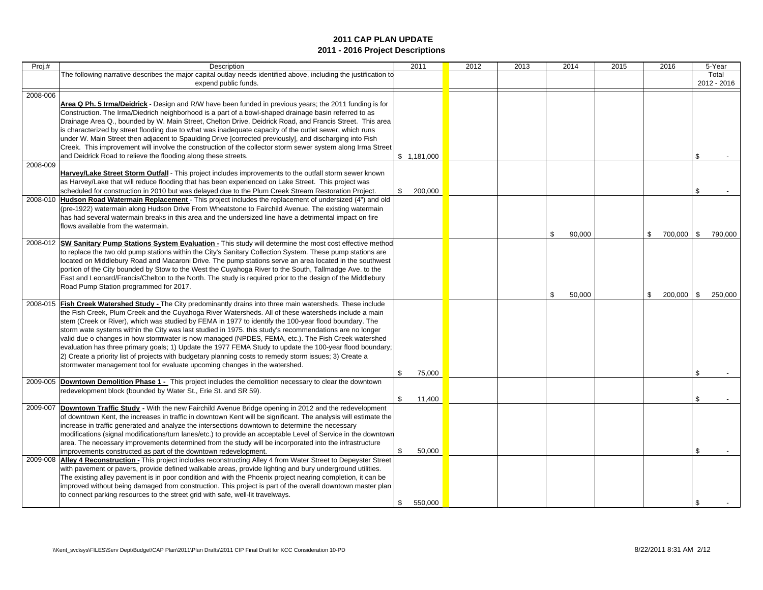# 2011 CAP PLAN UPDATE

## 2011 - 2016 Project Descriptions

| Proj.# | Description | 2011 | 2012 | 2013 | 2014 | 2015 | 2016 | 5-Year Total 2012 - 2016 |
|---|---|---|---|---|---|---|---|---|
| | The following narrative describes the major capital outlay needs identified above, including the justification to expend public funds. | | | | | | | |
| 2008-006 | **Area Q Ph. 5 Irma/Deidrick** - Design and R/W have been funded in previous years; the 2011 funding is for Construction. The Irma/Diedrich neighborhood is a part of a bowl-shaped drainage basin referred to as Drainage Area Q., bounded by W. Main Street, Chelton Drive, Deidrick Road, and Francis Street. This area is characterized by street flooding due to what was inadequate capacity of the outlet sewer, which runs under W. Main Street then adjacent to Spaulding Drive [corrected previously], and discharging into Fish Creek. This improvement will involve the construction of the collector storm sewer system along Irma Street and Deidrick Road to relieve the flooding along these streets. | $ 1,181,000 | | | | | | $ - |
| 2008-009 | **Harvey/Lake Street Storm Outfall** - This project includes improvements to the outfall storm sewer known as Harvey/Lake that will reduce flooding that has been experienced on Lake Street. This project was scheduled for construction in 2010 but was delayed due to the Plum Creek Stream Restoration Project. | $ 200,000 | | | | | | $ - |
| 2008-010 | **Hudson Road Watermain Replacement** - This project includes the replacement of undersized (4") and old (pre-1922) watermain along Hudson Drive From Wheatstone to Fairchild Avenue. The existing watermain has had several watermain breaks in this area and the undersized line have a detrimental impact on fire flows available from the watermain. | | | | $ 90,000 | | $ 700,000 | $ 790,000 |
| 2008-012 | **SW Sanitary Pump Stations System Evaluation -** This study will determine the most cost effective method to replace the two old pump stations within the City's Sanitary Collection System. These pump stations are located on Middlebury Road and Macaroni Drive. The pump stations serve an area located in the southwest portion of the City bounded by Stow to the West the Cuyahoga River to the South, Tallmadge Ave. to the East and Leonard/Francis/Chelton to the North. The study is required prior to the design of the Middlebury Road Pump Station programmed for 2017. | | | | $ 50,000 | | $ 200,000 | $ 250,000 |
| 2008-015 | **Fish Creek Watershed Study -** The City predominantly drains into three main watersheds. These include the Fish Creek, Plum Creek and the Cuyahoga River Watersheds. All of these watersheds include a main stem (Creek or River), which was studied by FEMA in 1977 to identify the 100-year flood boundary. The storm wate systems within the City was last studied in 1975. this study's recommendations are no longer valid due o changes in how stormwater is now managed (NPDES, FEMA, etc.). The Fish Creek watershed evaluation has three primary goals; 1) Update the 1977 FEMA Study to update the 100-year flood boundary; 2) Create a priority list of projects with budgetary planning costs to remedy storm issues; 3) Create a stormwater management tool for evaluate upcoming changes in the watershed. | $ 75,000 | | | | | | $ - |
| 2009-005 | **Downtown Demolition Phase 1 -** This project includes the demolition necessary to clear the downtown redevelopment block (bounded by Water St., Erie St. and SR 59). | $ 11,400 | | | | | | $ - |
| 2009-007 | **Downtown Traffic Study -** With the new Fairchild Avenue Bridge opening in 2012 and the redevelopment of downtown Kent, the increases in traffic in downtown Kent will be significant. The analysis will estimate the increase in traffic generated and analyze the intersections downtown to determine the necessary modifications (signal modifications/turn lanes/etc.) to provide an acceptable Level of Service in the downtown area. The necessary improvements determined from the study will be incorporated into the infrastructure improvements constructed as part of the downtown redevelopment. | $ 50,000 | | | | | | $ - |
| 2009-008 | **Alley 4 Reconstruction -** This project includes reconstructing Alley 4 from Water Street to Depeyster Street with pavement or pavers, provide defined walkable areas, provide lighting and bury underground utilities. The existing alley pavement is in poor condition and with the Phoenix project nearing completion, it can be improved without being damaged from construction. This project is part of the overall downtown master plan to connect parking resources to the street grid with safe, well-lit travelways. | $ 550,000 | | | | | | $ - |

\\Kent_svc\sys\FILES\Serv Dept\Budget\CAP Plan\2011\Plan Drafts\2011 CIP Final Draft for KCC Consideration 10-PD

8/22/2011 8:31 AM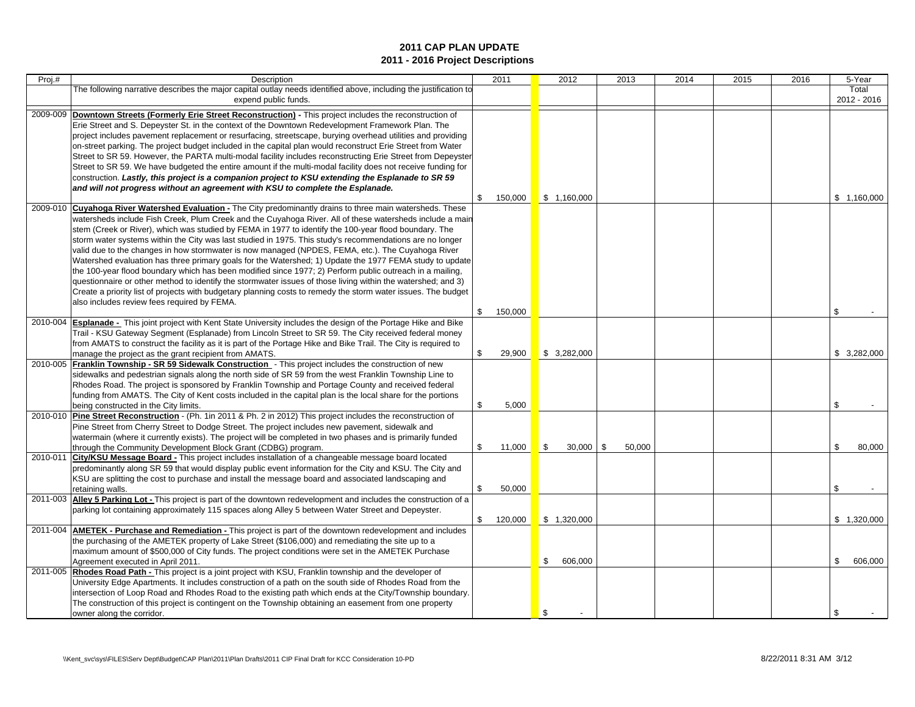# 2011 CAP PLAN UPDATE

## 2011 - 2016 Project Descriptions

| Proj.# | Description | 2011 | 2012 | 2013 | 2014 | 2015 | 2016 | 5-Year Total 2012 - 2016 |
|---|---|---|---|---|---|---|---|---|
| | The following narrative describes the major capital outlay needs identified above, including the justification to expend public funds. | | | | | | | |
| 2009-009 | **Downtown Streets (Formerly Erie Street Reconstruction) -** This project includes the reconstruction of Erie Street and S. Depeyster St. in the context of the Downtown Redevelopment Framework Plan. The project includes pavement replacement or resurfacing, streetscape, burying overhead utilities and providing on-street parking. The project budget included in the capital plan would reconstruct Erie Street from Water Street to SR 59. However, the PARTA multi-modal facility includes reconstructing Erie Street from Depeyster Street to SR 59. We have budgeted the entire amount if the multi-modal facility does not receive funding for construction. ***Lastly, this project is a companion project to KSU extending the Esplanade to SR 59 and will not progress without an agreement with KSU to complete the Esplanade.*** | $ 150,000 | $ 1,160,000 | | | | | $ 1,160,000 |
| 2009-010 | **Cuyahoga River Watershed Evaluation -** The City predominantly drains to three main watersheds. These watersheds include Fish Creek, Plum Creek and the Cuyahoga River. All of these watersheds include a main stem (Creek or River), which was studied by FEMA in 1977 to identify the 100-year flood boundary. The storm water systems within the City was last studied in 1975. This study's recommendations are no longer valid due to the changes in how stormwater is now managed (NPDES, FEMA, etc.). The Cuyahoga River Watershed evaluation has three primary goals for the Watershed; 1) Update the 1977 FEMA study to update the 100-year flood boundary which has been modified since 1977; 2) Perform public outreach in a mailing, questionnaire or other method to identify the stormwater issues of those living within the watershed; and 3) Create a priority list of projects with budgetary planning costs to remedy the storm water issues. The budget also includes review fees required by FEMA. | $ 150,000 | | | | | | $ - |
| 2010-004 | **Esplanade -** This joint project with Kent State University includes the design of the Portage Hike and Bike Trail - KSU Gateway Segment (Esplanade) from Lincoln Street to SR 59. The City received federal money from AMATS to construct the facility as it is part of the Portage Hike and Bike Trail. The City is required to manage the project as the grant recipient from AMATS. | $ 29,900 | $ 3,282,000 | | | | | $ 3,282,000 |
| 2010-005 | **Franklin Township - SR 59 Sidewalk Construction** - This project includes the construction of new sidewalks and pedestrian signals along the north side of SR 59 from the west Franklin Township Line to Rhodes Road. The project is sponsored by Franklin Township and Portage County and received federal funding from AMATS. The City of Kent costs included in the capital plan is the local share for the portions being constructed in the City limits. | $ 5,000 | | | | | | $ - |
| 2010-010 | **Pine Street Reconstruction** - (Ph. 1in 2011 & Ph. 2 in 2012) This project includes the reconstruction of Pine Street from Cherry Street to Dodge Street. The project includes new pavement, sidewalk and watermain (where it currently exists). The project will be completed in two phases and is primarily funded through the Community Development Block Grant (CDBG) program. | $ 11,000 | $ 30,000 | $ 50,000 | | | | $ 80,000 |
| 2010-011 | **City/KSU Message Board -** This project includes installation of a changeable message board located predominantly along SR 59 that would display public event information for the City and KSU. The City and KSU are splitting the cost to purchase and install the message board and associated landscaping and retaining walls. | $ 50,000 | | | | | | $ - |
| 2011-003 | **Alley 5 Parking Lot -** This project is part of the downtown redevelopment and includes the construction of a parking lot containing approximately 115 spaces along Alley 5 between Water Street and Depeyster. | $ 120,000 | $ 1,320,000 | | | | | $ 1,320,000 |
| 2011-004 | **AMETEK - Purchase and Remediation -** This project is part of the downtown redevelopment and includes the purchasing of the AMETEK property of Lake Street ($106,000) and remediating the site up to a maximum amount of $500,000 of City funds. The project conditions were set in the AMETEK Purchase Agreement executed in April 2011. | | $ 606,000 | | | | | $ 606,000 |
| 2011-005 | **Rhodes Road Path -** This project is a joint project with KSU, Franklin township and the developer of University Edge Apartments. It includes construction of a path on the south side of Rhodes Road from the intersection of Loop Road and Rhodes Road to the existing path which ends at the City/Township boundary. The construction of this project is contingent on the Township obtaining an easement from one property owner along the corridor. | | $ - | | | | | $ - |

\\Kent_svc\sys\FILES\Serv Dept\Budget\CAP Plan\2011\Plan Drafts\2011 CIP Final Draft for KCC Consideration 10-PD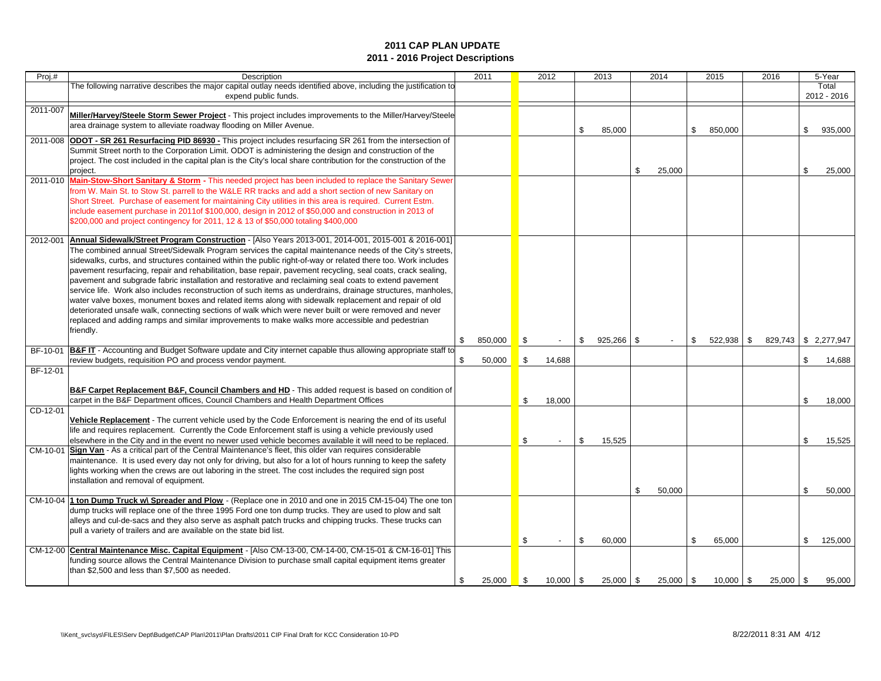# 2011 CAP PLAN UPDATE
## 2011 - 2016 Project Descriptions

| Proj.# | Description | 2011 | 2012 | 2013 | 2014 | 2015 | 2016 | 5-Year Total 2012 - 2016 |
|---|---|---|---|---|---|---|---|---|
| | The following narrative describes the major capital outlay needs identified above, including the justification to expend public funds. | | | | | | | |
| 2011-007 | **Miller/Harvey/Steele Storm Sewer Project** - This project includes improvements to the Miller/Harvey/Steele area drainage system to alleviate roadway flooding on Miller Avenue. | | | $ 85,000 | | $ 850,000 | | $ 935,000 |
| 2011-008 | **ODOT - SR 261 Resurfacing PID 86930 -** This project includes resurfacing SR 261 from the intersection of Summit Street north to the Corporation Limit. ODOT is administering the design and construction of the project. The cost included in the capital plan is the City's local share contribution for the construction of the project. | | | | $ 25,000 | | | $ 25,000 |
| 2011-010 | **Main-Stow-Short Sanitary & Storm -** This needed project has been included to replace the Sanitary Sewer from W. Main St. to Stow St. parrell to the W&LE RR tracks and add a short section of new Sanitary on Short Street. Purchase of easement for maintaining City utilities in this area is required. Current Estm. include easement purchase in 2011of $100,000, design in 2012 of $50,000 and construction in 2013 of $200,000 and project contingency for 2011, 12 & 13 of $50,000 totaling $400,000 | | | | | | | |
| 2012-001 | **Annual Sidewalk/Street Program Construction** - [Also Years 2013-001, 2014-001, 2015-001 & 2016-001] The combined annual Street/Sidewalk Program services the capital maintenance needs of the City's streets, sidewalks, curbs, and structures contained within the public right-of-way or related there too. Work includes pavement resurfacing, repair and rehabilitation, base repair, pavement recycling, seal coats, crack sealing, pavement and subgrade fabric installation and restorative and reclaiming seal coats to extend pavement service life. Work also includes reconstruction of such items as underdrains, drainage structures, manholes, water valve boxes, monument boxes and related items along with sidewalk replacement and repair of old deteriorated unsafe walk, connecting sections of walk which were never built or were removed and never replaced and adding ramps and similar improvements to make walks more accessible and pedestrian friendly. | $ 850,000 | $ - | $ 925,266 | $ - | $ 522,938 | $ 829,743 | $ 2,277,947 |
| BF-10-01 | **B&F IT** - Accounting and Budget Software update and City internet capable thus allowing appropriate staff to review budgets, requisition PO and process vendor payment. | $ 50,000 | $ 14,688 | | | | | $ 14,688 |
| BF-12-01 | **B&F Carpet Replacement B&F, Council Chambers and HD** - This added request is based on condition of carpet in the B&F Department offices, Council Chambers and Health Department Offices | | $ 18,000 | | | | | $ 18,000 |
| CD-12-01 | **Vehicle Replacement** - The current vehicle used by the Code Enforcement is nearing the end of its useful life and requires replacement. Currently the Code Enforcement staff is using a vehicle previously used elsewhere in the City and in the event no newer used vehicle becomes available it will need to be replaced. | | $ - | $ 15,525 | | | | $ 15,525 |
| CM-10-01 | **Sign Van** - As a critical part of the Central Maintenance's fleet, this older van requires considerable maintenance. It is used every day not only for driving, but also for a lot of hours running to keep the safety lights working when the crews are out laboring in the street. The cost includes the required sign post installation and removal of equipment. | | | | $ 50,000 | | | $ 50,000 |
| CM-10-04 | **1 ton Dump Truck w\ Spreader and Plow** - (Replace one in 2010 and one in 2015 CM-15-04) The one ton dump trucks will replace one of the three 1995 Ford one ton dump trucks. They are used to plow and salt alleys and cul-de-sacs and they also serve as asphalt patch trucks and chipping trucks. These trucks can pull a variety of trailers and are available on the state bid list. | | $ - | $ 60,000 | | $ 65,000 | | $ 125,000 |
| CM-12-00 | **Central Maintenance Misc. Capital Equipment** - [Also CM-13-00, CM-14-00, CM-15-01 & CM-16-01] This funding source allows the Central Maintenance Division to purchase small capital equipment items greater than $2,500 and less than $7,500 as needed. | $ 25,000 | $ 10,000 | $ 25,000 | $ 25,000 | $ 10,000 | $ 25,000 | $ 95,000 |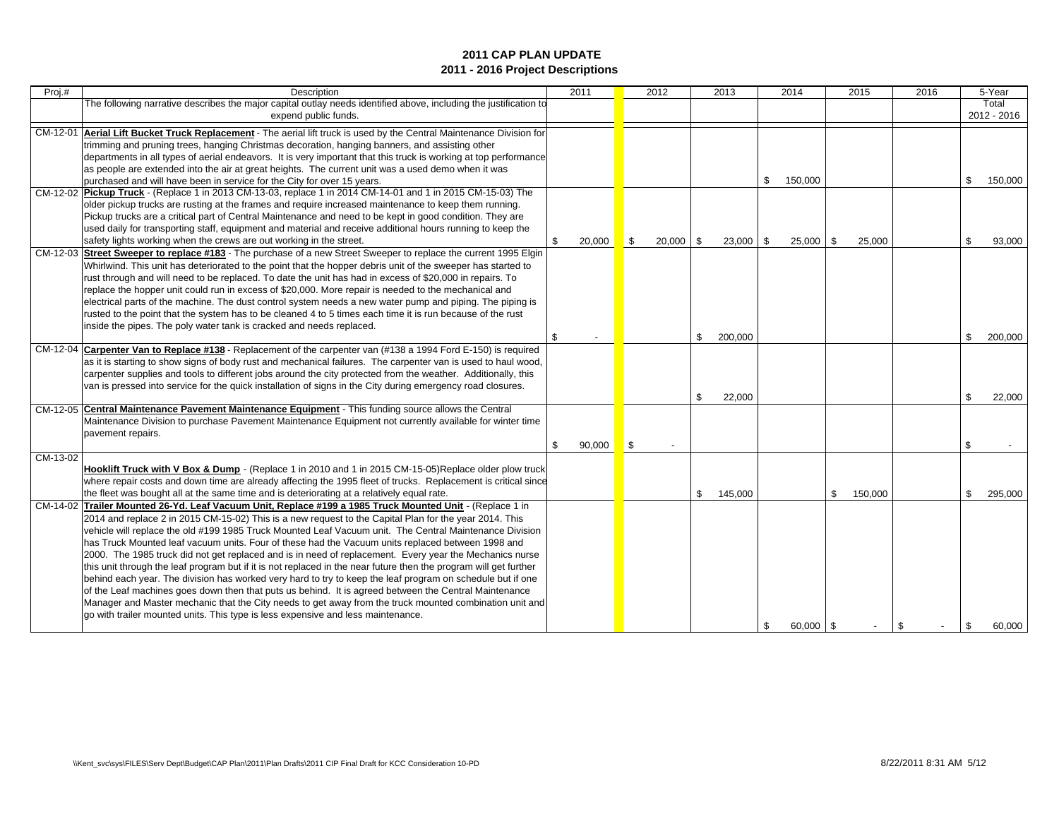# 2011 CAP PLAN UPDATE
## 2011 - 2016 Project Descriptions

| Proj.# | Description | 2011 | 2012 | 2013 | 2014 | 2015 | 2016 | 5-Year Total 2012 - 2016 |
|---|---|---|---|---|---|---|---|---|
| | The following narrative describes the major capital outlay needs identified above, including the justification to expend public funds. | | | | | | | |
| CM-12-01 | **Aerial Lift Bucket Truck Replacement** - The aerial lift truck is used by the Central Maintenance Division for trimming and pruning trees, hanging Christmas decoration, hanging banners, and assisting other departments in all types of aerial endeavors. It is very important that this truck is working at top performance as people are extended into the air at great heights. The current unit was a used demo when it was purchased and will have been in service for the City for over 15 years. | | | | $ 150,000 | | | $ 150,000 |
| CM-12-02 | **Pickup Truck** - (Replace 1 in 2013 CM-13-03, replace 1 in 2014 CM-14-01 and 1 in 2015 CM-15-03) The older pickup trucks are rusting at the frames and require increased maintenance to keep them running. Pickup trucks are a critical part of Central Maintenance and need to be kept in good condition. They are used daily for transporting staff, equipment and material and receive additional hours running to keep the safety lights working when the crews are out working in the street. | $ 20,000 | $ 20,000 | $ 23,000 | $ 25,000 | $ 25,000 | | $ 93,000 |
| CM-12-03 | **Street Sweeper to replace #183** - The purchase of a new Street Sweeper to replace the current 1995 Elgin Whirlwind. This unit has deteriorated to the point that the hopper debris unit of the sweeper has started to rust through and will need to be replaced. To date the unit has had in excess of $20,000 in repairs. To replace the hopper unit could run in excess of $20,000. More repair is needed to the mechanical and electrical parts of the machine. The dust control system needs a new water pump and piping. The piping is rusted to the point that the system has to be cleaned 4 to 5 times each time it is run because of the rust inside the pipes. The poly water tank is cracked and needs replaced. | $ - | | $ 200,000 | | | | $ 200,000 |
| CM-12-04 | **Carpenter Van to Replace #138** - Replacement of the carpenter van (#138 a 1994 Ford E-150) is required as it is starting to show signs of body rust and mechanical failures. The carpenter van is used to haul wood, carpenter supplies and tools to different jobs around the city protected from the weather. Additionally, this van is pressed into service for the quick installation of signs in the City during emergency road closures. | | | $ 22,000 | | | | $ 22,000 |
| CM-12-05 | **Central Maintenance Pavement Maintenance Equipment** - This funding source allows the Central Maintenance Division to purchase Pavement Maintenance Equipment not currently available for winter time pavement repairs. | $ 90,000 | $ - | | | | | $ - |
| CM-13-02 | **Hooklift Truck with V Box & Dump** - (Replace 1 in 2010 and 1 in 2015 CM-15-05)Replace older plow truck where repair costs and down time are already affecting the 1995 fleet of trucks. Replacement is critical since the fleet was bought all at the same time and is deteriorating at a relatively equal rate. | | | $ 145,000 | | $ 150,000 | | $ 295,000 |
| CM-14-02 | **Trailer Mounted 26-Yd. Leaf Vacuum Unit, Replace #199 a 1985 Truck Mounted Unit** - (Replace 1 in 2014 and replace 2 in 2015 CM-15-02) This is a new request to the Capital Plan for the year 2014. This vehicle will replace the old #199 1985 Truck Mounted Leaf Vacuum unit. The Central Maintenance Division has Truck Mounted leaf vacuum units. Four of these had the Vacuum units replaced between 1998 and 2000. The 1985 truck did not get replaced and is in need of replacement. Every year the Mechanics nurse this unit through the leaf program but if it is not replaced in the near future then the program will get further behind each year. The division has worked very hard to try to keep the leaf program on schedule but if one of the Leaf machines goes down then that puts us behind. It is agreed between the Central Maintenance Manager and Master mechanic that the City needs to get away from the truck mounted combination unit and go with trailer mounted units. This type is less expensive and less maintenance. | | | | $ 60,000 | $ - | $ - | $ 60,000 |

\\Kent_svc\sys\FILES\Serv Dept\Budget\CAP Plan\2011\Plan Drafts\2011 CIP Final Draft for KCC Consideration 10-PD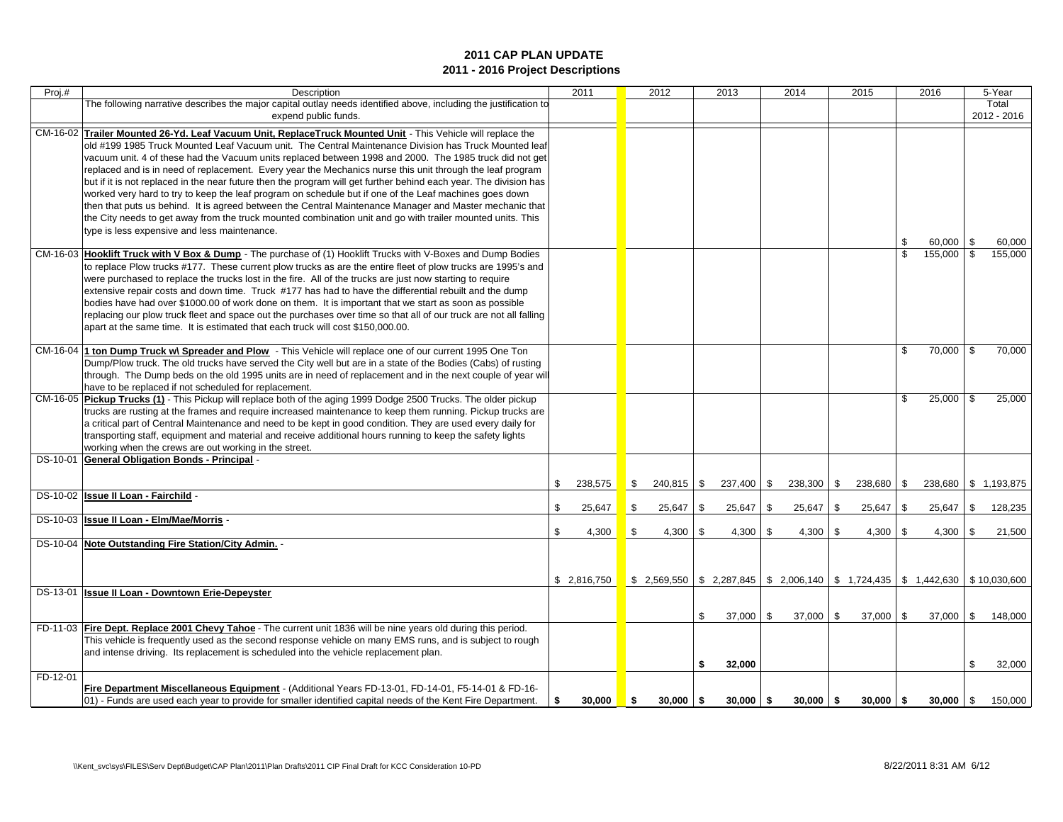# 2011 CAP PLAN UPDATE

## 2011 - 2016 Project Descriptions

| Proj.# | Description | 2011 | 2012 | 2013 | 2014 | 2015 | 2016 | 5-Year Total 2012 - 2016 |
|---|---|---|---|---|---|---|---|---|
| | The following narrative describes the major capital outlay needs identified above, including the justification to expend public funds. | | | | | | | |
| CM-16-02 | **Trailer Mounted 26-Yd. Leaf Vacuum Unit, ReplaceTruck Mounted Unit** - This Vehicle will replace the old #199 1985 Truck Mounted Leaf Vacuum unit. The Central Maintenance Division has Truck Mounted leaf vacuum unit. 4 of these had the Vacuum units replaced between 1998 and 2000. The 1985 truck did not get replaced and is in need of replacement. Every year the Mechanics nurse this unit through the leaf program but if it is not replaced in the near future then the program will get further behind each year. The division has worked very hard to try to keep the leaf program on schedule but if one of the Leaf machines goes down then that puts us behind. It is agreed between the Central Maintenance Manager and Master mechanic that the City needs to get away from the truck mounted combination unit and go with trailer mounted units. This type is less expensive and less maintenance. | | | | | | $ 60,000 | $ 60,000 |
| CM-16-03 | **Hooklift Truck with V Box & Dump** - The purchase of (1) Hooklift Trucks with V-Boxes and Dump Bodies to replace Plow trucks #177. These current plow trucks as are the entire fleet of plow trucks are 1995's and were purchased to replace the trucks lost in the fire. All of the trucks are just now starting to require extensive repair costs and down time. Truck #177 has had to have the differential rebuilt and the dump bodies have had over $1000.00 of work done on them. It is important that we start as soon as possible replacing our plow truck fleet and space out the purchases over time so that all of our truck are not all falling apart at the same time. It is estimated that each truck will cost $150,000.00. | | | | | | $ 155,000 | $ 155,000 |
| CM-16-04 | **1 ton Dump Truck w\ Spreader and Plow** - This Vehicle will replace one of our current 1995 One Ton Dump/Plow truck. The old trucks have served the City well but are in a state of the Bodies (Cabs) of rusting through. The Dump beds on the old 1995 units are in need of replacement and in the next couple of year will have to be replaced if not scheduled for replacement. | | | | | | $ 70,000 | $ 70,000 |
| CM-16-05 | **Pickup Trucks (1)** - This Pickup will replace both of the aging 1999 Dodge 2500 Trucks. The older pickup trucks are rusting at the frames and require increased maintenance to keep them running. Pickup trucks are a critical part of Central Maintenance and need to be kept in good condition. They are used every daily for transporting staff, equipment and material and receive additional hours running to keep the safety lights working when the crews are out working in the street. | | | | | | $ 25,000 | $ 25,000 |
| DS-10-01 | **General Obligation Bonds - Principal** - | $ 238,575 | $ 240,815 | $ 237,400 | $ 238,300 | $ 238,680 | $ 238,680 | $ 1,193,875 |
| DS-10-02 | **Issue II Loan - Fairchild** - | $ 25,647 | $ 25,647 | $ 25,647 | $ 25,647 | $ 25,647 | $ 25,647 | $ 128,235 |
| DS-10-03 | **Issue II Loan - Elm/Mae/Morris** - | $ 4,300 | $ 4,300 | $ 4,300 | $ 4,300 | $ 4,300 | $ 4,300 | $ 21,500 |
| DS-10-04 | **Note Outstanding Fire Station/City Admin.** - | $ 2,816,750 | $ 2,569,550 | $ 2,287,845 | $ 2,006,140 | $ 1,724,435 | $ 1,442,630 | $ 10,030,600 |
| DS-13-01 | **Issue II Loan - Downtown Erie-Depeyster** | | | $ 37,000 | $ 37,000 | $ 37,000 | $ 37,000 | $ 148,000 |
| FD-11-03 | **Fire Dept. Replace 2001 Chevy Tahoe** - The current unit 1836 will be nine years old during this period. This vehicle is frequently used as the second response vehicle on many EMS runs, and is subject to rough and intense driving. Its replacement is scheduled into the vehicle replacement plan. | | | **$ 32,000** | | | | $ 32,000 |
| FD-12-01 | **Fire Department Miscellaneous Equipment** - (Additional Years FD-13-01, FD-14-01, F5-14-01 & FD-16-01) - Funds are used each year to provide for smaller identified capital needs of the Kent Fire Department. | **$ 30,000** | **$ 30,000** | **$ 30,000** | **$ 30,000** | **$ 30,000** | **$ 30,000** | $ 150,000 |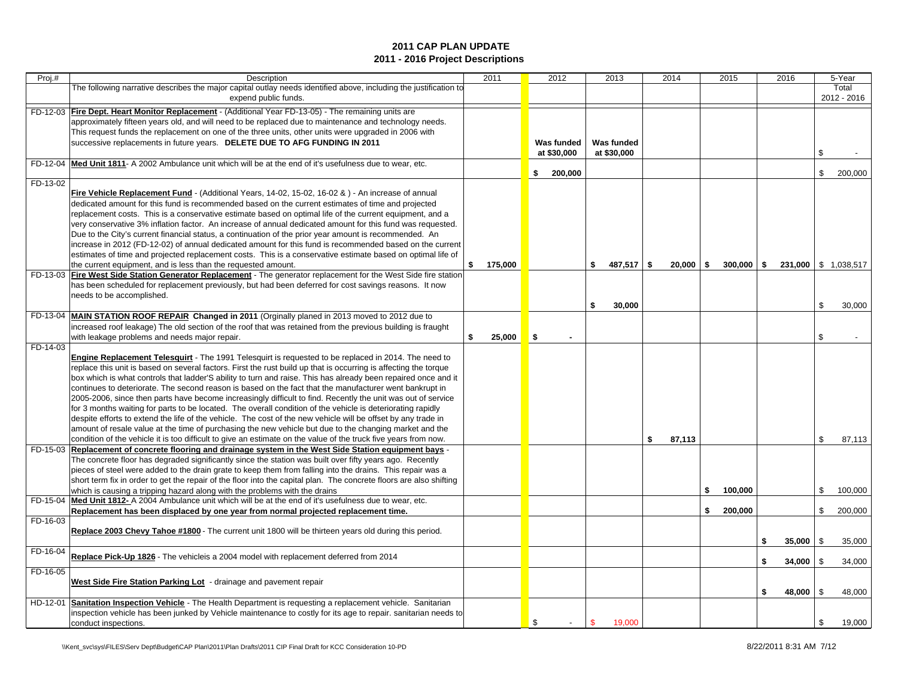# 2011 CAP PLAN UPDATE
## 2011 - 2016 Project Descriptions

| Proj.# | Description | 2011 | 2012 | 2013 | 2014 | 2015 | 2016 | 5-Year Total 2012 - 2016 |
|---|---|---|---|---|---|---|---|---|
| | The following narrative describes the major capital outlay needs identified above, including the justification to expend public funds. | | | | | | | |
| FD-12-03 | **Fire Dept. Heart Monitor Replacement** - (Additional Year FD-13-05) - The remaining units are approximately fifteen years old, and will need to be replaced due to maintenance and technology needs. This request funds the replacement on one of the three units, other units were upgraded in 2006 with successive replacements in future years. **DELETE DUE TO AFG FUNDING IN 2011** | | **Was funded at $30,000** | **Was funded at $30,000** | | | | $ - |
| FD-12-04 | **Med Unit 1811**- A 2002 Ambulance unit which will be at the end of it's usefulness due to wear, etc. | | **$ 200,000** | | | | | $ 200,000 |
| FD-13-02 | **Fire Vehicle Replacement Fund** - (Additional Years, 14-02, 15-02, 16-02 & ) - An increase of annual dedicated amount for this fund is recommended based on the current estimates of time and projected replacement costs. This is a conservative estimate based on optimal life of the current equipment, and a very conservative 3% inflation factor. An increase of annual dedicated amount for this fund was requested. Due to the City's current financial status, a continuation of the prior year amount is recommended. An increase in 2012 (FD-12-02) of annual dedicated amount for this fund is recommended based on the current estimates of time and projected replacement costs. This is a conservative estimate based on optimal life of the current equipment, and is less than the requested amount. | **$ 175,000** | | **$ 487,517** | **$ 20,000** | **$ 300,000** | **$ 231,000** | $ 1,038,517 |
| FD-13-03 | **Fire West Side Station Generator Replacement** - The generator replacement for the West Side fire station has been scheduled for replacement previously, but had been deferred for cost savings reasons. It now needs to be accomplished. | | | **$ 30,000** | | | | $ 30,000 |
| FD-13-04 | **MAIN STATION ROOF REPAIR Changed in 2011** (Orginally planed in 2013 moved to 2012 due to increased roof leakage) The old section of the roof that was retained from the previous building is fraught with leakage problems and needs major repair. | **$ 25,000** | **$ -** | | | | | $ - |
| FD-14-03 | **Engine Replacement Telesquirt** - The 1991 Telesquirt is requested to be replaced in 2014. The need to replace this unit is based on several factors. First the rust build up that is occurring is affecting the torque box which is what controls that ladder'S ability to turn and raise. This has already been repaired once and it continues to deteriorate. The second reason is based on the fact that the manufacturer went bankrupt in 2005-2006, since then parts have become increasingly difficult to find. Recently the unit was out of service for 3 months waiting for parts to be located. The overall condition of the vehicle is deteriorating rapidly despite efforts to extend the life of the vehicle. The cost of the new vehicle will be offset by any trade in amount of resale value at the time of purchasing the new vehicle but due to the changing market and the condition of the vehicle it is too difficult to give an estimate on the value of the truck five years from now. | | | | **$ 87,113** | | | $ 87,113 |
| FD-15-03 | **Replacement of concrete flooring and drainage system in the West Side Station equipment bays** - The concrete floor has degraded significantly since the station was built over fifty years ago. Recently pieces of steel were added to the drain grate to keep them from falling into the drains. This repair was a short term fix in order to get the repair of the floor into the capital plan. The concrete floors are also shifting which is causing a tripping hazard along with the problems with the drains | | | | | **$ 100,000** | | $ 100,000 |
| FD-15-04 | **Med Unit 1812-** A 2004 Ambulance unit which will be at the end of it's usefulness due to wear, etc. **Replacement has been displaced by one year from normal projected replacement time.** | | | | | **$ 200,000** | | $ 200,000 |
| FD-16-03 | **Replace 2003 Chevy Tahoe #1800** - The current unit 1800 will be thirteen years old during this period. | | | | | | **$ 35,000** | $ 35,000 |
| FD-16-04 | **Replace Pick-Up 1826** - The vehicleis a 2004 model with replacement deferred from 2014 | | | | | | **$ 34,000** | $ 34,000 |
| FD-16-05 | **West Side Fire Station Parking Lot** - drainage and pavement repair | | | | | | **$ 48,000** | $ 48,000 |
| HD-12-01 | **Sanitation Inspection Vehicle** - The Health Department is requesting a replacement vehicle. Sanitarian inspection vehicle has been junked by Vehicle maintenance to costly for its age to repair. sanitarian needs to conduct inspections. | | $ - | $ 19,000 | | | | $ 19,000 |

\\Kent_svc\sys\FILES\Serv Dept\Budget\CAP Plan\2011\Plan Drafts\2011 CIP Final Draft for KCC Consideration 10-PD

8/22/2011 8:31 AM 7/12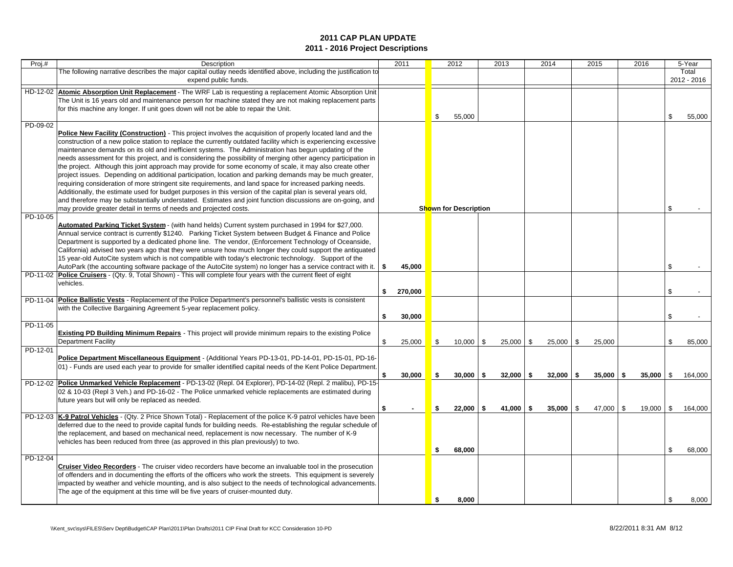# 2011 CAP PLAN UPDATE

## 2011 - 2016 Project Descriptions

| Proj.# | Description | 2011 | 2012 | 2013 | 2014 | 2015 | 2016 | 5-Year Total 2012 - 2016 |
|---|---|---|---|---|---|---|---|---|
| | The following narrative describes the major capital outlay needs identified above, including the justification to expend public funds. | | | | | | | |
| HD-12-02 | **Atomic Absorption Unit Replacement** - The WRF Lab is requesting a replacement Atomic Absorption Unit The Unit is 16 years old and maintenance person for machine stated they are not making replacement parts for this machine any longer. If unit goes down will not be able to repair the Unit. | | $ 55,000 | | | | | $ 55,000 |
| PD-09-02 | **Police New Facility (Construction)** - This project involves the acquisition of properly located land and the construction of a new police station to replace the currently outdated facility which is experiencing excessive maintenance demands on its old and inefficient systems. The Administration has begun updating of the needs assessment for this project, and is considering the possibility of merging other agency participation in the project. Although this joint approach may provide for some economy of scale, it may also create other project issues. Depending on additional participation, location and parking demands may be much greater, requiring consideration of more stringent site requirements, and land space for increased parking needs. Additionally, the estimate used for budget purposes in this version of the capital plan is several years old, and therefore may be substantially understated. Estimates and joint function discussions are on-going, and may provide greater detail in terms of needs and projected costs. | | Shown for Description | | | | | $ - |
| PD-10-05 | **Automated Parking Ticket System** - (with hand helds) Current system purchased in 1994 for $27,000. Annual service contract is currently $1240. Parking Ticket System between Budget & Finance and Police Department is supported by a dedicated phone line. The vendor, (Enforcement Technology of Oceanside, California) advised two years ago that they were unsure how much longer they could support the antiquated 15 year-old AutoCite system which is not compatible with today's electronic technology. Support of the AutoPark (the accounting software package of the AutoCite system) no longer has a service contract with it. | **$ 45,000** | | | | | | $ - |
| PD-11-02 | **Police Cruisers** - (Qty. 9, Total Shown) - This will complete four years with the current fleet of eight vehicles. | **$ 270,000** | | | | | | $ - |
| PD-11-04 | **Police Ballistic Vests** - Replacement of the Police Department's personnel's ballistic vests is consistent with the Collective Bargaining Agreement 5-year replacement policy. | **$ 30,000** | | | | | | $ - |
| PD-11-05 | **Existing PD Building Minimum Repairs** - This project will provide minimum repairs to the existing Police Department Facility | $ 25,000 | $ 10,000 | $ 25,000 | $ 25,000 | $ 25,000 | | $ 85,000 |
| PD-12-01 | **Police Department Miscellaneous Equipment** - (Additional Years PD-13-01, PD-14-01, PD-15-01, PD-16-01) - Funds are used each year to provide for smaller identified capital needs of the Kent Police Department. | **$ 30,000** | **$ 30,000** | **$ 32,000** | **$ 32,000** | **$ 35,000** | **$ 35,000** | $ 164,000 |
| PD-12-02 | **Police Unmarked Vehicle Replacement** - PD-13-02 (Repl. 04 Explorer), PD-14-02 (Repl. 2 malibu), PD-15-02 & 10-03 (Repl 3 Veh.) and PD-16-02 - The Police unmarked vehicle replacements are estimated during future years but will only be replaced as needed. | **$ -** | **$ 22,000** | **$ 41,000** | **$ 35,000** | $ 47,000 | $ 19,000 | $ 164,000 |
| PD-12-03 | **K-9 Patrol Vehicles** - (Qty. 2 Price Shown Total) - Replacement of the police K-9 patrol vehicles have been deferred due to the need to provide capital funds for building needs. Re-establishing the regular schedule of the replacement, and based on mechanical need, replacement is now necessary. The number of K-9 vehicles has been reduced from three (as approved in this plan previously) to two. | | **$ 68,000** | | | | | $ 68,000 |
| PD-12-04 | **Cruiser Video Recorders** - The cruiser video recorders have become an invaluable tool in the prosecution of offenders and in documenting the efforts of the officers who work the streets. This equipment is severely impacted by weather and vehicle mounting, and is also subject to the needs of technological advancements. The age of the equipment at this time will be five years of cruiser-mounted duty. | | **$ 8,000** | | | | | $ 8,000 |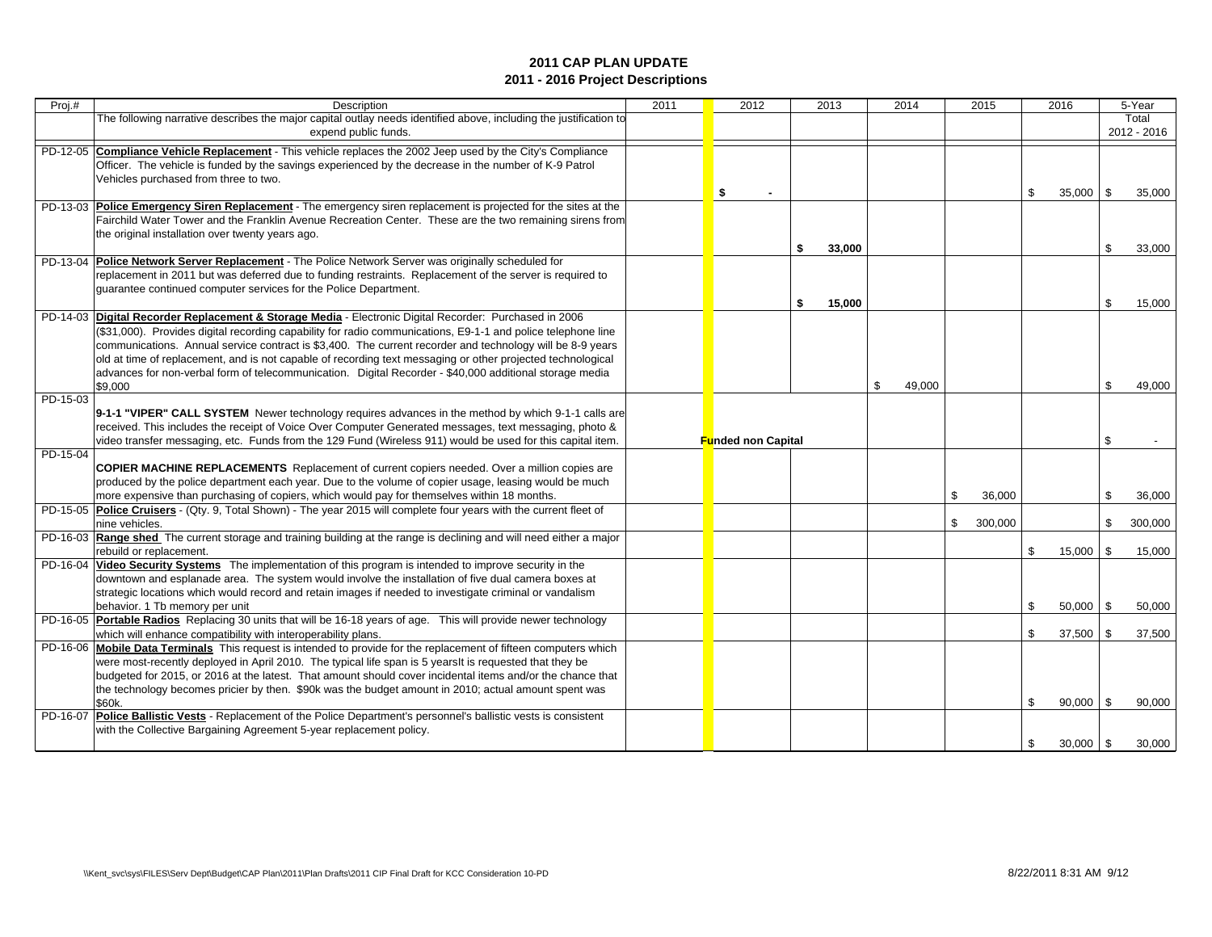# 2011 CAP PLAN UPDATE
## 2011 - 2016 Project Descriptions

| Proj.# | Description | 2011 | 2012 | 2013 | 2014 | 2015 | 2016 | 5-Year Total 2012 - 2016 |
|---|---|---|---|---|---|---|---|---|
| | The following narrative describes the major capital outlay needs identified above, including the justification to expend public funds. | | | | | | | |
| PD-12-05 | **Compliance Vehicle Replacement** - This vehicle replaces the 2002 Jeep used by the City's Compliance Officer. The vehicle is funded by the savings experienced by the decrease in the number of K-9 Patrol Vehicles purchased from three to two. | | **$ -** | | | | $ 35,000 | $ 35,000 |
| PD-13-03 | **Police Emergency Siren Replacement** - The emergency siren replacement is projected for the sites at the Fairchild Water Tower and the Franklin Avenue Recreation Center. These are the two remaining sirens from the original installation over twenty years ago. | | | **$ 33,000** | | | | $ 33,000 |
| PD-13-04 | **Police Network Server Replacement** - The Police Network Server was originally scheduled for replacement in 2011 but was deferred due to funding restraints. Replacement of the server is required to guarantee continued computer services for the Police Department. | | | **$ 15,000** | | | | $ 15,000 |
| PD-14-03 | **Digital Recorder Replacement & Storage Media** - Electronic Digital Recorder: Purchased in 2006 ($31,000). Provides digital recording capability for radio communications, E9-1-1 and police telephone line communications. Annual service contract is $3,400. The current recorder and technology will be 8-9 years old at time of replacement, and is not capable of recording text messaging or other projected technological advances for non-verbal form of telecommunication. Digital Recorder - $40,000 additional storage media $9,000 | | | | $ 49,000 | | | $ 49,000 |
| PD-15-03 | **9-1-1 "VIPER" CALL SYSTEM** Newer technology requires advances in the method by which 9-1-1 calls are received. This includes the receipt of Voice Over Computer Generated messages, text messaging, photo & video transfer messaging, etc. Funds from the 129 Fund (Wireless 911) would be used for this capital item. | | **Funded non Capital** | | | | | $ - |
| PD-15-04 | **COPIER MACHINE REPLACEMENTS** Replacement of current copiers needed. Over a million copies are produced by the police department each year. Due to the volume of copier usage, leasing would be much more expensive than purchasing of copiers, which would pay for themselves within 18 months. | | | | | $ 36,000 | | $ 36,000 |
| PD-15-05 | **Police Cruisers** - (Qty. 9, Total Shown) - The year 2015 will complete four years with the current fleet of nine vehicles. | | | | | $ 300,000 | | $ 300,000 |
| PD-16-03 | **Range shed** The current storage and training building at the range is declining and will need either a major rebuild or replacement. | | | | | | $ 15,000 | $ 15,000 |
| PD-16-04 | **Video Security Systems** The implementation of this program is intended to improve security in the downtown and esplanade area. The system would involve the installation of five dual camera boxes at strategic locations which would record and retain images if needed to investigate criminal or vandalism behavior. 1 Tb memory per unit | | | | | | $ 50,000 | $ 50,000 |
| PD-16-05 | **Portable Radios** Replacing 30 units that will be 16-18 years of age. This will provide newer technology which will enhance compatibility with interoperability plans. | | | | | | $ 37,500 | $ 37,500 |
| PD-16-06 | **Mobile Data Terminals** This request is intended to provide for the replacement of fifteen computers which were most-recently deployed in April 2010. The typical life span is 5 yearsIt is requested that they be budgeted for 2015, or 2016 at the latest. That amount should cover incidental items and/or the chance that the technology becomes pricier by then. $90k was the budget amount in 2010; actual amount spent was $60k. | | | | | | $ 90,000 | $ 90,000 |
| PD-16-07 | **Police Ballistic Vests** - Replacement of the Police Department's personnel's ballistic vests is consistent with the Collective Bargaining Agreement 5-year replacement policy. | | | | | | $ 30,000 | $ 30,000 |

\\Kent_svc\sys\FILES\Serv Dept\Budget\CAP Plan\2011\Plan Drafts\2011 CIP Final Draft for KCC Consideration 10-PD 8/22/2011 8:31 AM 9/12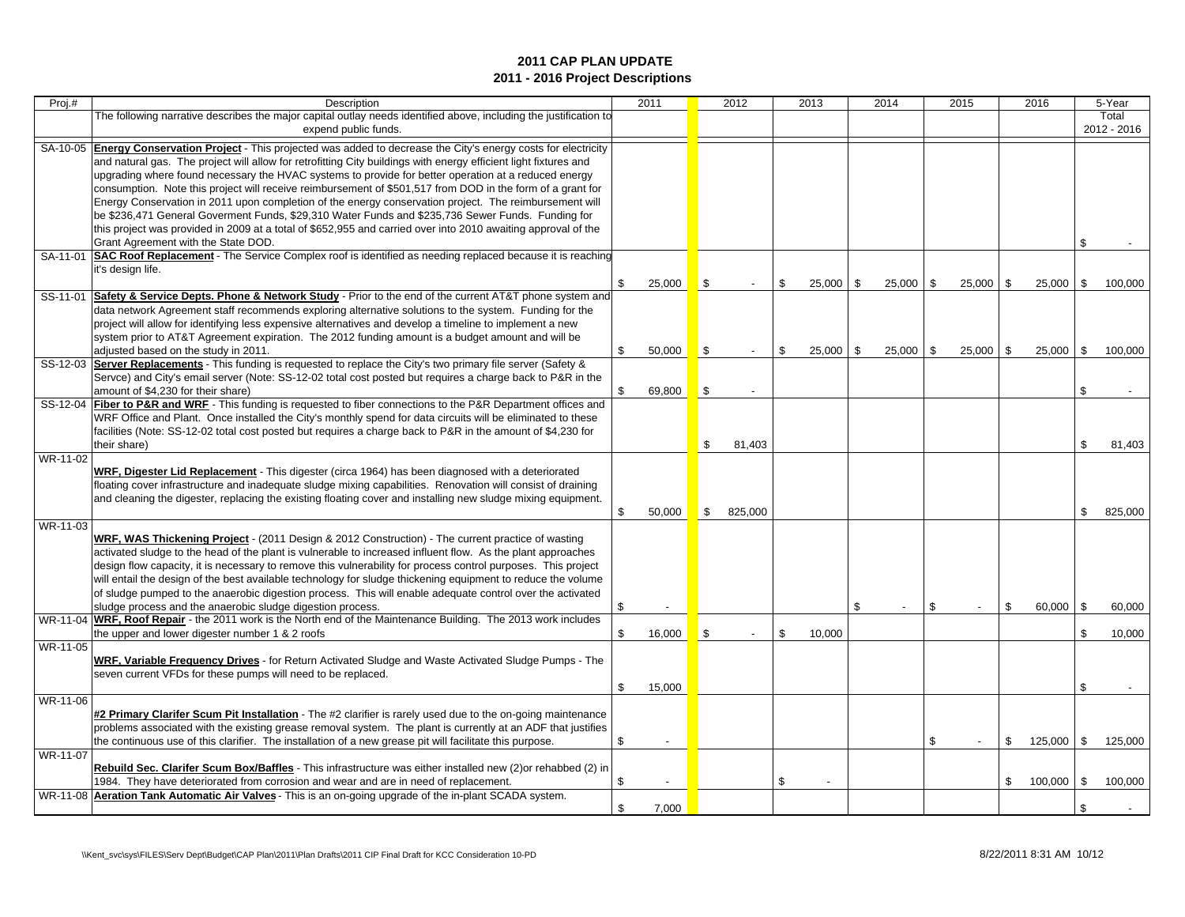# 2011 CAP PLAN UPDATE

## 2011 - 2016 Project Descriptions

| Proj.# | Description | 2011 | 2012 | 2013 | 2014 | 2015 | 2016 | 5-Year Total 2012 - 2016 |
|---|---|---|---|---|---|---|---|---|
| | The following narrative describes the major capital outlay needs identified above, including the justification to expend public funds. | | | | | | | |
| SA-10-05 | **Energy Conservation Project** - This projected was added to decrease the City's energy costs for electricity and natural gas. The project will allow for retrofitting City buildings with energy efficient light fixtures and upgrading where found necessary the HVAC systems to provide for better operation at a reduced energy consumption. Note this project will receive reimbursement of $501,517 from DOD in the form of a grant for Energy Conservation in 2011 upon completion of the energy conservation project. The reimbursement will be $236,471 General Goverment Funds, $29,310 Water Funds and $235,736 Sewer Funds. Funding for this project was provided in 2009 at a total of $652,955 and carried over into 2010 awaiting approval of the Grant Agreement with the State DOD. | | | | | | | $ - |
| SA-11-01 | **SAC Roof Replacement** - The Service Complex roof is identified as needing replaced because it is reaching it's design life. | $ 25,000 | $ - | $ 25,000 | $ 25,000 | $ 25,000 | $ 25,000 | $ 100,000 |
| SS-11-01 | **Safety & Service Depts. Phone & Network Study** - Prior to the end of the current AT&T phone system and data network Agreement staff recommends exploring alternative solutions to the system. Funding for the project will allow for identifying less expensive alternatives and develop a timeline to implement a new system prior to AT&T Agreement expiration. The 2012 funding amount is a budget amount and will be adjusted based on the study in 2011. | $ 50,000 | $ - | $ 25,000 | $ 25,000 | $ 25,000 | $ 25,000 | $ 100,000 |
| SS-12-03 | **Server Replacements** - This funding is requested to replace the City's two primary file server (Safety & Servce) and City's email server (Note: SS-12-02 total cost posted but requires a charge back to P&R in the amount of $4,230 for their share) | $ 69,800 | $ - | | | | | $ - |
| SS-12-04 | **Fiber to P&R and WRF** - This funding is requested to fiber connections to the P&R Department offices and WRF Office and Plant. Once installed the City's monthly spend for data circuits will be eliminated to these facilities (Note: SS-12-02 total cost posted but requires a charge back to P&R in the amount of $4,230 for their share) | | $ 81,403 | | | | | $ 81,403 |
| WR-11-02 | **WRF, Digester Lid Replacement** - This digester (circa 1964) has been diagnosed with a deteriorated floating cover infrastructure and inadequate sludge mixing capabilities. Renovation will consist of draining and cleaning the digester, replacing the existing floating cover and installing new sludge mixing equipment. | $ 50,000 | $ 825,000 | | | | | $ 825,000 |
| WR-11-03 | **WRF, WAS Thickening Project** - (2011 Design & 2012 Construction) - The current practice of wasting activated sludge to the head of the plant is vulnerable to increased influent flow. As the plant approaches design flow capacity, it is necessary to remove this vulnerability for process control purposes. This project will entail the design of the best available technology for sludge thickening equipment to reduce the volume of sludge pumped to the anaerobic digestion process. This will enable adequate control over the activated sludge process and the anaerobic sludge digestion process. | $ - | | | $ - | $ - | $ 60,000 | $ 60,000 |
| WR-11-04 | **WRF, Roof Repair** - the 2011 work is the North end of the Maintenance Building. The 2013 work includes the upper and lower digester number 1 & 2 roofs | $ 16,000 | $ - | $ 10,000 | | | | $ 10,000 |
| WR-11-05 | **WRF, Variable Frequency Drives** - for Return Activated Sludge and Waste Activated Sludge Pumps - The seven current VFDs for these pumps will need to be replaced. | $ 15,000 | | | | | | $ - |
| WR-11-06 | **#2 Primary Clarifer Scum Pit Installation** - The #2 clarifier is rarely used due to the on-going maintenance problems associated with the existing grease removal system. The plant is currently at an ADF that justifies the continuous use of this clarifier. The installation of a new grease pit will facilitate this purpose. | $ - | | | | $ - | $ 125,000 | $ 125,000 |
| WR-11-07 | **Rebuild Sec. Clarifer Scum Box/Baffles** - This infrastructure was either installed new (2)or rehabbed (2) in 1984. They have deteriorated from corrosion and wear and are in need of replacement. | $ - | | $ - | | | $ 100,000 | $ 100,000 |
| WR-11-08 | **Aeration Tank Automatic Air Valves** - This is an on-going upgrade of the in-plant SCADA system. | $ 7,000 | | | | | | $ - |

\\Kent_svc\sys\FILES\Serv Dept\Budget\CAP Plan\2011\Plan Drafts\2011 CIP Final Draft for KCC Consideration 10-PD

8/22/2011 8:31 AM 10/12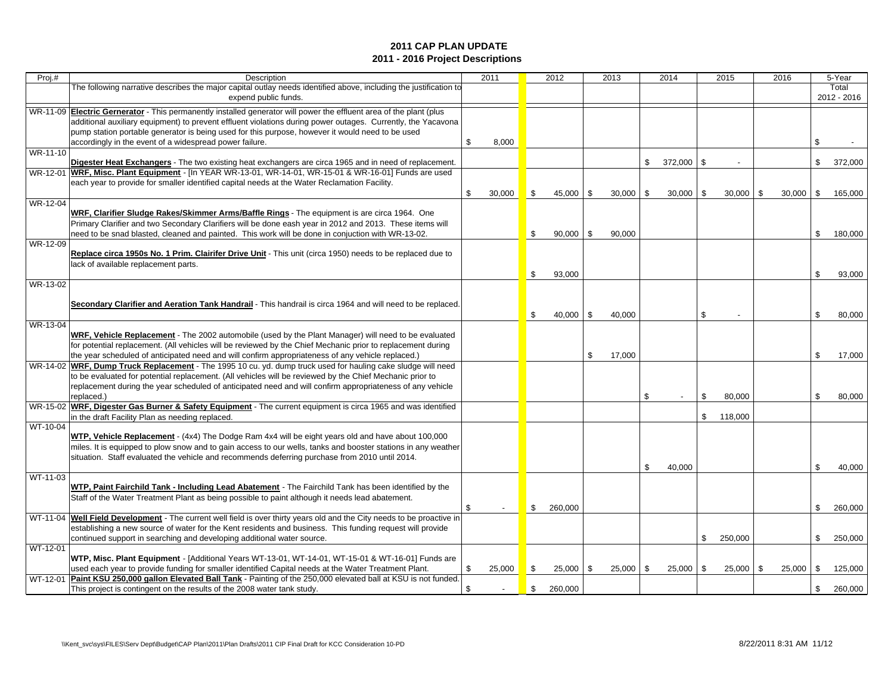# 2011 CAP PLAN UPDATE
## 2011 - 2016 Project Descriptions

| Proj.# | Description | 2011 | 2012 | 2013 | 2014 | 2015 | 2016 | 5-Year Total 2012 - 2016 |
|---|---|---|---|---|---|---|---|---|
| | The following narrative describes the major capital outlay needs identified above, including the justification to expend public funds. | | | | | | | |
| WR-11-09 | **Electric Gernerator** - This permanently installed generator will power the effluent area of the plant (plus additional auxiliary equipment) to prevent effluent violations during power outages. Currently, the Yacavona pump station portable generator is being used for this purpose, however it would need to be used accordingly in the event of a widespread power failure. | $ 8,000 | | | | | | $ - |
| WR-11-10 | **Digester Heat Exchangers** - The two existing heat exchangers are circa 1965 and in need of replacement. | | | | $ 372,000 | $ - | | $ 372,000 |
| WR-12-01 | **WRF, Misc. Plant Equipment** - [In YEAR WR-13-01, WR-14-01, WR-15-01 & WR-16-01] Funds are used each year to provide for smaller identified capital needs at the Water Reclamation Facility. | $ 30,000 | $ 45,000 | $ 30,000 | $ 30,000 | $ 30,000 | $ 30,000 | $ 165,000 |
| WR-12-04 | **WRF, Clarifier Sludge Rakes/Skimmer Arms/Baffle Rings** - The equipment is are circa 1964. One Primary Clarifier and two Secondary Clarifiers will be done eash year in 2012 and 2013. These items will need to be snad blasted, cleaned and painted. This work will be done in conjuction with WR-13-02. | | $ 90,000 | $ 90,000 | | | | $ 180,000 |
| WR-12-09 | **Replace circa 1950s No. 1 Prim. Clairifer Drive Unit** - This unit (circa 1950) needs to be replaced due to lack of available replacement parts. | | $ 93,000 | | | | | $ 93,000 |
| WR-13-02 | **Secondary Clarifier and Aeration Tank Handrail** - This handrail is circa 1964 and will need to be replaced. | | $ 40,000 | $ 40,000 | | $ - | | $ 80,000 |
| WR-13-04 | **WRF, Vehicle Replacement** - The 2002 automobile (used by the Plant Manager) will need to be evaluated for potential replacement. (All vehicles will be reviewed by the Chief Mechanic prior to replacement during the year scheduled of anticipated need and will confirm appropriateness of any vehicle replaced.) | | | $ 17,000 | | | | $ 17,000 |
| WR-14-02 | **WRF, Dump Truck Replacement** - The 1995 10 cu. yd. dump truck used for hauling cake sludge will need to be evaluated for potential replacement. (All vehicles will be reviewed by the Chief Mechanic prior to replacement during the year scheduled of anticipated need and will confirm appropriateness of any vehicle replaced.) | | | | $ - | $ 80,000 | | $ 80,000 |
| WR-15-02 | **WRF, Digester Gas Burner & Safety Equipment** - The current equipment is circa 1965 and was identified in the draft Facility Plan as needing replaced. | | | | | $ 118,000 | | |
| WT-10-04 | **WTP, Vehicle Replacement** - (4x4) The Dodge Ram 4x4 will be eight years old and have about 100,000 miles. It is equipped to plow snow and to gain access to our wells, tanks and booster stations in any weather situation. Staff evaluated the vehicle and recommends deferring purchase from 2010 until 2014. | | | | $ 40,000 | | | $ 40,000 |
| WT-11-03 | **WTP, Paint Fairchild Tank - Including Lead Abatement** - The Fairchild Tank has been identified by the Staff of the Water Treatment Plant as being possible to paint although it needs lead abatement. | $ - | $ 260,000 | | | | | $ 260,000 |
| WT-11-04 | **Well Field Development** - The current well field is over thirty years old and the City needs to be proactive in establishing a new source of water for the Kent residents and business. This funding request will provide continued support in searching and developing additional water source. | | | | | $ 250,000 | | $ 250,000 |
| WT-12-01 | **WTP, Misc. Plant Equipment** - [Additional Years WT-13-01, WT-14-01, WT-15-01 & WT-16-01] Funds are used each year to provide funding for smaller identified Capital needs at the Water Treatment Plant. | $ 25,000 | $ 25,000 | $ 25,000 | $ 25,000 | $ 25,000 | $ 25,000 | $ 125,000 |
| WT-12-01 | **Paint KSU 250,000 gallon Elevated Ball Tank** - Painting of the 250,000 elevated ball at KSU is not funded. This project is contingent on the results of the 2008 water tank study. | $ - | $ 260,000 | | | | | $ 260,000 |

\\Kent_svc\sys\FILES\Serv Dept\Budget\CAP Plan\2011\Plan Drafts\2011 CIP Final Draft for KCC Consideration 10-PD

8/22/2011 8:31 AM 11/12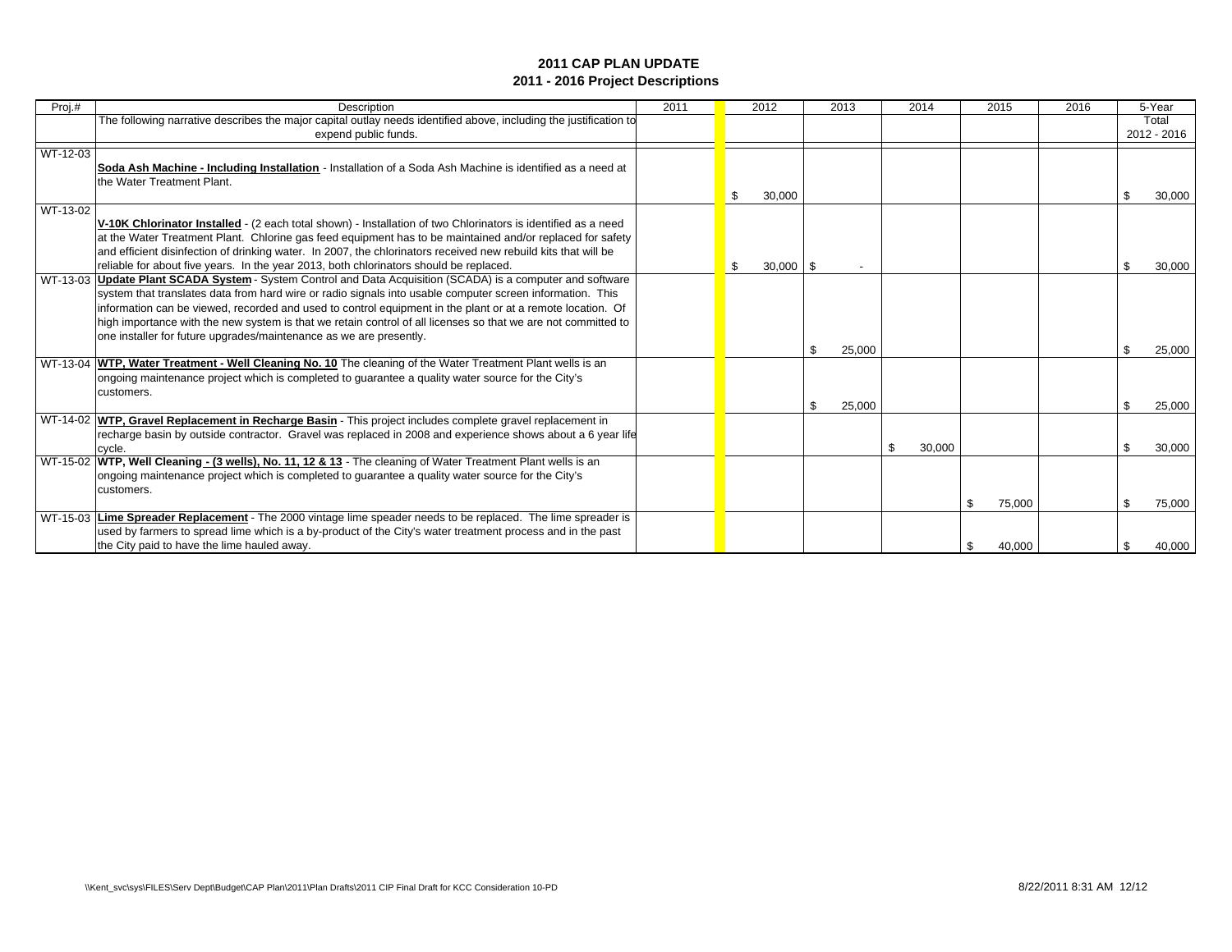# 2011 CAP PLAN UPDATE
## 2011 - 2016 Project Descriptions

| Proj.# | Description | 2011 | 2012 | 2013 | 2014 | 2015 | 2016 | 5-Year Total 2012 - 2016 |
|---|---|---|---|---|---|---|---|---|
| | The following narrative describes the major capital outlay needs identified above, including the justification to expend public funds. | | | | | | | |
| WT-12-03 | **Soda Ash Machine - Including Installation** - Installation of a Soda Ash Machine is identified as a need at the Water Treatment Plant. | | $ 30,000 | | | | | $ 30,000 |
| WT-13-02 | **V-10K Chlorinator Installed** - (2 each total shown) - Installation of two Chlorinators is identified as a need at the Water Treatment Plant. Chlorine gas feed equipment has to be maintained and/or replaced for safety and efficient disinfection of drinking water. In 2007, the chlorinators received new rebuild kits that will be reliable for about five years. In the year 2013, both chlorinators should be replaced. | | $ 30,000 | $ - | | | | $ 30,000 |
| WT-13-03 | **Update Plant SCADA System** - System Control and Data Acquisition (SCADA) is a computer and software system that translates data from hard wire or radio signals into usable computer screen information. This information can be viewed, recorded and used to control equipment in the plant or at a remote location. Of high importance with the new system is that we retain control of all licenses so that we are not committed to one installer for future upgrades/maintenance as we are presently. | | | $ 25,000 | | | | $ 25,000 |
| WT-13-04 | **WTP, Water Treatment - Well Cleaning No. 10** The cleaning of the Water Treatment Plant wells is an ongoing maintenance project which is completed to guarantee a quality water source for the City's customers. | | | $ 25,000 | | | | $ 25,000 |
| WT-14-02 | **WTP, Gravel Replacement in Recharge Basin** - This project includes complete gravel replacement in recharge basin by outside contractor. Gravel was replaced in 2008 and experience shows about a 6 year life cycle. | | | | $ 30,000 | | | $ 30,000 |
| WT-15-02 | **WTP, Well Cleaning - (3 wells), No. 11, 12 & 13** - The cleaning of Water Treatment Plant wells is an ongoing maintenance project which is completed to guarantee a quality water source for the City's customers. | | | | | $ 75,000 | | $ 75,000 |
| WT-15-03 | **Lime Spreader Replacement** - The 2000 vintage lime speader needs to be replaced. The lime spreader is used by farmers to spread lime which is a by-product of the City's water treatment process and in the past the City paid to have the lime hauled away. | | | | | $ 40,000 | | $ 40,000 |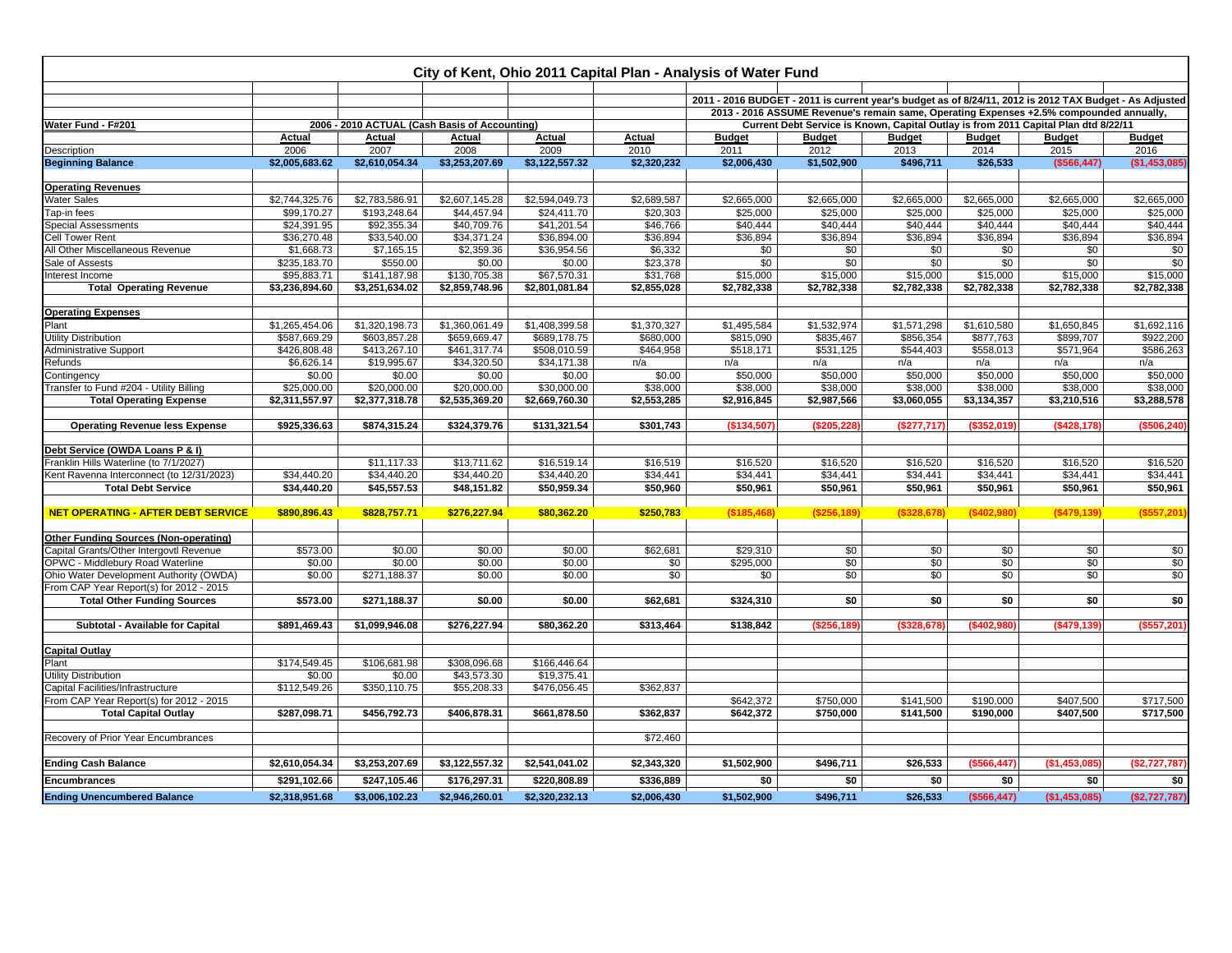# City of Kent, Ohio 2011 Capital Plan - Analysis of Water Fund

| | | | | | | | | | | | |
|---|---|---|---|---|---|---|---|---|---|---|---|
| | | | | | | 2011 - 2016 BUDGET - 2011 is current year's budget as of 8/24/11, 2012 is 2012 TAX Budget - As Adjusted | | | | | |
| | | | | | | 2013 - 2016 ASSUME Revenue's remain same, Operating Expenses +2.5% compounded annually, | | | | | |
| **Water Fund - F#201** | 2006 - 2010 ACTUAL (Cash Basis of Accounting) | | | | | Current Debt Service is Known, Capital Outlay is from 2011 Capital Plan dtd 8/22/11 | | | | | |
| | **Actual** | **Actual** | **Actual** | **Actual** | **Actual** | **Budget** | **Budget** | **Budget** | **Budget** | **Budget** | **Budget** |
| Description | 2006 | 2007 | 2008 | 2009 | 2010 | 2011 | 2012 | 2013 | 2014 | 2015 | 2016 |
| **Beginning Balance** | **$2,005,683.62** | **$2,610,054.34** | **$3,253,207.69** | **$3,122,557.32** | **$2,320,232** | **$2,006,430** | **$1,502,900** | **$496,711** | **$26,533** | **($566,447)** | **($1,453,085)** |
| | | | | | | | | | | | |
| **Operating Revenues** | | | | | | | | | | | |
| Water Sales | $2,744,325.76 | $2,783,586.91 | $2,607,145.28 | $2,594,049.73 | $2,689,587 | $2,665,000 | $2,665,000 | $2,665,000 | $2,665,000 | $2,665,000 | $2,665,000 |
| Tap-in fees | $99,170.27 | $193,248.64 | $44,457.94 | $24,411.70 | $20,303 | $25,000 | $25,000 | $25,000 | $25,000 | $25,000 | $25,000 |
| Special Assessments | $24,391.95 | $92,355.34 | $40,709.76 | $41,201.54 | $46,766 | $40,444 | $40,444 | $40,444 | $40,444 | $40,444 | $40,444 |
| Cell Tower Rent | $36,270.48 | $33,540.00 | $34,371.24 | $36,894.00 | $36,894 | $36,894 | $36,894 | $36,894 | $36,894 | $36,894 | $36,894 |
| All Other Miscellaneous Revenue | $1,668.73 | $7,165.15 | $2,359.36 | $36,954.56 | $6,332 | $0 | $0 | $0 | $0 | $0 | $0 |
| Sale of Assests | $235,183.70 | $550.00 | $0.00 | $0.00 | $23,378 | $0 | $0 | $0 | $0 | $0 | $0 |
| Interest Income | $95,883.71 | $141,187.98 | $130,705.38 | $67,570.31 | $31,768 | $15,000 | $15,000 | $15,000 | $15,000 | $15,000 | $15,000 |
| **Total Operating Revenue** | **$3,236,894.60** | **$3,251,634.02** | **$2,859,748.96** | **$2,801,081.84** | **$2,855,028** | **$2,782,338** | **$2,782,338** | **$2,782,338** | **$2,782,338** | **$2,782,338** | **$2,782,338** |
| | | | | | | | | | | | |
| **Operating Expenses** | | | | | | | | | | | |
| Plant | $1,265,454.06 | $1,320,198.73 | $1,360,061.49 | $1,408,399.58 | $1,370,327 | $1,495,584 | $1,532,974 | $1,571,298 | $1,610,580 | $1,650,845 | $1,692,116 |
| Utility Distribution | $587,669.29 | $603,857.28 | $659,669.47 | $689,178.75 | $680,000 | $815,090 | $835,467 | $856,354 | $877,763 | $899,707 | $922,200 |
| Administrative Support | $426,808.48 | $413,267.10 | $461,317.74 | $508,010.59 | $464,958 | $518,171 | $531,125 | $544,403 | $558,013 | $571,964 | $586,263 |
| Refunds | $6,626.14 | $19,995.67 | $34,320.50 | $34,171.38 | n/a | n/a | n/a | n/a | n/a | n/a | n/a |
| Contingency | $0.00 | $0.00 | $0.00 | $0.00 | $0.00 | $50,000 | $50,000 | $50,000 | $50,000 | $50,000 | $50,000 |
| Transfer to Fund #204 - Utility Billing | $25,000.00 | $20,000.00 | $20,000.00 | $30,000.00 | $38,000 | $38,000 | $38,000 | $38,000 | $38,000 | $38,000 | $38,000 |
| **Total Operating Expense** | **$2,311,557.97** | **$2,377,318.78** | **$2,535,369.20** | **$2,669,760.30** | **$2,553,285** | **$2,916,845** | **$2,987,566** | **$3,060,055** | **$3,134,357** | **$3,210,516** | **$3,288,578** |
| | | | | | | | | | | | |
| **Operating Revenue less Expense** | **$925,336.63** | **$874,315.24** | **$324,379.76** | **$131,321.54** | **$301,743** | **($134,507)** | **($205,228)** | **($277,717)** | **($352,019)** | **($428,178)** | **($506,240)** |
| | | | | | | | | | | | |
| **Debt Service (OWDA Loans P & I)** | | | | | | | | | | | |
| Franklin Hills Waterline (to 7/1/2027) | | $11,117.33 | $13,711.62 | $16,519.14 | $16,519 | $16,520 | $16,520 | $16,520 | $16,520 | $16,520 | $16,520 |
| Kent Ravenna Interconnect (to 12/31/2023) | $34,440.20 | $34,440.20 | $34,440.20 | $34,440.20 | $34,441 | $34,441 | $34,441 | $34,441 | $34,441 | $34,441 | $34,441 |
| **Total Debt Service** | **$34,440.20** | **$45,557.53** | **$48,151.82** | **$50,959.34** | **$50,960** | **$50,961** | **$50,961** | **$50,961** | **$50,961** | **$50,961** | **$50,961** |
| | | | | | | | | | | | |
| **NET OPERATING - AFTER DEBT SERVICE** | **$890,896.43** | **$828,757.71** | **$276,227.94** | **$80,362.20** | **$250,783** | **($185,468)** | **($256,189)** | **($328,678)** | **($402,980)** | **($479,139)** | **($557,201)** |
| | | | | | | | | | | | |
| **Other Funding Sources (Non-operating)** | | | | | | | | | | | |
| Capital Grants/Other Intergovtl Revenue | $573.00 | $0.00 | $0.00 | $0.00 | $62,681 | $29,310 | $0 | $0 | $0 | $0 | $0 |
| OPWC - Middlebury Road Waterline | $0.00 | $0.00 | $0.00 | $0.00 | $0 | $295,000 | $0 | $0 | $0 | $0 | $0 |
| Ohio Water Development Authority (OWDA) | $0.00 | $271,188.37 | $0.00 | $0.00 | $0 | $0 | $0 | $0 | $0 | $0 | $0 |
| From CAP Year Report(s) for 2012 - 2015 | | | | | | | | | | | |
| **Total Other Funding Sources** | **$573.00** | **$271,188.37** | **$0.00** | **$0.00** | **$62,681** | **$324,310** | **$0** | **$0** | **$0** | **$0** | **$0** |
| | | | | | | | | | | | |
| **Subtotal - Available for Capital** | **$891,469.43** | **$1,099,946.08** | **$276,227.94** | **$80,362.20** | **$313,464** | **$138,842** | **($256,189)** | **($328,678)** | **($402,980)** | **($479,139)** | **($557,201)** |
| | | | | | | | | | | | |
| **Capital Outlay** | | | | | | | | | | | |
| Plant | $174,549.45 | $106,681.98 | $308,096.68 | $166,446.64 | | | | | | | |
| Utility Distribution | $0.00 | $0.00 | $43,573.30 | $19,375.41 | | | | | | | |
| Capital Facilities/Infrastructure | $112,549.26 | $350,110.75 | $55,208.33 | $476,056.45 | $362,837 | | | | | | |
| From CAP Year Report(s) for 2012 - 2015 | | | | | | $642,372 | $750,000 | $141,500 | $190,000 | $407,500 | $717,500 |
| **Total Capital Outlay** | **$287,098.71** | **$456,792.73** | **$406,878.31** | **$661,878.50** | **$362,837** | **$642,372** | **$750,000** | **$141,500** | **$190,000** | **$407,500** | **$717,500** |
| | | | | | | | | | | | |
| Recovery of Prior Year Encumbrances | | | | | $72,460 | | | | | | |
| | | | | | | | | | | | |
| **Ending Cash Balance** | **$2,610,054.34** | **$3,253,207.69** | **$3,122,557.32** | **$2,541,041.02** | **$2,343,320** | **$1,502,900** | **$496,711** | **$26,533** | **($566,447)** | **($1,453,085)** | **($2,727,787)** |
| **Encumbrances** | **$291,102.66** | **$247,105.46** | **$176,297.31** | **$220,808.89** | **$336,889** | **$0** | **$0** | **$0** | **$0** | **$0** | **$0** |
| **Ending Unencumbered Balance** | **$2,318,951.68** | **$3,006,102.23** | **$2,946,260.01** | **$2,320,232.13** | **$2,006,430** | **$1,502,900** | **$496,711** | **$26,533** | **($566,447)** | **($1,453,085)** | **($2,727,787)** |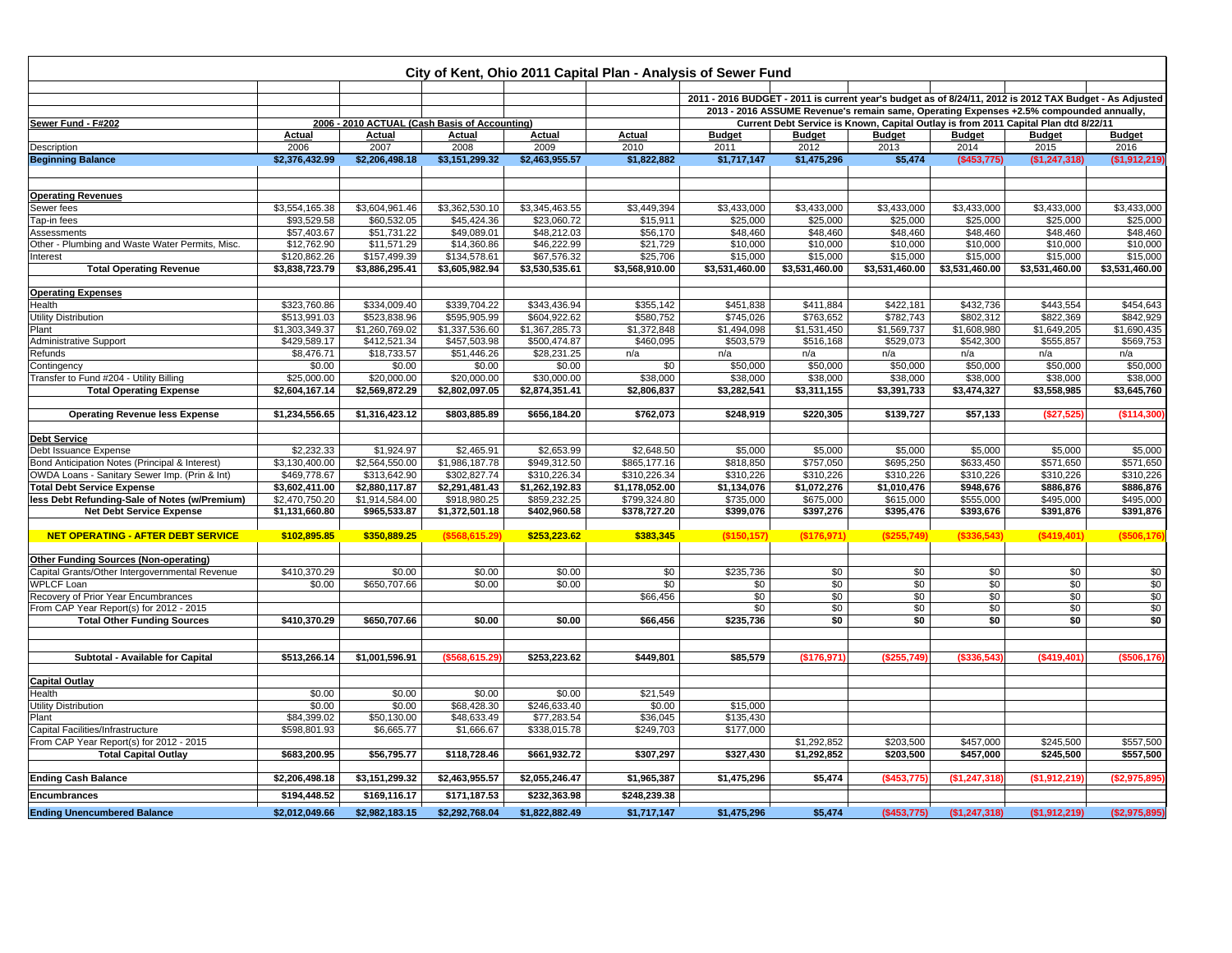# City of Kent, Ohio 2011 Capital Plan - Analysis of Sewer Fund

| Sewer Fund - F#202 | 2006 - 2010 ACTUAL (Cash Basis of Accounting) | | | | | 2011 - 2016 BUDGET - 2011 is current year's budget as of 8/24/11, 2012 is 2012 TAX Budget - As Adjusted. 2013 - 2016 ASSUME Revenue's remain same, Operating Expenses +2.5% compounded annually, Current Debt Service is Known, Capital Outlay is from 2011 Capital Plan dtd 8/22/11 | | | | | |
|---|---|---|---|---|---|---|---|---|---|---|---|
| | Actual | Actual | Actual | Actual | Actual | Budget | Budget | Budget | Budget | Budget | Budget |
| Description | 2006 | 2007 | 2008 | 2009 | 2010 | 2011 | 2012 | 2013 | 2014 | 2015 | 2016 |
| **Beginning Balance** | **$2,376,432.99** | **$2,206,498.18** | **$3,151,299.32** | **$2,463,955.57** | **$1,822,882** | **$1,717,147** | **$1,475,296** | **$5,474** | **($453,775)** | **($1,247,318)** | **($1,912,219)** |
| **Operating Revenues** | | | | | | | | | | | |
| Sewer fees | $3,554,165.38 | $3,604,961.46 | $3,362,530.10 | $3,345,463.55 | $3,449,394 | $3,433,000 | $3,433,000 | $3,433,000 | $3,433,000 | $3,433,000 | $3,433,000 |
| Tap-in fees | $93,529.58 | $60,532.05 | $45,424.36 | $23,060.72 | $15,911 | $25,000 | $25,000 | $25,000 | $25,000 | $25,000 | $25,000 |
| Assessments | $57,403.67 | $51,731.22 | $49,089.01 | $48,212.03 | $56,170 | $48,460 | $48,460 | $48,460 | $48,460 | $48,460 | $48,460 |
| Other - Plumbing and Waste Water Permits, Misc. | $12,762.90 | $11,571.29 | $14,360.86 | $46,222.99 | $21,729 | $10,000 | $10,000 | $10,000 | $10,000 | $10,000 | $10,000 |
| Interest | $120,862.26 | $157,499.39 | $134,578.61 | $67,576.32 | $25,706 | $15,000 | $15,000 | $15,000 | $15,000 | $15,000 | $15,000 |
| **Total Operating Revenue** | **$3,838,723.79** | **$3,886,295.41** | **$3,605,982.94** | **$3,530,535.61** | **$3,568,910.00** | **$3,531,460.00** | **$3,531,460.00** | **$3,531,460.00** | **$3,531,460.00** | **$3,531,460.00** | **$3,531,460.00** |
| **Operating Expenses** | | | | | | | | | | | |
| Health | $323,760.86 | $334,009.40 | $339,704.22 | $343,436.94 | $355,142 | $451,838 | $411,884 | $422,181 | $432,736 | $443,554 | $454,643 |
| Utility Distribution | $513,991.03 | $523,838.96 | $595,905.99 | $604,922.62 | $580,752 | $745,026 | $763,652 | $782,743 | $802,312 | $822,369 | $842,929 |
| Plant | $1,303,349.37 | $1,260,769.02 | $1,337,536.60 | $1,367,285.73 | $1,372,848 | $1,494,098 | $1,531,450 | $1,569,737 | $1,608,980 | $1,649,205 | $1,690,435 |
| Administrative Support | $429,589.17 | $412,521.34 | $457,503.98 | $500,474.87 | $460,095 | $503,579 | $516,168 | $529,073 | $542,300 | $555,857 | $569,753 |
| Refunds | $8,476.71 | $18,733.57 | $51,446.26 | $28,231.25 | n/a | n/a | n/a | n/a | n/a | n/a | n/a |
| Contingency | $0.00 | $0.00 | $0.00 | $0.00 | $0 | $50,000 | $50,000 | $50,000 | $50,000 | $50,000 | $50,000 |
| Transfer to Fund #204 - Utility Billing | $25,000.00 | $20,000.00 | $20,000.00 | $30,000.00 | $38,000 | $38,000 | $38,000 | $38,000 | $38,000 | $38,000 | $38,000 |
| **Total Operating Expense** | **$2,604,167.14** | **$2,569,872.29** | **$2,802,097.05** | **$2,874,351.41** | **$2,806,837** | **$3,282,541** | **$3,311,155** | **$3,391,733** | **$3,474,327** | **$3,558,985** | **$3,645,760** |
| **Operating Revenue less Expense** | **$1,234,556.65** | **$1,316,423.12** | **$803,885.89** | **$656,184.20** | **$762,073** | **$248,919** | **$220,305** | **$139,727** | **$57,133** | **($27,525)** | **($114,300)** |
| **Debt Service** | | | | | | | | | | | |
| Debt Issuance Expense | $2,232.33 | $1,924.97 | $2,465.91 | $2,653.99 | $2,648.50 | $5,000 | $5,000 | $5,000 | $5,000 | $5,000 | $5,000 |
| Bond Anticipation Notes (Principal & Interest) | $3,130,400.00 | $2,564,550.00 | $1,986,187.78 | $949,312.50 | $865,177.16 | $818,850 | $757,050 | $695,250 | $633,450 | $571,650 | $571,650 |
| OWDA Loans - Sanitary Sewer Imp. (Prin & Int) | $469,778.67 | $313,642.90 | $302,827.74 | $310,226.34 | $310,226.34 | $310,226 | $310,226 | $310,226 | $310,226 | $310,226 | $310,226 |
| **Total Debt Service Expense** | **$3,602,411.00** | **$2,880,117.87** | **$2,291,481.43** | **$1,262,192.83** | **$1,178,052.00** | **$1,134,076** | **$1,072,276** | **$1,010,476** | **$948,676** | **$886,876** | **$886,876** |
| **less Debt Refunding-Sale of Notes (w/Premium)** | $2,470,750.20 | $1,914,584.00 | $918,980.25 | $859,232.25 | $799,324.80 | $735,000 | $675,000 | $615,000 | $555,000 | $495,000 | $495,000 |
| **Net Debt Service Expense** | **$1,131,660.80** | **$965,533.87** | **$1,372,501.18** | **$402,960.58** | **$378,727.20** | **$399,076** | **$397,276** | **$395,476** | **$393,676** | **$391,876** | **$391,876** |
| **NET OPERATING - AFTER DEBT SERVICE** | **$102,895.85** | **$350,889.25** | **($568,615.29)** | **$253,223.62** | **$383,345** | **($150,157)** | **($176,971)** | **($255,749)** | **($336,543)** | **($419,401)** | **($506,176)** |
| **Other Funding Sources (Non-operating)** | | | | | | | | | | | |
| Capital Grants/Other Intergovernmental Revenue | $410,370.29 | $0.00 | $0.00 | $0.00 | $0 | $235,736 | $0 | $0 | $0 | $0 | $0 |
| WPLCF Loan | $0.00 | $650,707.66 | $0.00 | $0.00 | $0 | $0 | $0 | $0 | $0 | $0 | $0 |
| Recovery of Prior Year Encumbrances | | | | | $66,456 | $0 | $0 | $0 | $0 | $0 | $0 |
| From CAP Year Report(s) for 2012 - 2015 | | | | | | $0 | $0 | $0 | $0 | $0 | $0 |
| **Total Other Funding Sources** | **$410,370.29** | **$650,707.66** | **$0.00** | **$0.00** | **$66,456** | **$235,736** | **$0** | **$0** | **$0** | **$0** | **$0** |
| **Subtotal - Available for Capital** | **$513,266.14** | **$1,001,596.91** | **($568,615.29)** | **$253,223.62** | **$449,801** | **$85,579** | **($176,971)** | **($255,749)** | **($336,543)** | **($419,401)** | **($506,176)** |
| **Capital Outlay** | | | | | | | | | | | |
| Health | $0.00 | $0.00 | $0.00 | $0.00 | $21,549 | | | | | | |
| Utility Distribution | $0.00 | $0.00 | $68,428.30 | $246,633.40 | $0.00 | $15,000 | | | | | |
| Plant | $84,399.02 | $50,130.00 | $48,633.49 | $77,283.54 | $36,045 | $135,430 | | | | | |
| Capital Facilities/Infrastructure | $598,801.93 | $6,665.77 | $1,666.67 | $338,015.78 | $249,703 | $177,000 | | | | | |
| From CAP Year Report(s) for 2012 - 2015 | | | | | | | $1,292,852 | $203,500 | $457,000 | $245,500 | $557,500 |
| **Total Capital Outlay** | **$683,200.95** | **$56,795.77** | **$118,728.46** | **$661,932.72** | **$307,297** | **$327,430** | **$1,292,852** | **$203,500** | **$457,000** | **$245,500** | **$557,500** |
| **Ending Cash Balance** | **$2,206,498.18** | **$3,151,299.32** | **$2,463,955.57** | **$2,055,246.47** | **$1,965,387** | **$1,475,296** | **$5,474** | **($453,775)** | **($1,247,318)** | **($1,912,219)** | **($2,975,895)** |
| **Encumbrances** | **$194,448.52** | **$169,116.17** | **$171,187.53** | **$232,363.98** | **$248,239.38** | | | | | | |
| **Ending Unencumbered Balance** | **$2,012,049.66** | **$2,982,183.15** | **$2,292,768.04** | **$1,822,882.49** | **$1,717,147** | **$1,475,296** | **$5,474** | **($453,775)** | **($1,247,318)** | **($1,912,219)** | **($2,975,895)** |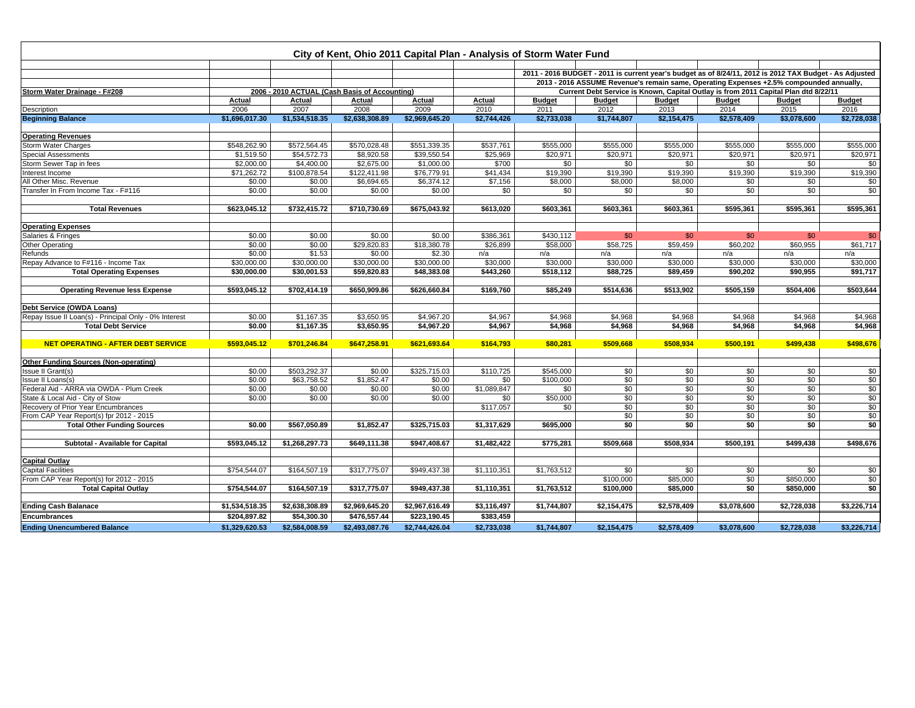# City of Kent, Ohio 2011 Capital Plan - Analysis of Storm Water Fund

| Storm Water Drainage - F#208 | 2006 - 2010 ACTUAL (Cash Basis of Accounting) | | | | | 2011 - 2016 BUDGET - 2011 is current year's budget as of 8/24/11, 2012 is 2012 TAX Budget - As Adjusted 2013 - 2016 ASSUME Revenue's remain same, Operating Expenses +2.5% compounded annually, Current Debt Service is Known, Capital Outlay is from 2011 Capital Plan dtd 8/22/11 | | | | | |
|---|---|---|---|---|---|---|---|---|---|---|---|
| | Actual | Actual | Actual | Actual | Actual | Budget | Budget | Budget | Budget | Budget | Budget |
| Description | 2006 | 2007 | 2008 | 2009 | 2010 | 2011 | 2012 | 2013 | 2014 | 2015 | 2016 |
| **Beginning Balance** | $1,696,017.30 | $1,534,518.35 | $2,638,308.89 | $2,969,645.20 | $2,744,426 | $2,733,038 | $1,744,807 | $2,154,475 | $2,578,409 | $3,078,600 | $2,728,038 |
| **Operating Revenues** | | | | | | | | | | | |
| Storm Water Charges | $548,262.90 | $572,564.45 | $570,028.48 | $551,339.35 | $537,761 | $555,000 | $555,000 | $555,000 | $555,000 | $555,000 | $555,000 |
| Special Assessments | $1,519.50 | $54,572.73 | $8,920.58 | $39,550.54 | $25,969 | $20,971 | $20,971 | $20,971 | $20,971 | $20,971 | $20,971 |
| Storm Sewer Tap in fees | $2,000.00 | $4,400.00 | $2,675.00 | $1,000.00 | $700 | $0 | $0 | $0 | $0 | $0 | $0 |
| Interest Income | $71,262.72 | $100,878.54 | $122,411.98 | $76,779.91 | $41,434 | $19,390 | $19,390 | $19,390 | $19,390 | $19,390 | $19,390 |
| All Other Misc. Revenue | $0.00 | $0.00 | $6,694.65 | $6,374.12 | $7,156 | $8,000 | $8,000 | $8,000 | $0 | $0 | $0 |
| Transfer In From Income Tax - F#116 | $0.00 | $0.00 | $0.00 | $0.00 | $0 | $0 | $0 | $0 | $0 | $0 | $0 |
| **Total Revenues** | $623,045.12 | $732,415.72 | $710,730.69 | $675,043.92 | $613,020 | $603,361 | $603,361 | $603,361 | $595,361 | $595,361 | $595,361 |
| **Operating Expenses** | | | | | | | | | | | |
| Salaries & Fringes | $0.00 | $0.00 | $0.00 | $0.00 | $386,361 | $430,112 | $0 | $0 | $0 | $0 | $0 |
| Other Operating | $0.00 | $0.00 | $29,820.83 | $18,380.78 | $26,899 | $58,000 | $58,725 | $59,459 | $60,202 | $60,955 | $61,717 |
| Refunds | $0.00 | $1.53 | $0.00 | $2.30 | n/a | n/a | n/a | n/a | n/a | n/a | n/a |
| Repay Advance to F#116 - Income Tax | $30,000.00 | $30,000.00 | $30,000.00 | $30,000.00 | $30,000 | $30,000 | $30,000 | $30,000 | $30,000 | $30,000 | $30,000 |
| **Total Operating Expenses** | $30,000.00 | $30,001.53 | $59,820.83 | $48,383.08 | $443,260 | $518,112 | $88,725 | $89,459 | $90,202 | $90,955 | $91,717 |
| **Operating Revenue less Expense** | $593,045.12 | $702,414.19 | $650,909.86 | $626,660.84 | $169,760 | $85,249 | $514,636 | $513,902 | $505,159 | $504,406 | $503,644 |
| **Debt Service (OWDA Loans)** | | | | | | | | | | | |
| Repay Issue II Loan(s) - Principal Only - 0% Interest | $0.00 | $1,167.35 | $3,650.95 | $4,967.20 | $4,967 | $4,968 | $4,968 | $4,968 | $4,968 | $4,968 | $4,968 |
| **Total Debt Service** | $0.00 | $1,167.35 | $3,650.95 | $4,967.20 | $4,967 | $4,968 | $4,968 | $4,968 | $4,968 | $4,968 | $4,968 |
| **NET OPERATING - AFTER DEBT SERVICE** | $593,045.12 | $701,246.84 | $647,258.91 | $621,693.64 | $164,793 | $80,281 | $509,668 | $508,934 | $500,191 | $499,438 | $498,676 |
| **Other Funding Sources (Non-operating)** | | | | | | | | | | | |
| Issue II Grant(s) | $0.00 | $503,292.37 | $0.00 | $325,715.03 | $110,725 | $545,000 | $0 | $0 | $0 | $0 | $0 |
| Issue II Loans(s) | $0.00 | $63,758.52 | $1,852.47 | $0.00 | $0 | $100,000 | $0 | $0 | $0 | $0 | $0 |
| Federal Aid - ARRA via OWDA - Plum Creek | $0.00 | $0.00 | $0.00 | $0.00 | $1,089,847 | $0 | $0 | $0 | $0 | $0 | $0 |
| State & Local Aid - City of Stow | $0.00 | $0.00 | $0.00 | $0.00 | $0 | $50,000 | $0 | $0 | $0 | $0 | $0 |
| Recovery of Prior Year Encumbrances | | | | | $117,057 | $0 | $0 | $0 | $0 | $0 | $0 |
| From CAP Year Report(s) fpr 2012 - 2015 | | | | | | | $0 | $0 | $0 | $0 | $0 |
| **Total Other Funding Sources** | $0.00 | $567,050.89 | $1,852.47 | $325,715.03 | $1,317,629 | $695,000 | $0 | $0 | $0 | $0 | $0 |
| **Subtotal - Available for Capital** | $593,045.12 | $1,268,297.73 | $649,111.38 | $947,408.67 | $1,482,422 | $775,281 | $509,668 | $508,934 | $500,191 | $499,438 | $498,676 |
| **Capital Outlay** | | | | | | | | | | | |
| Capital Facilities | $754,544.07 | $164,507.19 | $317,775.07 | $949,437.38 | $1,110,351 | $1,763,512 | $0 | $0 | $0 | $0 | $0 |
| From CAP Year Report(s) for 2012 - 2015 | | | | | | | $100,000 | $85,000 | $0 | $850,000 | $0 |
| **Total Capital Outlay** | $754,544.07 | $164,507.19 | $317,775.07 | $949,437.38 | $1,110,351 | $1,763,512 | $100,000 | $85,000 | $0 | $850,000 | $0 |
| **Ending Cash Balanace** | $1,534,518.35 | $2,638,308.89 | $2,969,645.20 | $2,967,616.49 | $3,116,497 | $1,744,807 | $2,154,475 | $2,578,409 | $3,078,600 | $2,728,038 | $3,226,714 |
| **Encumbrances** | $204,897.82 | $54,300.30 | $476,557.44 | $223,190.45 | $383,459 | | | | | | |
| **Ending Unencumbered Balance** | $1,329,620.53 | $2,584,008.59 | $2,493,087.76 | $2,744,426.04 | $2,733,038 | $1,744,807 | $2,154,475 | $2,578,409 | $3,078,600 | $2,728,038 | $3,226,714 |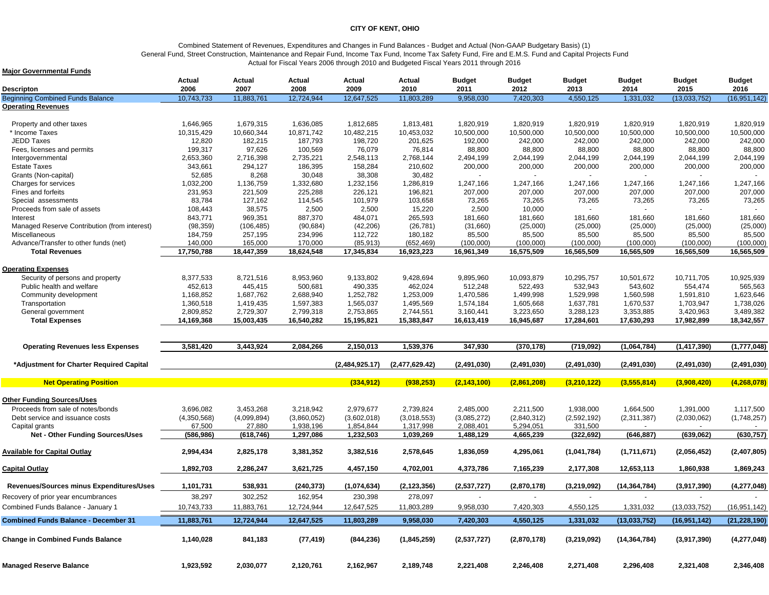**CITY OF KENT, OHIO**

Combined Statement of Revenues, Expenditures and Changes in Fund Balances - Budget and Actual (Non-GAAP Budgetary Basis) (1)
General Fund, Street Construction, Maintenance and Repair Fund, Income Tax Fund, Income Tax Safety Fund, Fire and E.M.S. Fund and Capital Projects Fund
Actual for Fiscal Years 2006 through 2010 and Budgeted Fiscal Years 2011 through 2016

**Major Governmental Funds**

| Descripton | Actual 2006 | Actual 2007 | Actual 2008 | Actual 2009 | Actual 2010 | Budget 2011 | Budget 2012 | Budget 2013 | Budget 2014 | Budget 2015 | Budget 2016 |
|---|---|---|---|---|---|---|---|---|---|---|---|
| Beginning Combined Funds Balance | 10,743,733 | 11,883,761 | 12,724,944 | 12,647,525 | 11,803,289 | 9,958,030 | 7,420,303 | 4,550,125 | 1,331,032 | (13,033,752) | (16,951,142) |
| **Operating Revenues** | | | | | | | | | | | |
| Property and other taxes | 1,646,965 | 1,679,315 | 1,636,085 | 1,812,685 | 1,813,481 | 1,820,919 | 1,820,919 | 1,820,919 | 1,820,919 | 1,820,919 | 1,820,919 |
| * Income Taxes | 10,315,429 | 10,660,344 | 10,871,742 | 10,482,215 | 10,453,032 | 10,500,000 | 10,500,000 | 10,500,000 | 10,500,000 | 10,500,000 | 10,500,000 |
| JEDD Taxes | 12,820 | 182,215 | 187,793 | 198,720 | 201,625 | 192,000 | 242,000 | 242,000 | 242,000 | 242,000 | 242,000 |
| Fees, licenses and permits | 199,317 | 97,626 | 100,569 | 76,079 | 76,814 | 88,800 | 88,800 | 88,800 | 88,800 | 88,800 | 88,800 |
| Intergovernmental | 2,653,360 | 2,716,398 | 2,735,221 | 2,548,113 | 2,768,144 | 2,494,199 | 2,044,199 | 2,044,199 | 2,044,199 | 2,044,199 | 2,044,199 |
| Estate Taxes | 343,661 | 294,127 | 186,395 | 158,284 | 210,602 | 200,000 | 200,000 | 200,000 | 200,000 | 200,000 | 200,000 |
| Grants (Non-capital) | 52,685 | 8,268 | 30,048 | 38,308 | 30,482 | - | - | - | - | - | - |
| Charges for services | 1,032,200 | 1,136,759 | 1,332,680 | 1,232,156 | 1,286,819 | 1,247,166 | 1,247,166 | 1,247,166 | 1,247,166 | 1,247,166 | 1,247,166 |
| Fines and forfeits | 231,953 | 221,509 | 225,288 | 226,121 | 196,821 | 207,000 | 207,000 | 207,000 | 207,000 | 207,000 | 207,000 |
| Special assessments | 83,784 | 127,162 | 114,545 | 101,979 | 103,658 | 73,265 | 73,265 | 73,265 | 73,265 | 73,265 | 73,265 |
| Proceeds from sale of assets | 108,443 | 38,575 | 2,500 | 2,500 | 15,220 | 2,500 | 10,000 | - | - | - | - |
| Interest | 843,771 | 969,351 | 887,370 | 484,071 | 265,593 | 181,660 | 181,660 | 181,660 | 181,660 | 181,660 | 181,660 |
| Managed Reserve Contribution (from interest) | (98,359) | (106,485) | (90,684) | (42,206) | (26,781) | (31,660) | (25,000) | (25,000) | (25,000) | (25,000) | (25,000) |
| Miscellaneous | 184,759 | 257,195 | 234,996 | 112,722 | 180,182 | 85,500 | 85,500 | 85,500 | 85,500 | 85,500 | 85,500 |
| Advance/Transfer to other funds (net) | 140,000 | 165,000 | 170,000 | (85,913) | (652,469) | (100,000) | (100,000) | (100,000) | (100,000) | (100,000) | (100,000) |
| **Total Revenues** | **17,750,788** | **18,447,359** | **18,624,548** | **17,345,834** | **16,923,223** | **16,961,349** | **16,575,509** | **16,565,509** | **16,565,509** | **16,565,509** | **16,565,509** |
| **Operating Expenses** | | | | | | | | | | | |
| Security of persons and property | 8,377,533 | 8,721,516 | 8,953,960 | 9,133,802 | 9,428,694 | 9,895,960 | 10,093,879 | 10,295,757 | 10,501,672 | 10,711,705 | 10,925,939 |
| Public health and welfare | 452,613 | 445,415 | 500,681 | 490,335 | 462,024 | 512,248 | 522,493 | 532,943 | 543,602 | 554,474 | 565,563 |
| Community development | 1,168,852 | 1,687,762 | 2,688,940 | 1,252,782 | 1,253,009 | 1,470,586 | 1,499,998 | 1,529,998 | 1,560,598 | 1,591,810 | 1,623,646 |
| Transportation | 1,360,518 | 1,419,435 | 1,597,383 | 1,565,037 | 1,495,569 | 1,574,184 | 1,605,668 | 1,637,781 | 1,670,537 | 1,703,947 | 1,738,026 |
| General government | 2,809,852 | 2,729,307 | 2,799,318 | 2,753,865 | 2,744,551 | 3,160,441 | 3,223,650 | 3,288,123 | 3,353,885 | 3,420,963 | 3,489,382 |
| **Total Expenses** | **14,169,368** | **15,003,435** | **16,540,282** | **15,195,821** | **15,383,847** | **16,613,419** | **16,945,687** | **17,284,601** | **17,630,293** | **17,982,899** | **18,342,557** |
| **Operating Revenues less Expenses** | **3,581,420** | **3,443,924** | **2,084,266** | **2,150,013** | **1,539,376** | **347,930** | **(370,178)** | **(719,092)** | **(1,064,784)** | **(1,417,390)** | **(1,777,048)** |
| ***Adjustment for Charter Required Capital** | | | | **(2,484,925.17)** | **(2,477,629.42)** | **(2,491,030)** | **(2,491,030)** | **(2,491,030)** | **(2,491,030)** | **(2,491,030)** | **(2,491,030)** |
| **Net Operating Position** | | | | **(334,912)** | **(938,253)** | **(2,143,100)** | **(2,861,208)** | **(3,210,122)** | **(3,555,814)** | **(3,908,420)** | **(4,268,078)** |
| **Other Funding Sources/Uses** | | | | | | | | | | | |
| Proceeds from sale of notes/bonds | 3,696,082 | 3,453,268 | 3,218,942 | 2,979,677 | 2,739,824 | 2,485,000 | 2,211,500 | 1,938,000 | 1,664,500 | 1,391,000 | 1,117,500 |
| Debt service and issuance costs | (4,350,568) | (4,099,894) | (3,860,052) | (3,602,018) | (3,018,553) | (3,085,272) | (2,840,312) | (2,592,192) | (2,311,387) | (2,030,062) | (1,748,257) |
| Capital grants | 67,500 | 27,880 | 1,938,196 | 1,854,844 | 1,317,998 | 2,088,401 | 5,294,051 | 331,500 | - | - | - |
| **Net - Other Funding Sources/Uses** | **(586,986)** | **(618,746)** | **1,297,086** | **1,232,503** | **1,039,269** | **1,488,129** | **4,665,239** | **(322,692)** | **(646,887)** | **(639,062)** | **(630,757)** |
| **Available for Capital Outlay** | **2,994,434** | **2,825,178** | **3,381,352** | **3,382,516** | **2,578,645** | **1,836,059** | **4,295,061** | **(1,041,784)** | **(1,711,671)** | **(2,056,452)** | **(2,407,805)** |
| **Capital Outlay** | **1,892,703** | **2,286,247** | **3,621,725** | **4,457,150** | **4,702,001** | **4,373,786** | **7,165,239** | **2,177,308** | **12,653,113** | **1,860,938** | **1,869,243** |
| **Revenues/Sources minus Expenditures/Uses** | **1,101,731** | **538,931** | **(240,373)** | **(1,074,634)** | **(2,123,356)** | **(2,537,727)** | **(2,870,178)** | **(3,219,092)** | **(14,364,784)** | **(3,917,390)** | **(4,277,048)** |
| Recovery of prior year encumbrances | 38,297 | 302,252 | 162,954 | 230,398 | 278,097 | - | - | - | - | - | - |
| Combined Funds Balance - January 1 | 10,743,733 | 11,883,761 | 12,724,944 | 12,647,525 | 11,803,289 | 9,958,030 | 7,420,303 | 4,550,125 | 1,331,032 | (13,033,752) | (16,951,142) |
| **Combined Funds Balance - December 31** | **11,883,761** | **12,724,944** | **12,647,525** | **11,803,289** | **9,958,030** | **7,420,303** | **4,550,125** | **1,331,032** | **(13,033,752)** | **(16,951,142)** | **(21,228,190)** |
| **Change in Combined Funds Balance** | **1,140,028** | **841,183** | **(77,419)** | **(844,236)** | **(1,845,259)** | **(2,537,727)** | **(2,870,178)** | **(3,219,092)** | **(14,364,784)** | **(3,917,390)** | **(4,277,048)** |
| **Managed Reserve Balance** | **1,923,592** | **2,030,077** | **2,120,761** | **2,162,967** | **2,189,748** | **2,221,408** | **2,246,408** | **2,271,408** | **2,296,408** | **2,321,408** | **2,346,408** |